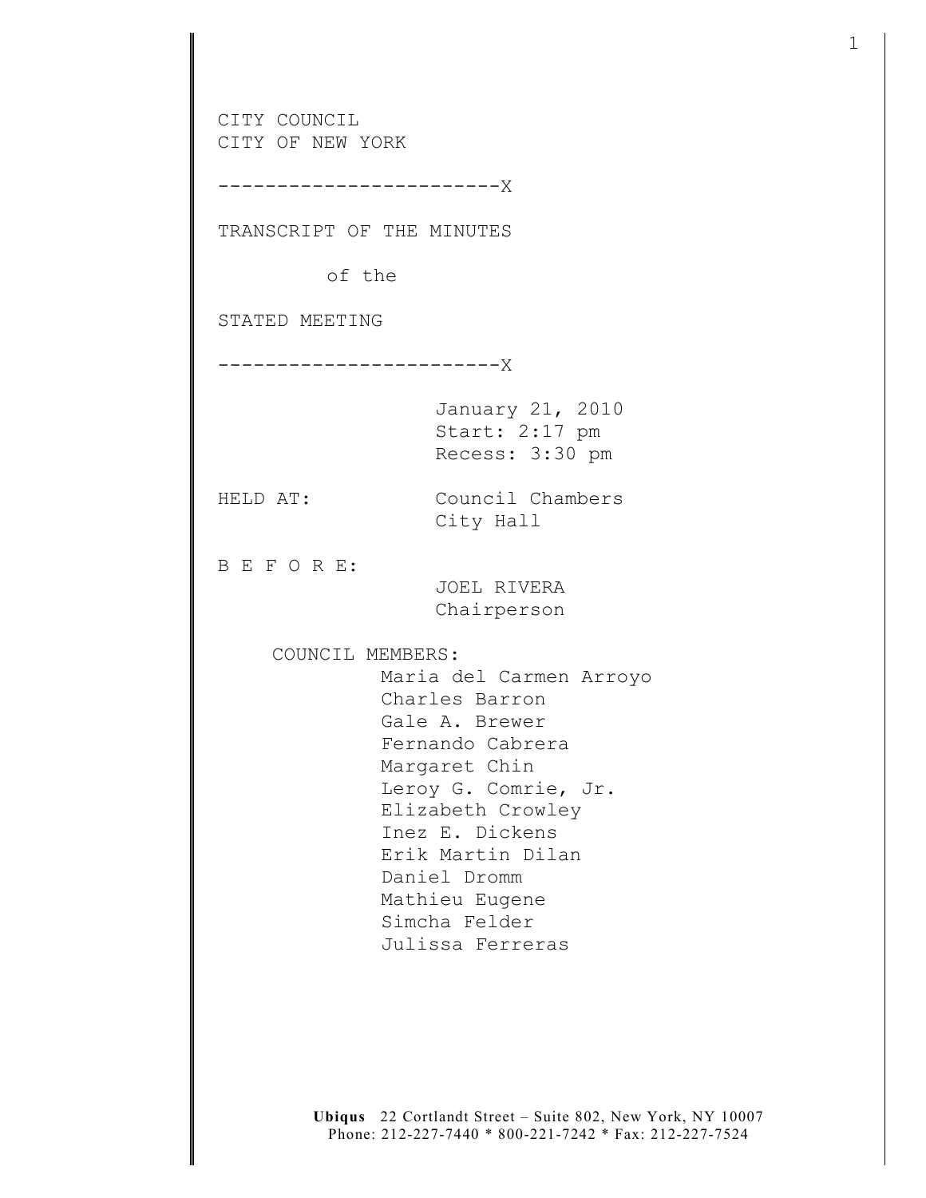CITY COUNCIL
CITY OF NEW YORK

------------------------X

TRANSCRIPT OF THE MINUTES

of the

STATED MEETING

------------------------X

January 21, 2010
Start: 2:17 pm
Recess: 3:30 pm

HELD AT: Council Chambers
City Hall

B E F O R E:
JOEL RIVERA
Chairperson

COUNCIL MEMBERS:
Maria del Carmen Arroyo
Charles Barron
Gale A. Brewer
Fernando Cabrera
Margaret Chin
Leroy G. Comrie, Jr.
Elizabeth Crowley
Inez E. Dickens
Erik Martin Dilan
Daniel Dromm
Mathieu Eugene
Simcha Felder
Julissa Ferreras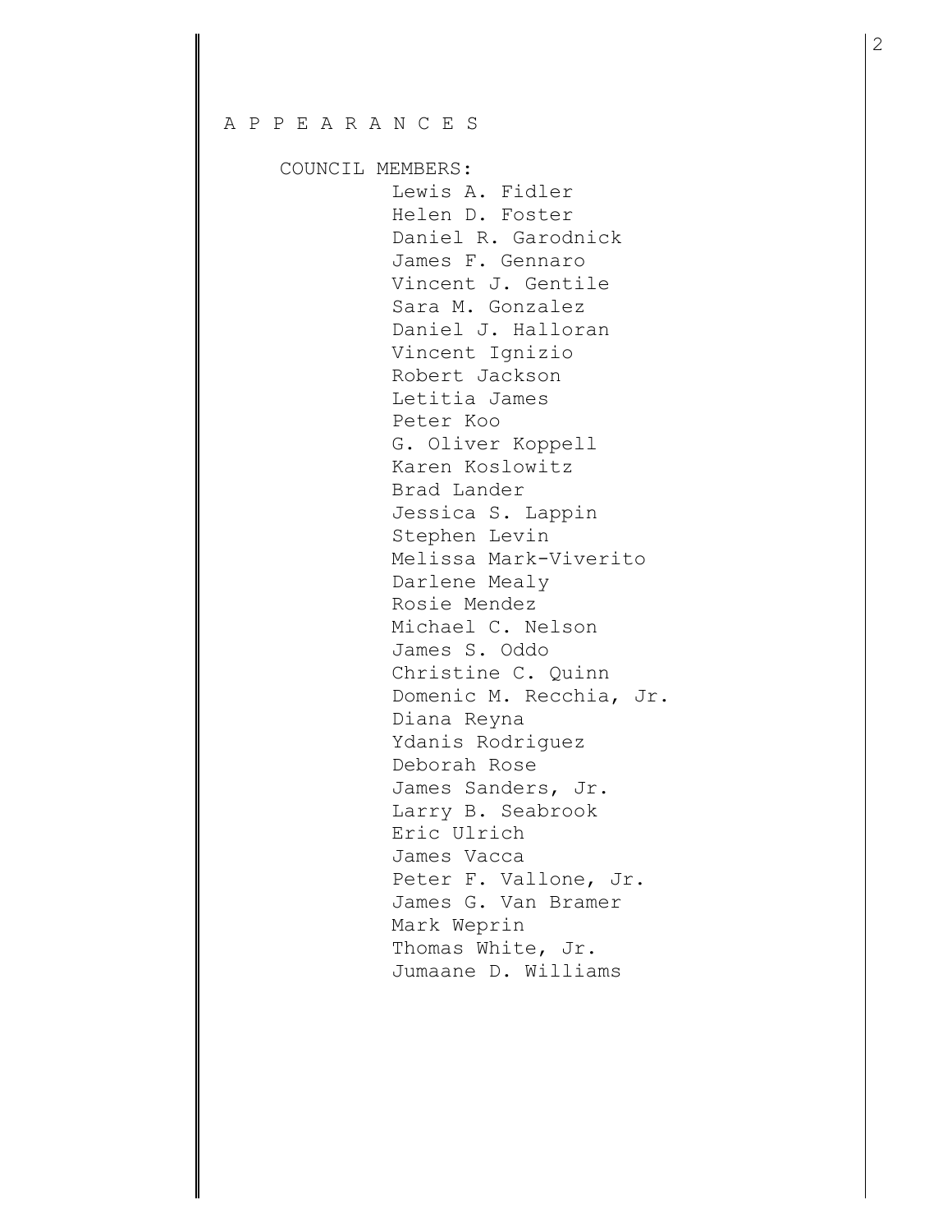A P P E A R A N C E S

COUNCIL MEMBERS:

Lewis A. Fidler
Helen D. Foster
Daniel R. Garodnick
James F. Gennaro
Vincent J. Gentile
Sara M. Gonzalez
Daniel J. Halloran
Vincent Ignizio
Robert Jackson
Letitia James
Peter Koo
G. Oliver Koppell
Karen Koslowitz
Brad Lander
Jessica S. Lappin
Stephen Levin
Melissa Mark-Viverito
Darlene Mealy
Rosie Mendez
Michael C. Nelson
James S. Oddo
Christine C. Quinn
Domenic M. Recchia, Jr.
Diana Reyna
Ydanis Rodriguez
Deborah Rose
James Sanders, Jr.
Larry B. Seabrook
Eric Ulrich
James Vacca
Peter F. Vallone, Jr.
James G. Van Bramer
Mark Weprin
Thomas White, Jr.
Jumaane D. Williams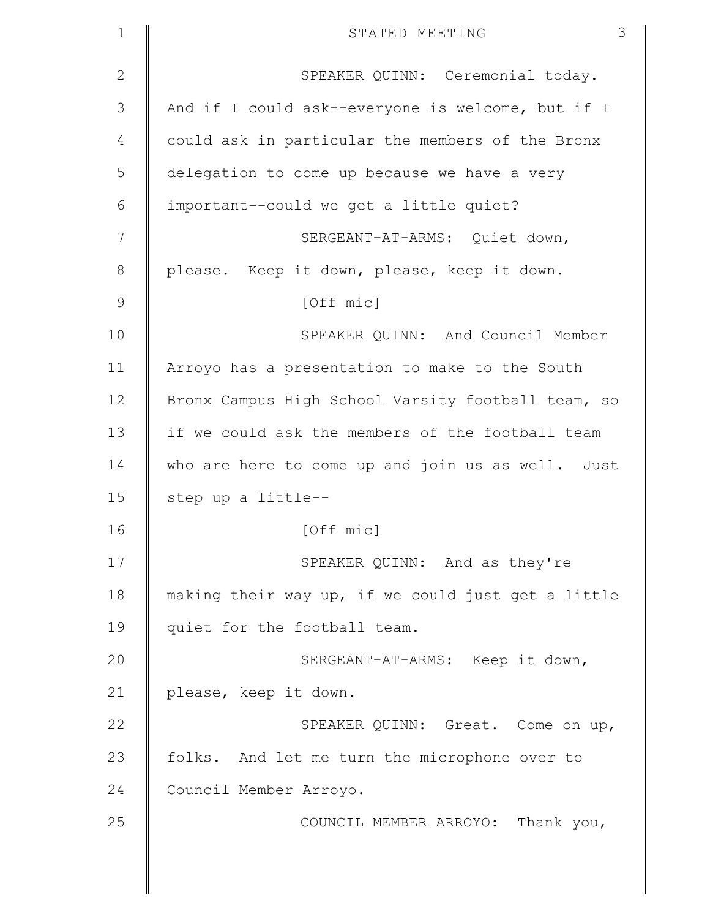SPEAKER QUINN: Ceremonial today. And if I could ask--everyone is welcome, but if I could ask in particular the members of the Bronx delegation to come up because we have a very important--could we get a little quiet?

SERGEANT-AT-ARMS: Quiet down, please. Keep it down, please, keep it down.

[Off mic]

SPEAKER QUINN: And Council Member Arroyo has a presentation to make to the South Bronx Campus High School Varsity football team, so if we could ask the members of the football team who are here to come up and join us as well. Just step up a little--

[Off mic]

SPEAKER QUINN: And as they're making their way up, if we could just get a little quiet for the football team.

SERGEANT-AT-ARMS: Keep it down, please, keep it down.

SPEAKER QUINN: Great. Come on up, folks. And let me turn the microphone over to Council Member Arroyo.

COUNCIL MEMBER ARROYO: Thank you,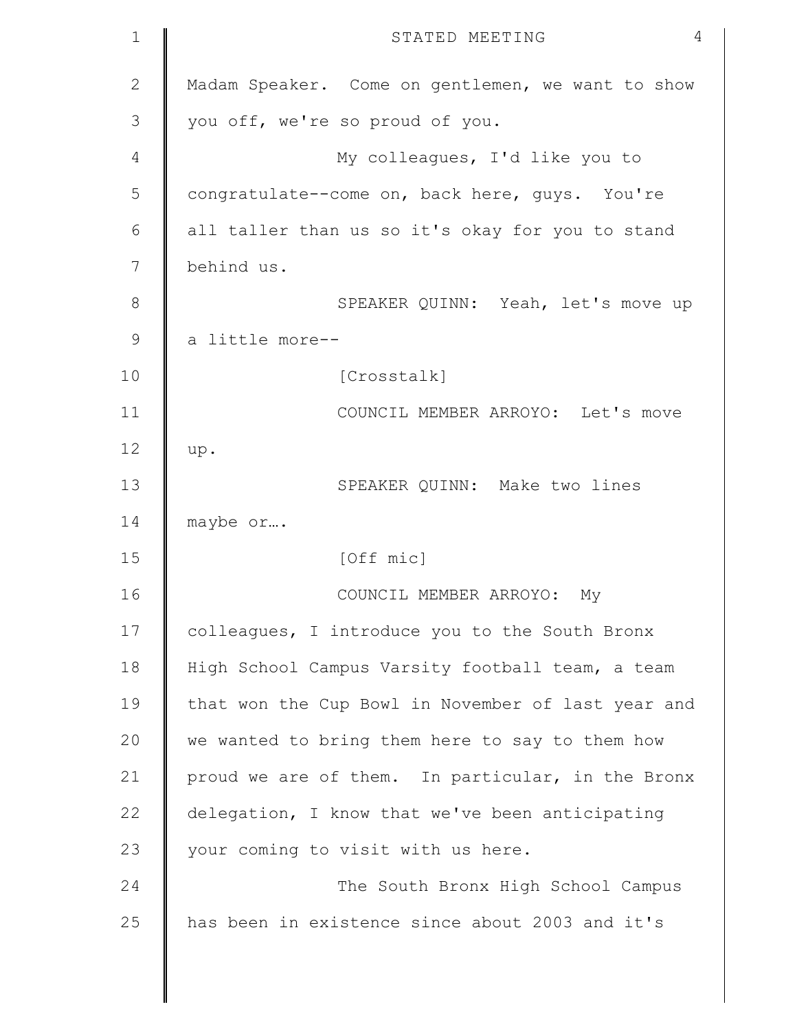Madam Speaker. Come on gentlemen, we want to show you off, we're so proud of you.

My colleagues, I'd like you to congratulate--come on, back here, guys. You're all taller than us so it's okay for you to stand behind us.

SPEAKER QUINN: Yeah, let's move up a little more--

[Crosstalk]

COUNCIL MEMBER ARROYO: Let's move up.

SPEAKER QUINN: Make two lines maybe or….

[Off mic]

COUNCIL MEMBER ARROYO: My colleagues, I introduce you to the South Bronx High School Campus Varsity football team, a team that won the Cup Bowl in November of last year and we wanted to bring them here to say to them how proud we are of them. In particular, in the Bronx delegation, I know that we've been anticipating your coming to visit with us here.

The South Bronx High School Campus has been in existence since about 2003 and it's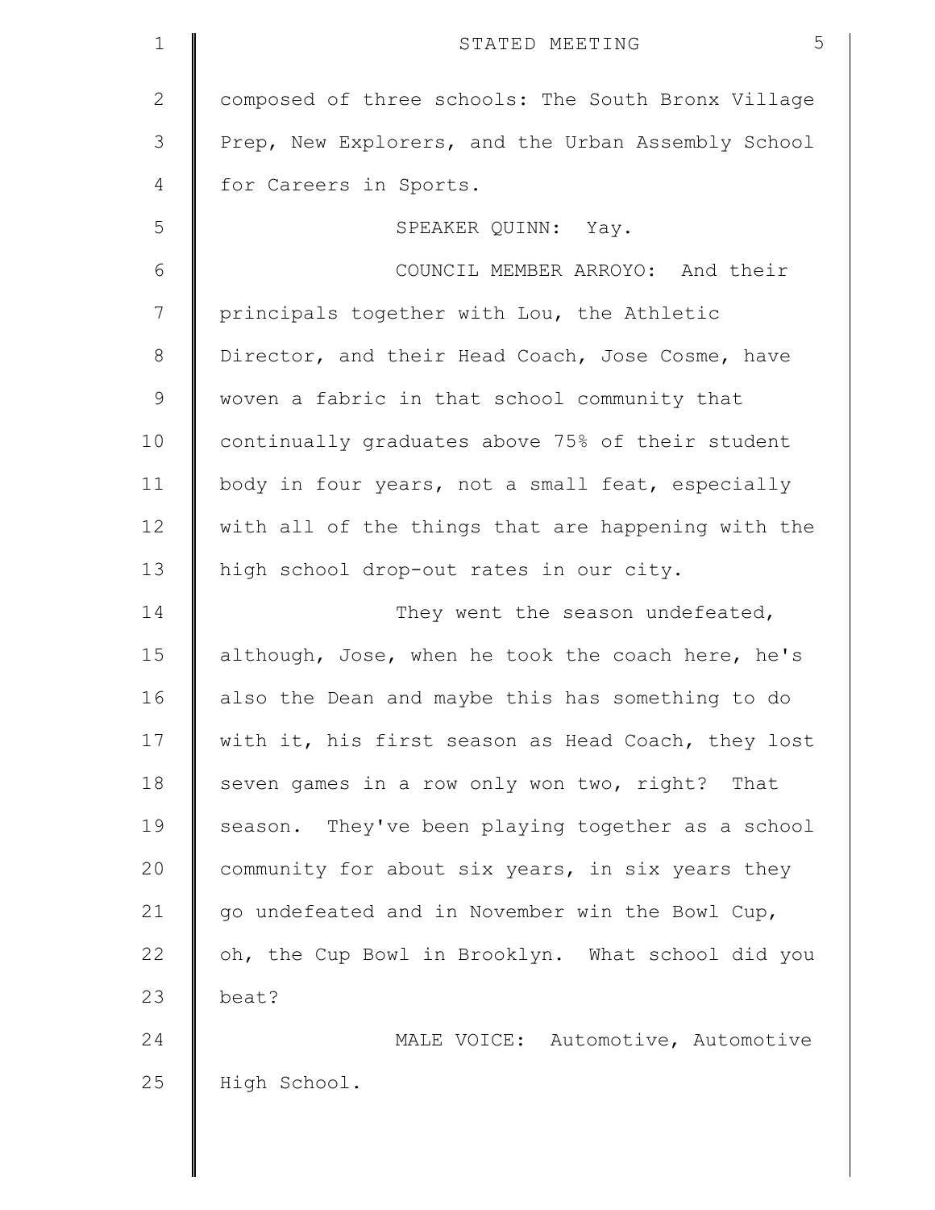composed of three schools: The South Bronx Village Prep, New Explorers, and the Urban Assembly School for Careers in Sports.

SPEAKER QUINN: Yay.

COUNCIL MEMBER ARROYO: And their principals together with Lou, the Athletic Director, and their Head Coach, Jose Cosme, have woven a fabric in that school community that continually graduates above 75% of their student body in four years, not a small feat, especially with all of the things that are happening with the high school drop-out rates in our city.

They went the season undefeated, although, Jose, when he took the coach here, he's also the Dean and maybe this has something to do with it, his first season as Head Coach, they lost seven games in a row only won two, right? That season. They've been playing together as a school community for about six years, in six years they go undefeated and in November win the Bowl Cup, oh, the Cup Bowl in Brooklyn. What school did you beat?

MALE VOICE: Automotive, Automotive High School.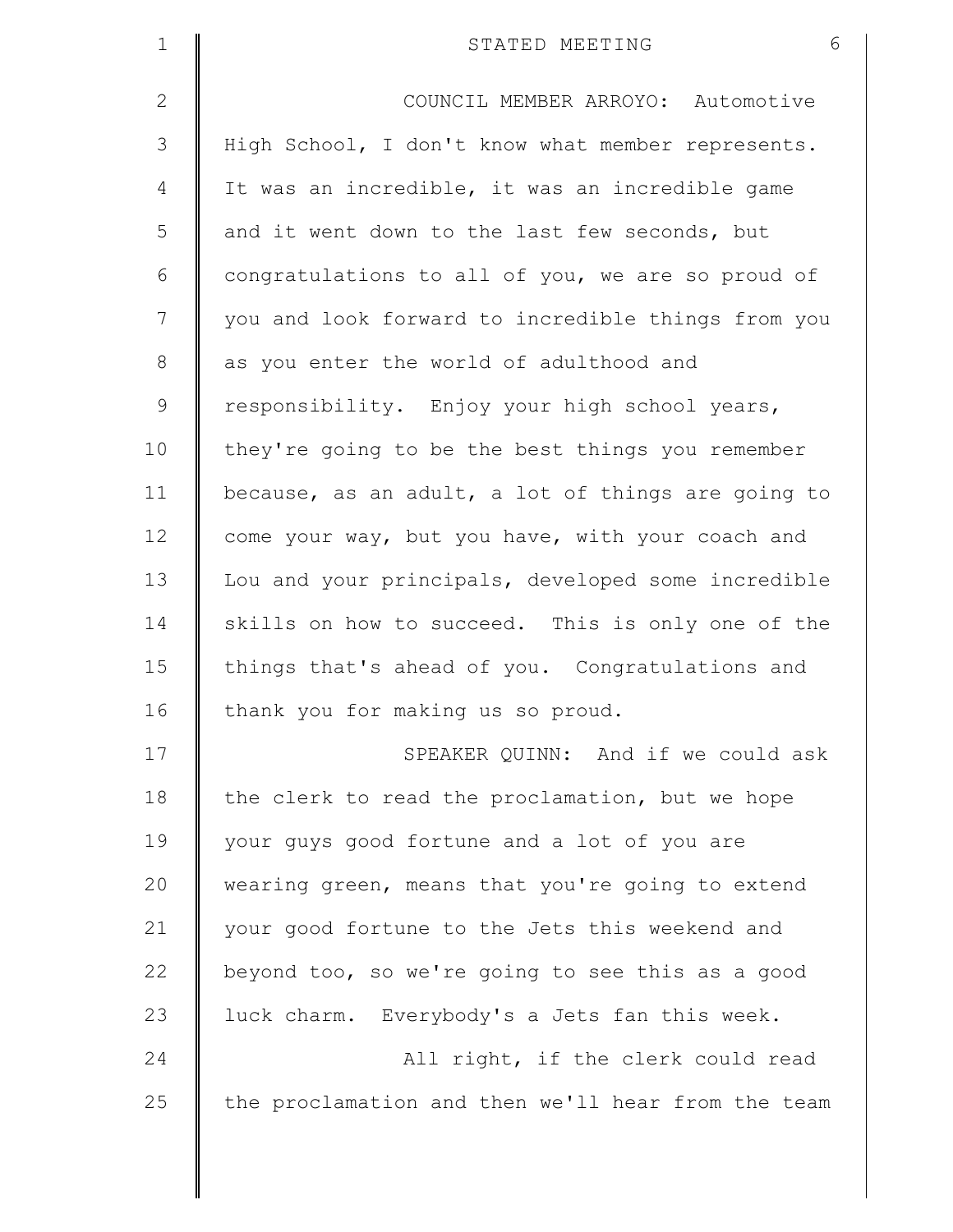COUNCIL MEMBER ARROYO: Automotive High School, I don't know what member represents. It was an incredible, it was an incredible game and it went down to the last few seconds, but congratulations to all of you, we are so proud of you and look forward to incredible things from you as you enter the world of adulthood and responsibility. Enjoy your high school years, they're going to be the best things you remember because, as an adult, a lot of things are going to come your way, but you have, with your coach and Lou and your principals, developed some incredible skills on how to succeed. This is only one of the things that's ahead of you. Congratulations and thank you for making us so proud.

SPEAKER QUINN: And if we could ask the clerk to read the proclamation, but we hope your guys good fortune and a lot of you are wearing green, means that you're going to extend your good fortune to the Jets this weekend and beyond too, so we're going to see this as a good luck charm. Everybody's a Jets fan this week.

All right, if the clerk could read the proclamation and then we'll hear from the team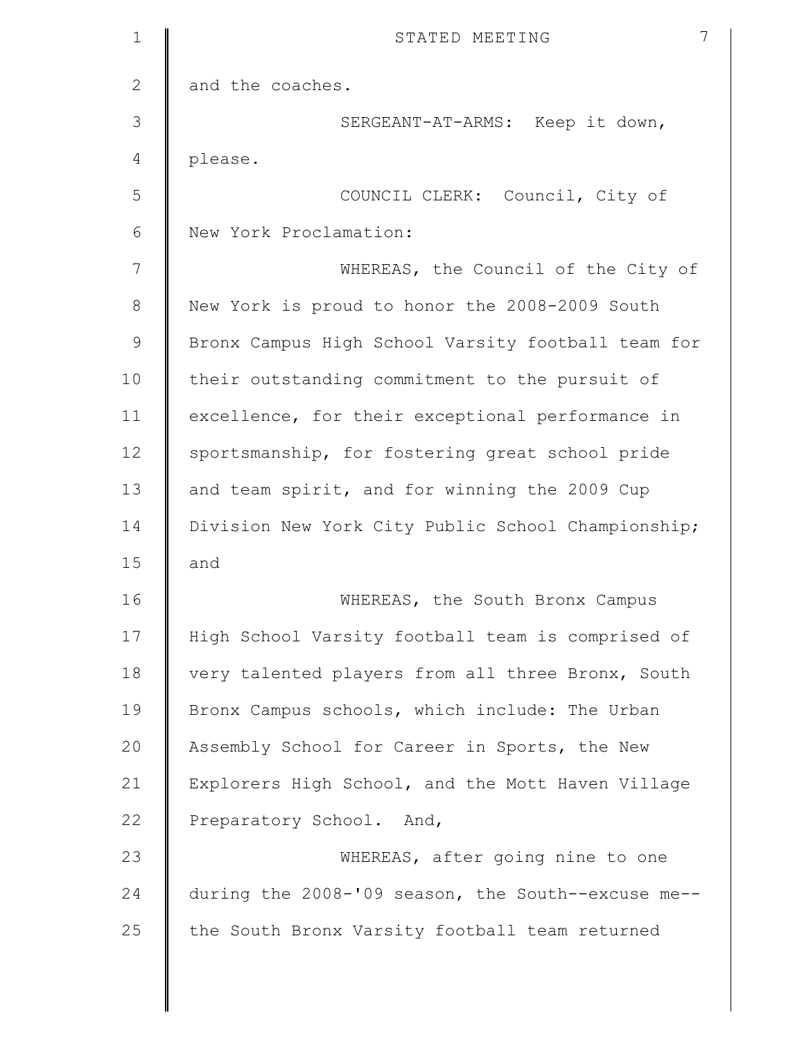and the coaches.

SERGEANT-AT-ARMS: Keep it down, please.

COUNCIL CLERK: Council, City of New York Proclamation:

WHEREAS, the Council of the City of New York is proud to honor the 2008-2009 South Bronx Campus High School Varsity football team for their outstanding commitment to the pursuit of excellence, for their exceptional performance in sportsmanship, for fostering great school pride and team spirit, and for winning the 2009 Cup Division New York City Public School Championship; and

WHEREAS, the South Bronx Campus High School Varsity football team is comprised of very talented players from all three Bronx, South Bronx Campus schools, which include: The Urban Assembly School for Career in Sports, the New Explorers High School, and the Mott Haven Village Preparatory School. And,

WHEREAS, after going nine to one during the 2008-'09 season, the South--excuse me--the South Bronx Varsity football team returned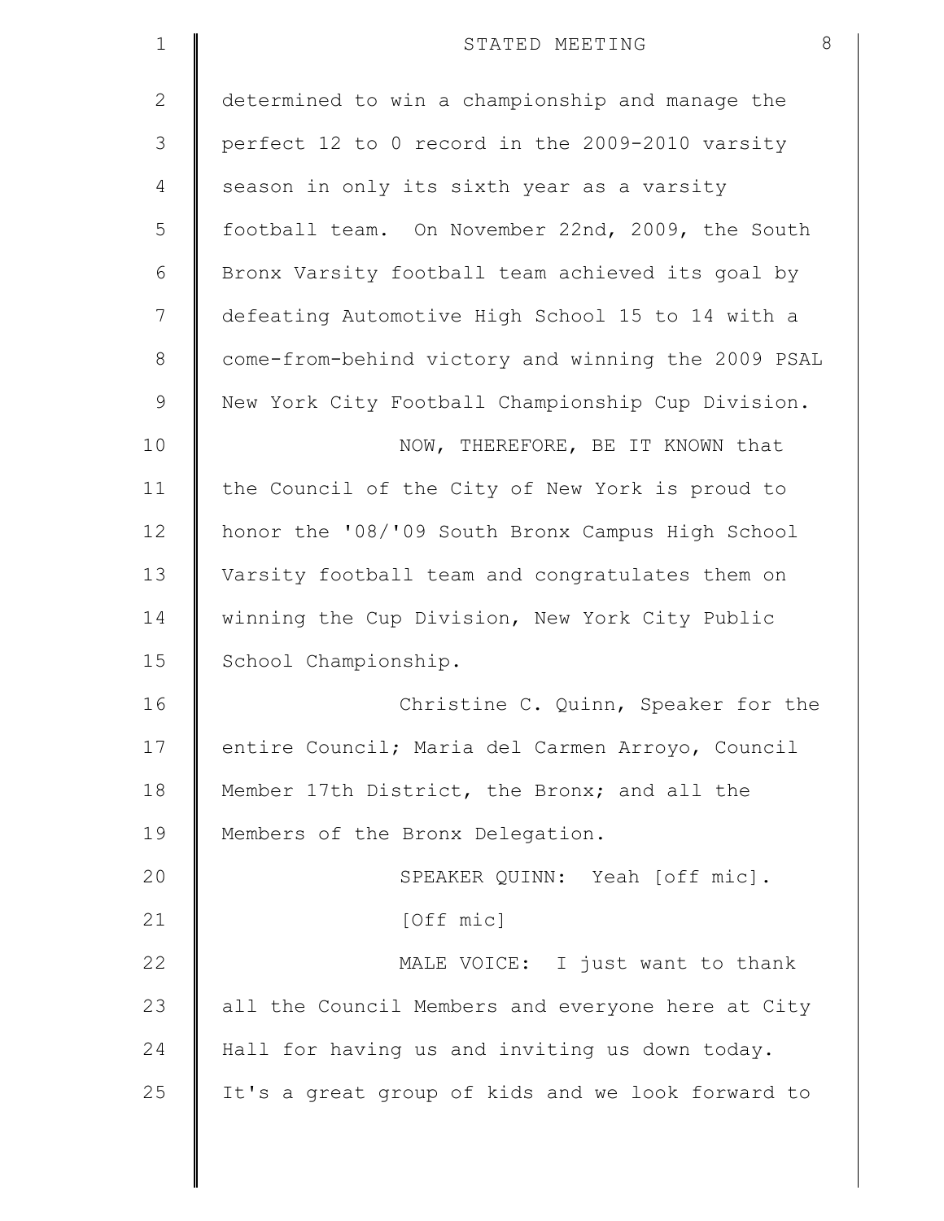determined to win a championship and manage the perfect 12 to 0 record in the 2009-2010 varsity season in only its sixth year as a varsity football team. On November 22nd, 2009, the South Bronx Varsity football team achieved its goal by defeating Automotive High School 15 to 14 with a come-from-behind victory and winning the 2009 PSAL New York City Football Championship Cup Division.

NOW, THEREFORE, BE IT KNOWN that the Council of the City of New York is proud to honor the '08/'09 South Bronx Campus High School Varsity football team and congratulates them on winning the Cup Division, New York City Public School Championship.

Christine C. Quinn, Speaker for the entire Council; Maria del Carmen Arroyo, Council Member 17th District, the Bronx; and all the Members of the Bronx Delegation.

SPEAKER QUINN: Yeah [off mic].

[Off mic]

MALE VOICE: I just want to thank all the Council Members and everyone here at City Hall for having us and inviting us down today. It's a great group of kids and we look forward to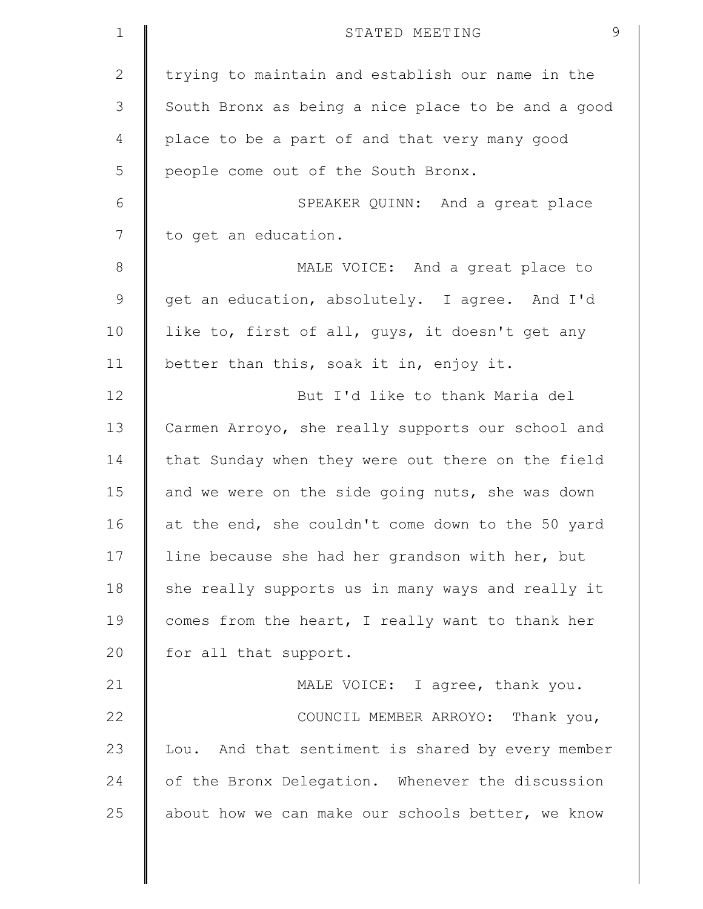trying to maintain and establish our name in the South Bronx as being a nice place to be and a good place to be a part of and that very many good people come out of the South Bronx.

SPEAKER QUINN: And a great place to get an education.

MALE VOICE: And a great place to get an education, absolutely. I agree. And I'd like to, first of all, guys, it doesn't get any better than this, soak it in, enjoy it.

But I'd like to thank Maria del Carmen Arroyo, she really supports our school and that Sunday when they were out there on the field and we were on the side going nuts, she was down at the end, she couldn't come down to the 50 yard line because she had her grandson with her, but she really supports us in many ways and really it comes from the heart, I really want to thank her for all that support.

MALE VOICE: I agree, thank you.

COUNCIL MEMBER ARROYO: Thank you, Lou. And that sentiment is shared by every member of the Bronx Delegation. Whenever the discussion about how we can make our schools better, we know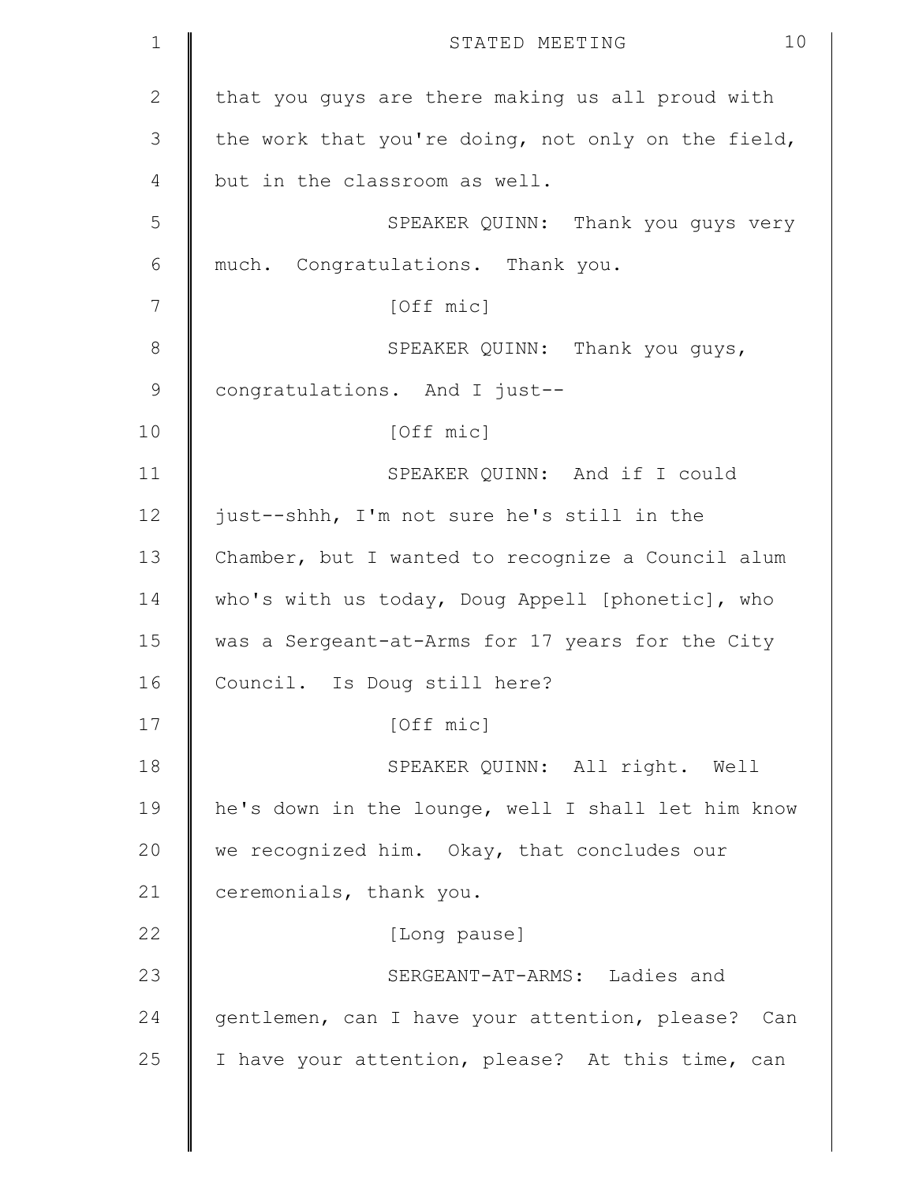that you guys are there making us all proud with the work that you're doing, not only on the field, but in the classroom as well.

SPEAKER QUINN: Thank you guys very much. Congratulations. Thank you.

[Off mic]

SPEAKER QUINN: Thank you guys, congratulations. And I just--

[Off mic]

SPEAKER QUINN: And if I could just--shhh, I'm not sure he's still in the Chamber, but I wanted to recognize a Council alum who's with us today, Doug Appell [phonetic], who was a Sergeant-at-Arms for 17 years for the City Council. Is Doug still here?

[Off mic]

SPEAKER QUINN: All right. Well he's down in the lounge, well I shall let him know we recognized him. Okay, that concludes our ceremonials, thank you.

[Long pause]

SERGEANT-AT-ARMS: Ladies and gentlemen, can I have your attention, please? Can I have your attention, please? At this time, can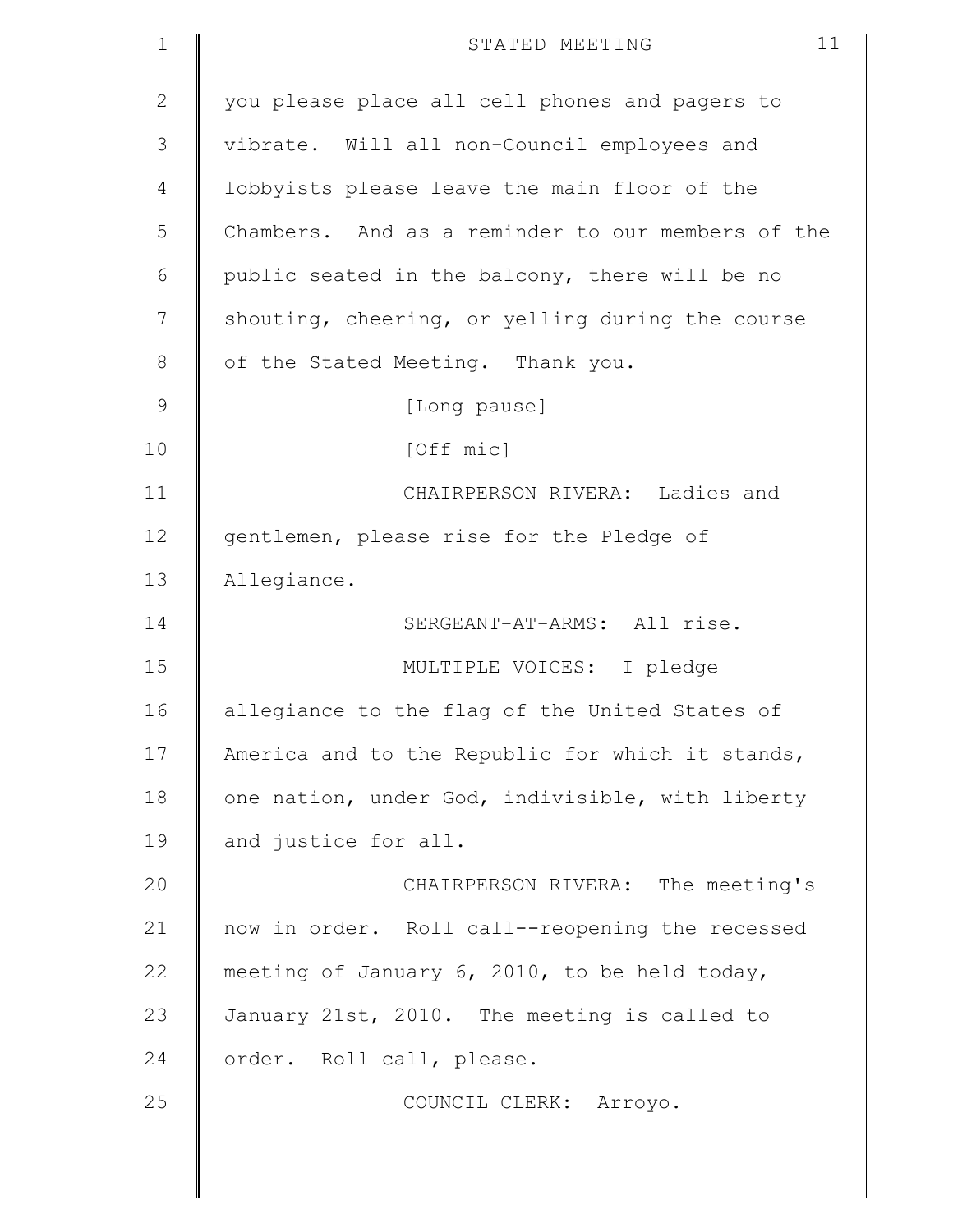you please place all cell phones and pagers to vibrate. Will all non-Council employees and lobbyists please leave the main floor of the Chambers. And as a reminder to our members of the public seated in the balcony, there will be no shouting, cheering, or yelling during the course of the Stated Meeting. Thank you.

[Long pause]

[Off mic]

CHAIRPERSON RIVERA: Ladies and gentlemen, please rise for the Pledge of Allegiance.

SERGEANT-AT-ARMS: All rise.

MULTIPLE VOICES: I pledge allegiance to the flag of the United States of America and to the Republic for which it stands, one nation, under God, indivisible, with liberty and justice for all.

CHAIRPERSON RIVERA: The meeting's now in order. Roll call--reopening the recessed meeting of January 6, 2010, to be held today, January 21st, 2010. The meeting is called to order. Roll call, please.

COUNCIL CLERK: Arroyo.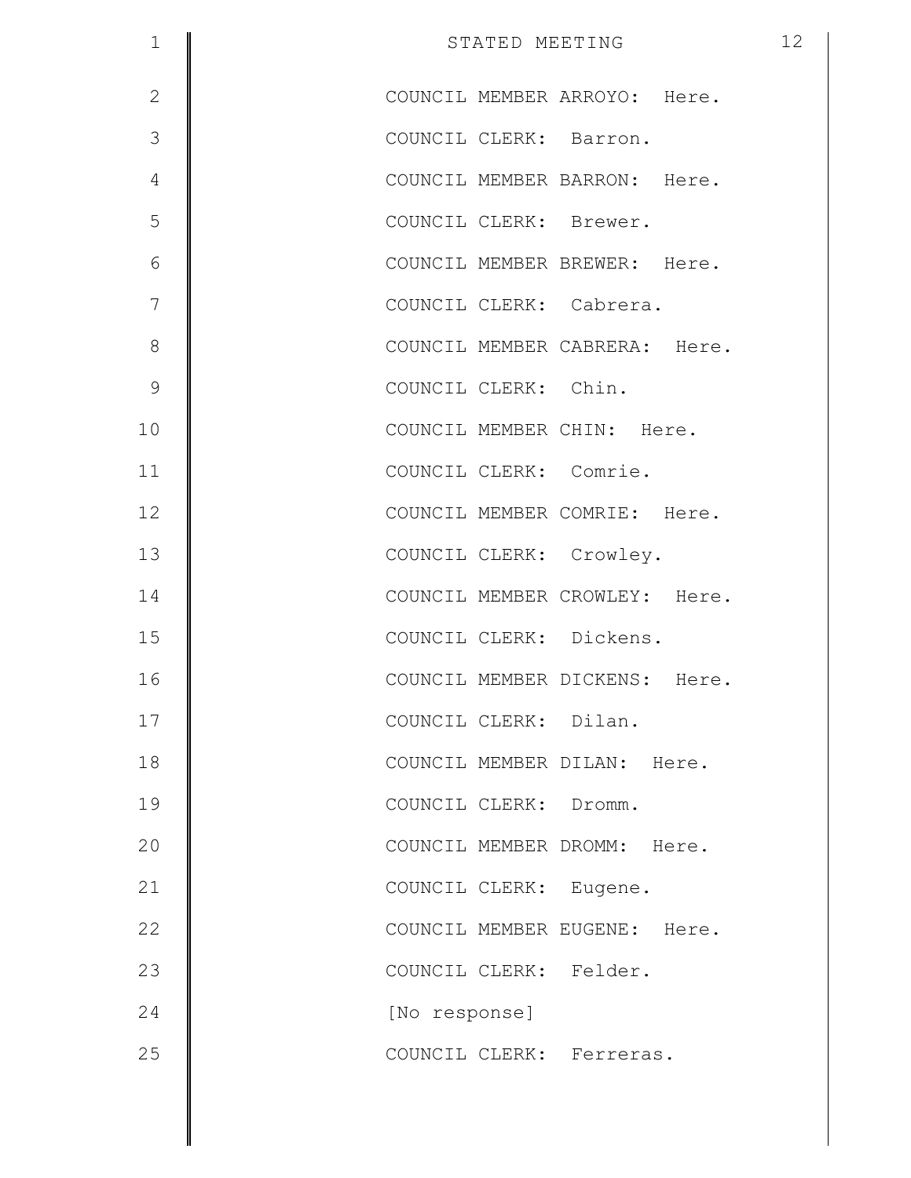COUNCIL MEMBER ARROYO: Here.

COUNCIL CLERK: Barron.

COUNCIL MEMBER BARRON: Here.

COUNCIL CLERK: Brewer.

COUNCIL MEMBER BREWER: Here.

COUNCIL CLERK: Cabrera.

COUNCIL MEMBER CABRERA: Here.

COUNCIL CLERK: Chin.

COUNCIL MEMBER CHIN: Here.

COUNCIL CLERK: Comrie.

COUNCIL MEMBER COMRIE: Here.

COUNCIL CLERK: Crowley.

COUNCIL MEMBER CROWLEY: Here.

COUNCIL CLERK: Dickens.

COUNCIL MEMBER DICKENS: Here.

COUNCIL CLERK: Dilan.

COUNCIL MEMBER DILAN: Here.

COUNCIL CLERK: Dromm.

COUNCIL MEMBER DROMM: Here.

COUNCIL CLERK: Eugene.

COUNCIL MEMBER EUGENE: Here.

COUNCIL CLERK: Felder.

[No response]

COUNCIL CLERK: Ferreras.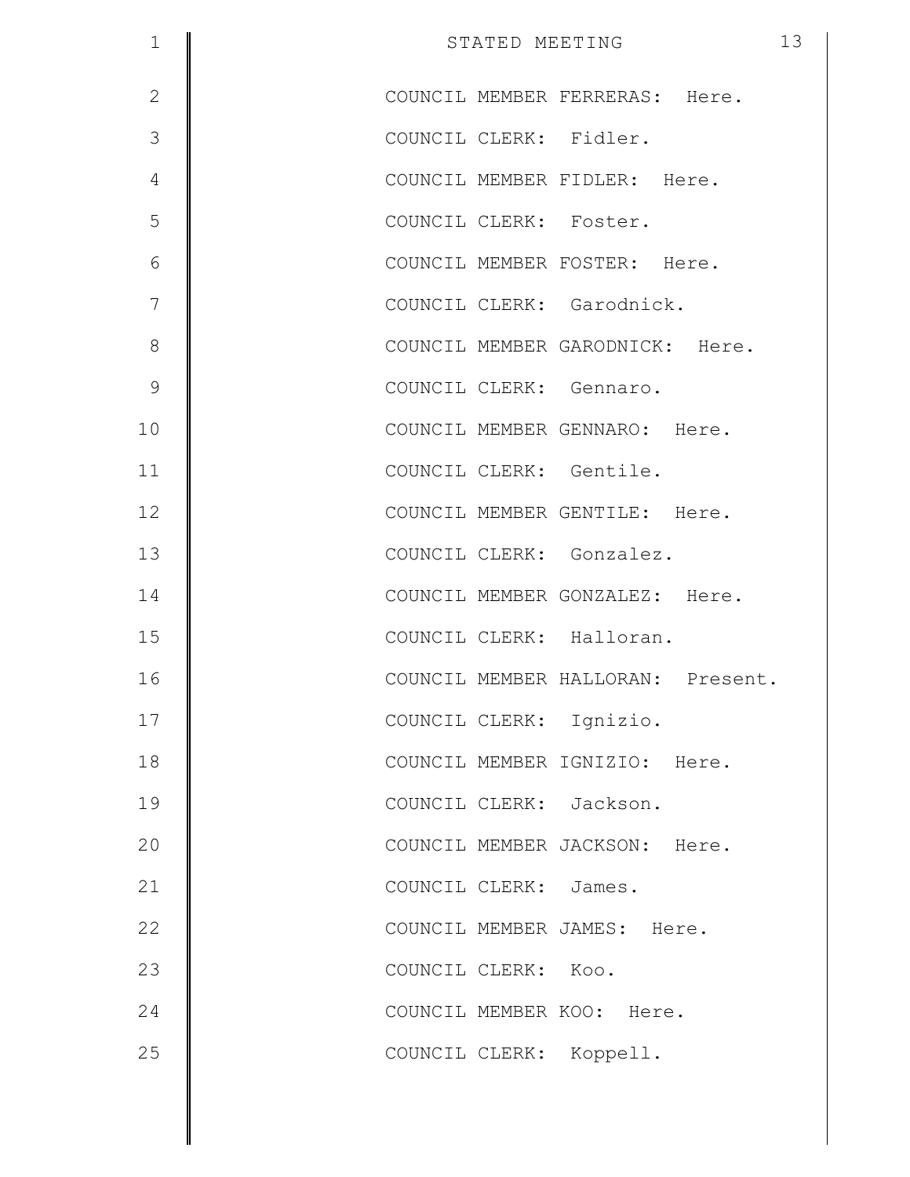COUNCIL MEMBER FERRERAS: Here.

COUNCIL CLERK: Fidler.

COUNCIL MEMBER FIDLER: Here.

COUNCIL CLERK: Foster.

COUNCIL MEMBER FOSTER: Here.

COUNCIL CLERK: Garodnick.

COUNCIL MEMBER GARODNICK: Here.

COUNCIL CLERK: Gennaro.

COUNCIL MEMBER GENNARO: Here.

COUNCIL CLERK: Gentile.

COUNCIL MEMBER GENTILE: Here.

COUNCIL CLERK: Gonzalez.

COUNCIL MEMBER GONZALEZ: Here.

COUNCIL CLERK: Halloran.

COUNCIL MEMBER HALLORAN: Present.

COUNCIL CLERK: Ignizio.

COUNCIL MEMBER IGNIZIO: Here.

COUNCIL CLERK: Jackson.

COUNCIL MEMBER JACKSON: Here.

COUNCIL CLERK: James.

COUNCIL MEMBER JAMES: Here.

COUNCIL CLERK: Koo.

COUNCIL MEMBER KOO: Here.

COUNCIL CLERK: Koppell.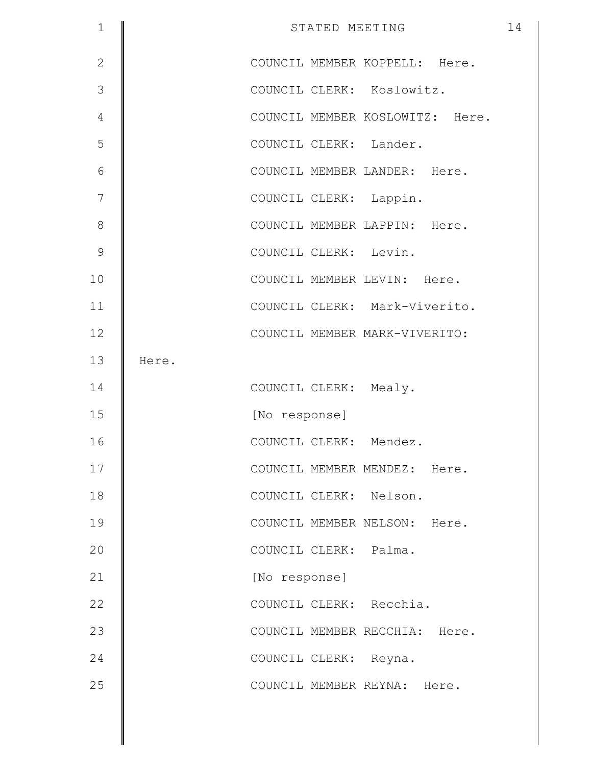COUNCIL MEMBER KOPPELL: Here.

COUNCIL CLERK: Koslowitz.

COUNCIL MEMBER KOSLOWITZ: Here.

COUNCIL CLERK: Lander.

COUNCIL MEMBER LANDER: Here.

COUNCIL CLERK: Lappin.

COUNCIL MEMBER LAPPIN: Here.

COUNCIL CLERK: Levin.

COUNCIL MEMBER LEVIN: Here.

COUNCIL CLERK: Mark-Viverito.

COUNCIL MEMBER MARK-VIVERITO: Here.

COUNCIL CLERK: Mealy.

[No response]

COUNCIL CLERK: Mendez.

COUNCIL MEMBER MENDEZ: Here.

COUNCIL CLERK: Nelson.

COUNCIL MEMBER NELSON: Here.

COUNCIL CLERK: Palma.

[No response]

COUNCIL CLERK: Recchia.

COUNCIL MEMBER RECCHIA: Here.

COUNCIL CLERK: Reyna.

COUNCIL MEMBER REYNA: Here.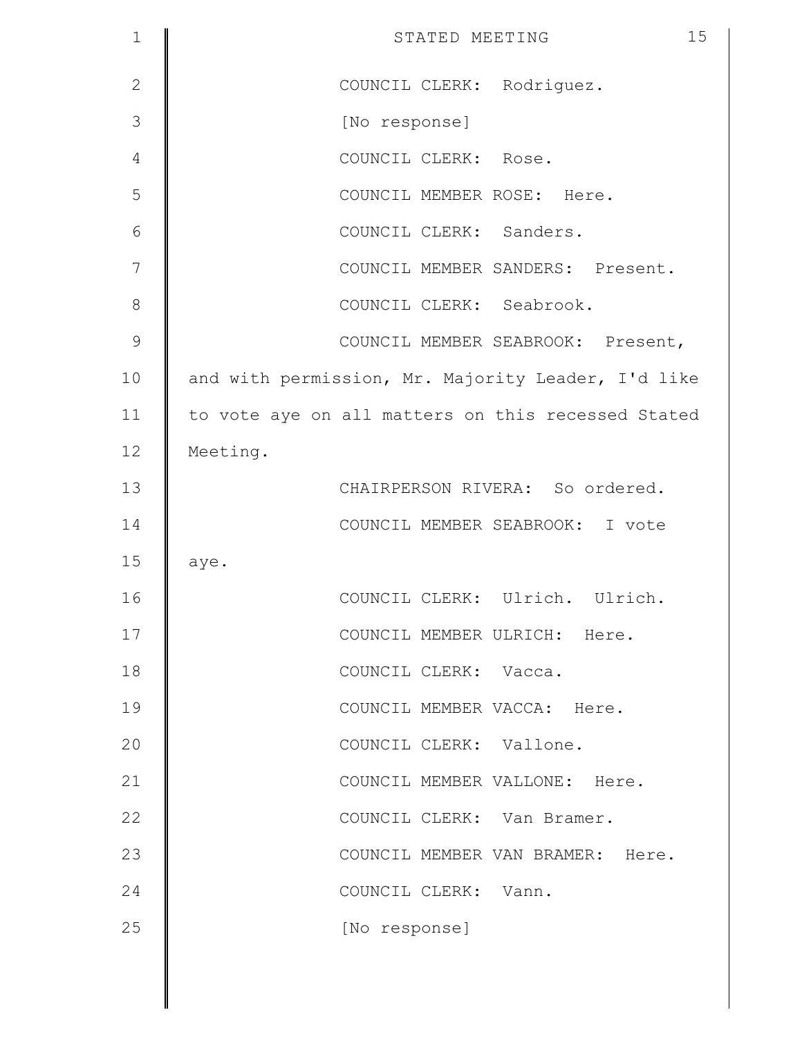COUNCIL CLERK: Rodriguez.

[No response]

COUNCIL CLERK: Rose.

COUNCIL MEMBER ROSE: Here.

COUNCIL CLERK: Sanders.

COUNCIL MEMBER SANDERS: Present.

COUNCIL CLERK: Seabrook.

COUNCIL MEMBER SEABROOK: Present, and with permission, Mr. Majority Leader, I'd like to vote aye on all matters on this recessed Stated Meeting.

CHAIRPERSON RIVERA: So ordered.

COUNCIL MEMBER SEABROOK: I vote aye.

COUNCIL CLERK: Ulrich. Ulrich.

COUNCIL MEMBER ULRICH: Here.

COUNCIL CLERK: Vacca.

COUNCIL MEMBER VACCA: Here.

COUNCIL CLERK: Vallone.

COUNCIL MEMBER VALLONE: Here.

COUNCIL CLERK: Van Bramer.

COUNCIL MEMBER VAN BRAMER: Here.

COUNCIL CLERK: Vann.

[No response]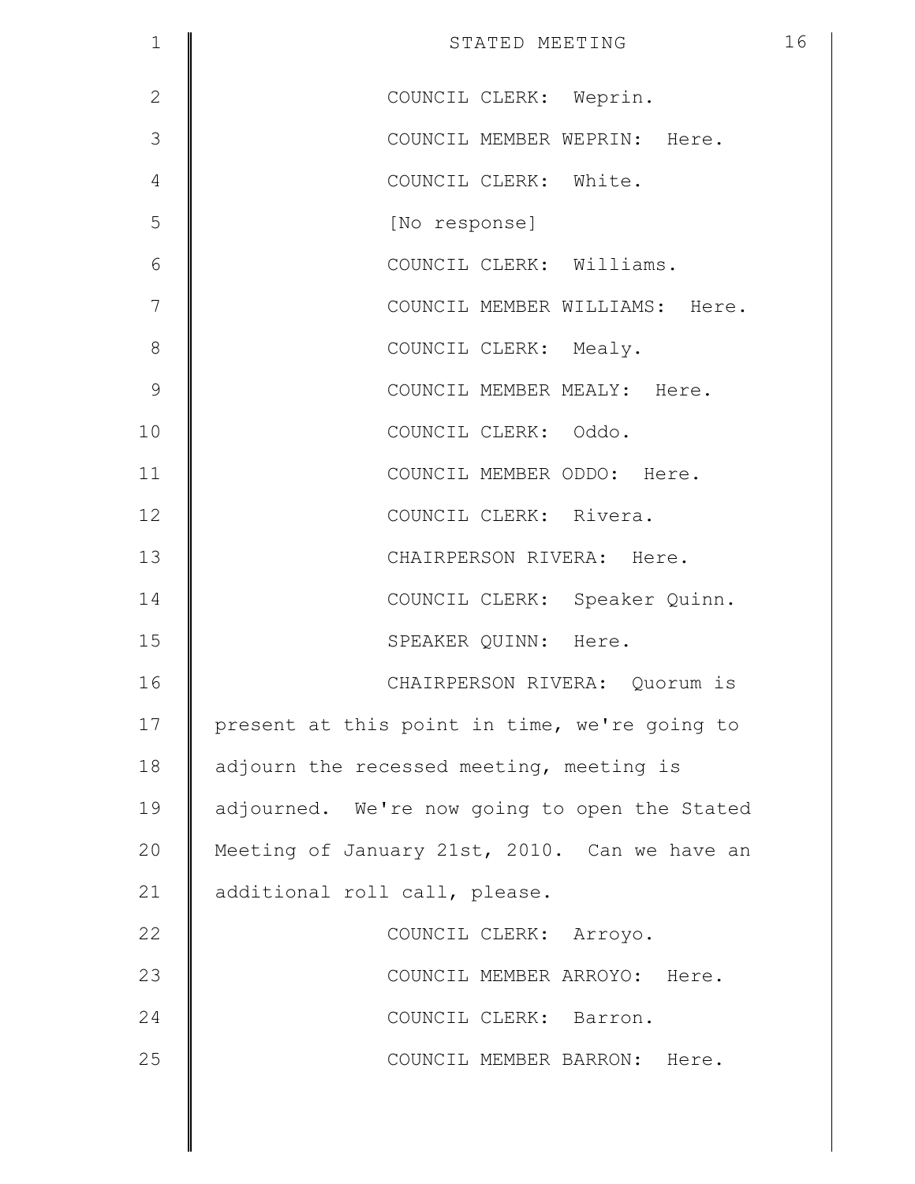COUNCIL CLERK: Weprin.

COUNCIL MEMBER WEPRIN: Here.

COUNCIL CLERK: White.

[No response]

COUNCIL CLERK: Williams.

COUNCIL MEMBER WILLIAMS: Here.

COUNCIL CLERK: Mealy.

COUNCIL MEMBER MEALY: Here.

COUNCIL CLERK: Oddo.

COUNCIL MEMBER ODDO: Here.

COUNCIL CLERK: Rivera.

CHAIRPERSON RIVERA: Here.

COUNCIL CLERK: Speaker Quinn.

SPEAKER QUINN: Here.

CHAIRPERSON RIVERA: Quorum is present at this point in time, we're going to adjourn the recessed meeting, meeting is adjourned. We're now going to open the Stated Meeting of January 21st, 2010. Can we have an additional roll call, please.

COUNCIL CLERK: Arroyo.

COUNCIL MEMBER ARROYO: Here.

COUNCIL CLERK: Barron.

COUNCIL MEMBER BARRON: Here.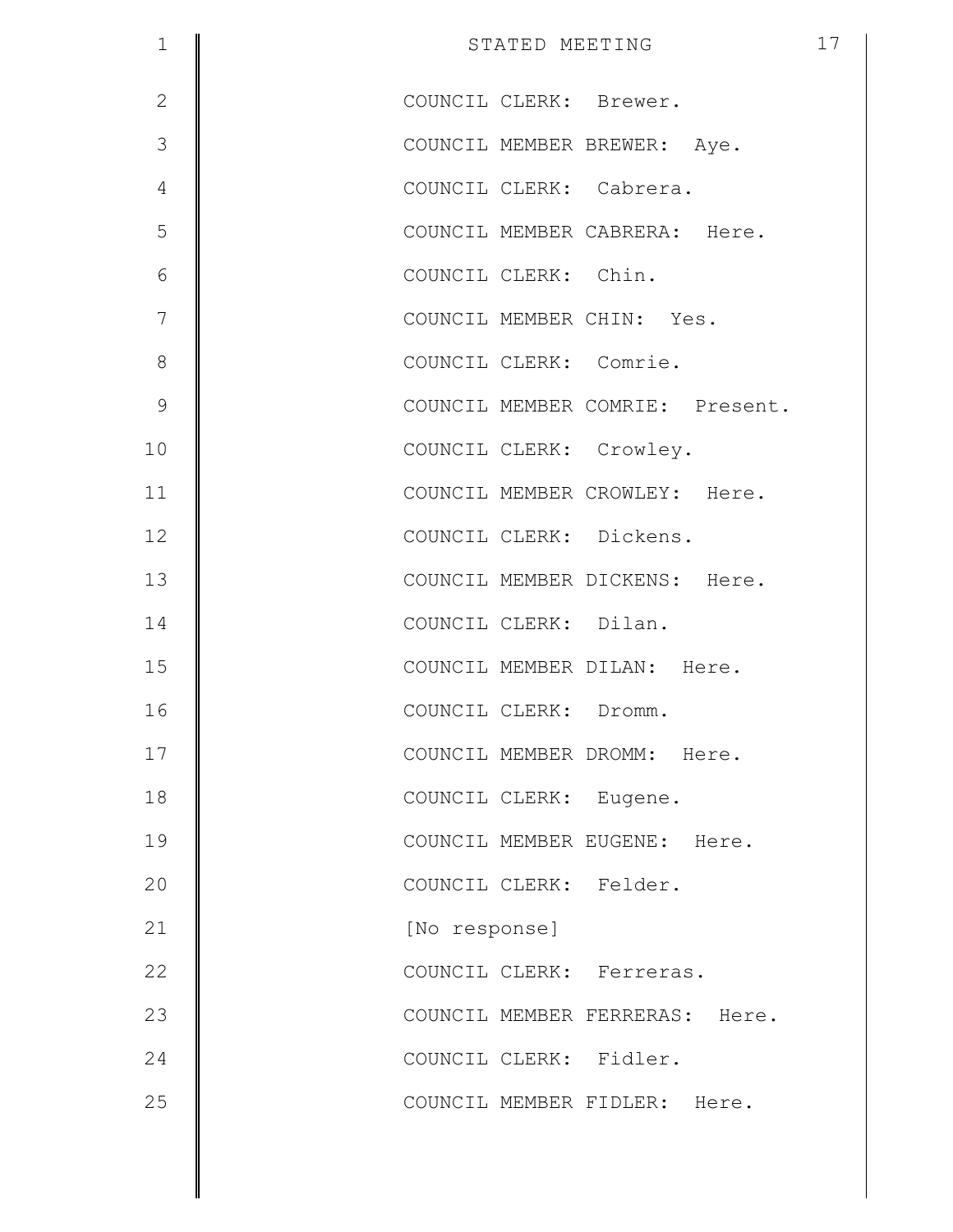COUNCIL CLERK: Brewer.

COUNCIL MEMBER BREWER: Aye.

COUNCIL CLERK: Cabrera.

COUNCIL MEMBER CABRERA: Here.

COUNCIL CLERK: Chin.

COUNCIL MEMBER CHIN: Yes.

COUNCIL CLERK: Comrie.

COUNCIL MEMBER COMRIE: Present.

COUNCIL CLERK: Crowley.

COUNCIL MEMBER CROWLEY: Here.

COUNCIL CLERK: Dickens.

COUNCIL MEMBER DICKENS: Here.

COUNCIL CLERK: Dilan.

COUNCIL MEMBER DILAN: Here.

COUNCIL CLERK: Dromm.

COUNCIL MEMBER DROMM: Here.

COUNCIL CLERK: Eugene.

COUNCIL MEMBER EUGENE: Here.

COUNCIL CLERK: Felder.

[No response]

COUNCIL CLERK: Ferreras.

COUNCIL MEMBER FERRERAS: Here.

COUNCIL CLERK: Fidler.

COUNCIL MEMBER FIDLER: Here.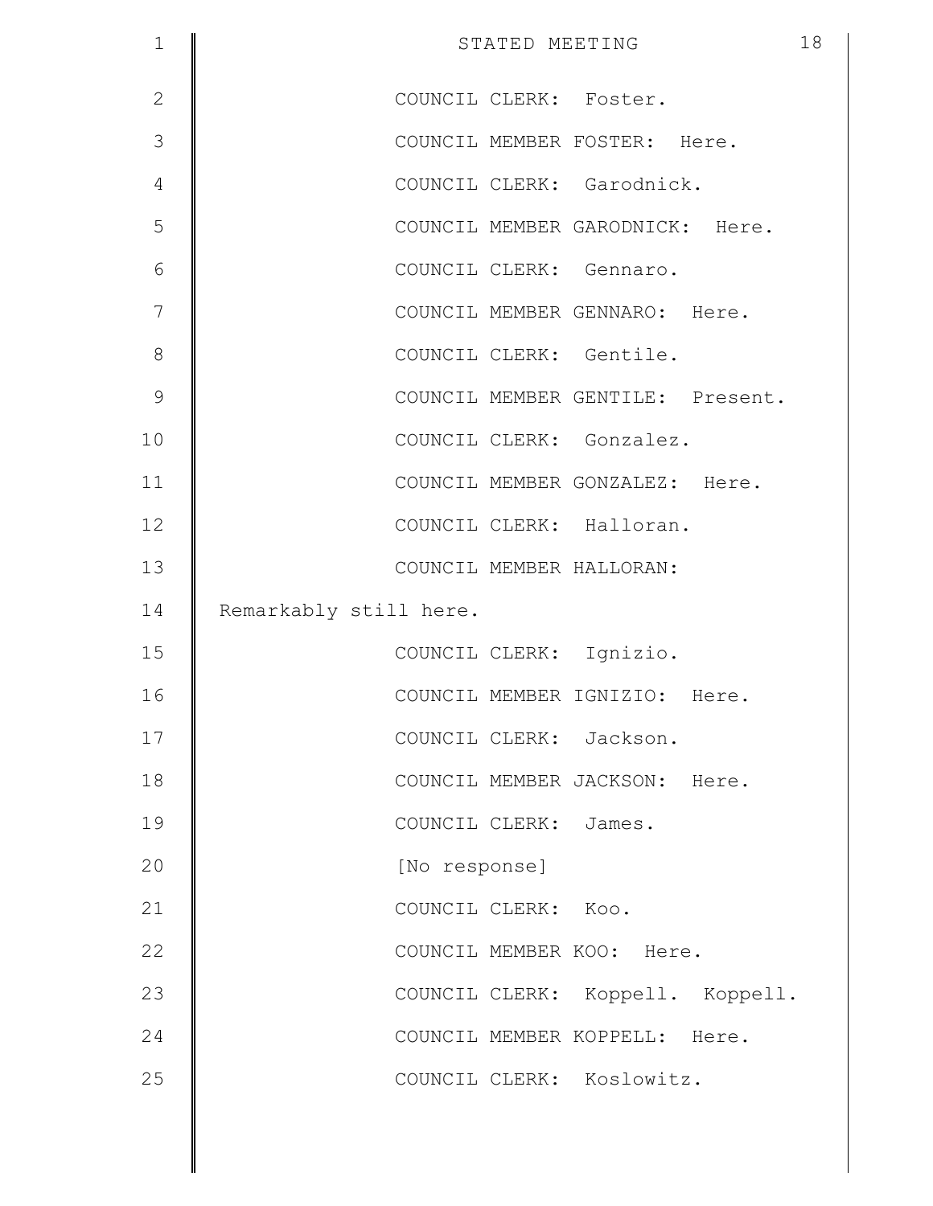COUNCIL CLERK: Foster.

COUNCIL MEMBER FOSTER: Here.

COUNCIL CLERK: Garodnick.

COUNCIL MEMBER GARODNICK: Here.

COUNCIL CLERK: Gennaro.

COUNCIL MEMBER GENNARO: Here.

COUNCIL CLERK: Gentile.

COUNCIL MEMBER GENTILE: Present.

COUNCIL CLERK: Gonzalez.

COUNCIL MEMBER GONZALEZ: Here.

COUNCIL CLERK: Halloran.

COUNCIL MEMBER HALLORAN: Remarkably still here.

COUNCIL CLERK: Ignizio.

COUNCIL MEMBER IGNIZIO: Here.

COUNCIL CLERK: Jackson.

COUNCIL MEMBER JACKSON: Here.

COUNCIL CLERK: James.

[No response]

COUNCIL CLERK: Koo.

COUNCIL MEMBER KOO: Here.

COUNCIL CLERK: Koppell. Koppell.

COUNCIL MEMBER KOPPELL: Here.

COUNCIL CLERK: Koslowitz.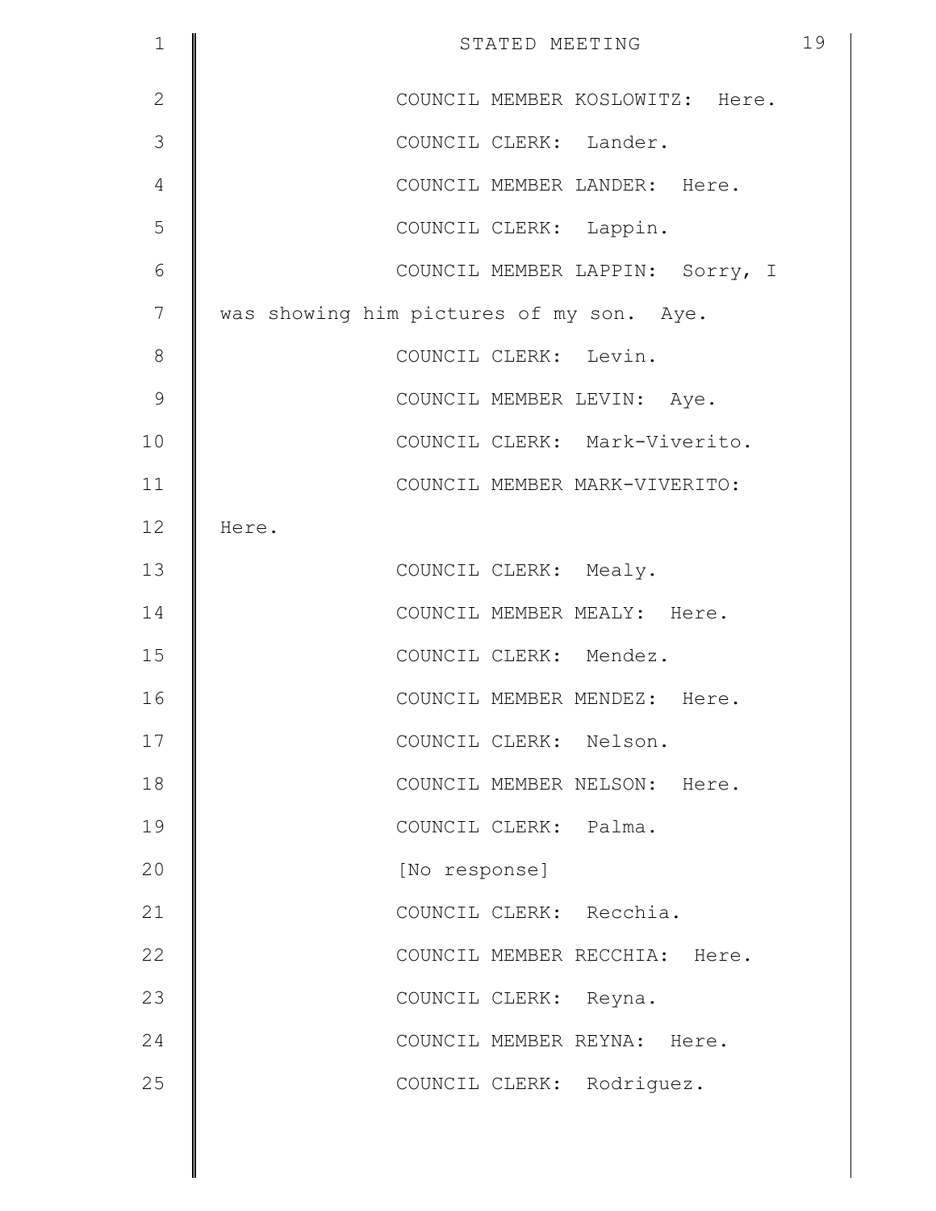COUNCIL MEMBER KOSLOWITZ: Here.

COUNCIL CLERK: Lander.

COUNCIL MEMBER LANDER: Here.

COUNCIL CLERK: Lappin.

COUNCIL MEMBER LAPPIN: Sorry, I was showing him pictures of my son. Aye.

COUNCIL CLERK: Levin.

COUNCIL MEMBER LEVIN: Aye.

COUNCIL CLERK: Mark-Viverito.

COUNCIL MEMBER MARK-VIVERITO: Here.

COUNCIL CLERK: Mealy.

COUNCIL MEMBER MEALY: Here.

COUNCIL CLERK: Mendez.

COUNCIL MEMBER MENDEZ: Here.

COUNCIL CLERK: Nelson.

COUNCIL MEMBER NELSON: Here.

COUNCIL CLERK: Palma.

[No response]

COUNCIL CLERK: Recchia.

COUNCIL MEMBER RECCHIA: Here.

COUNCIL CLERK: Reyna.

COUNCIL MEMBER REYNA: Here.

COUNCIL CLERK: Rodriguez.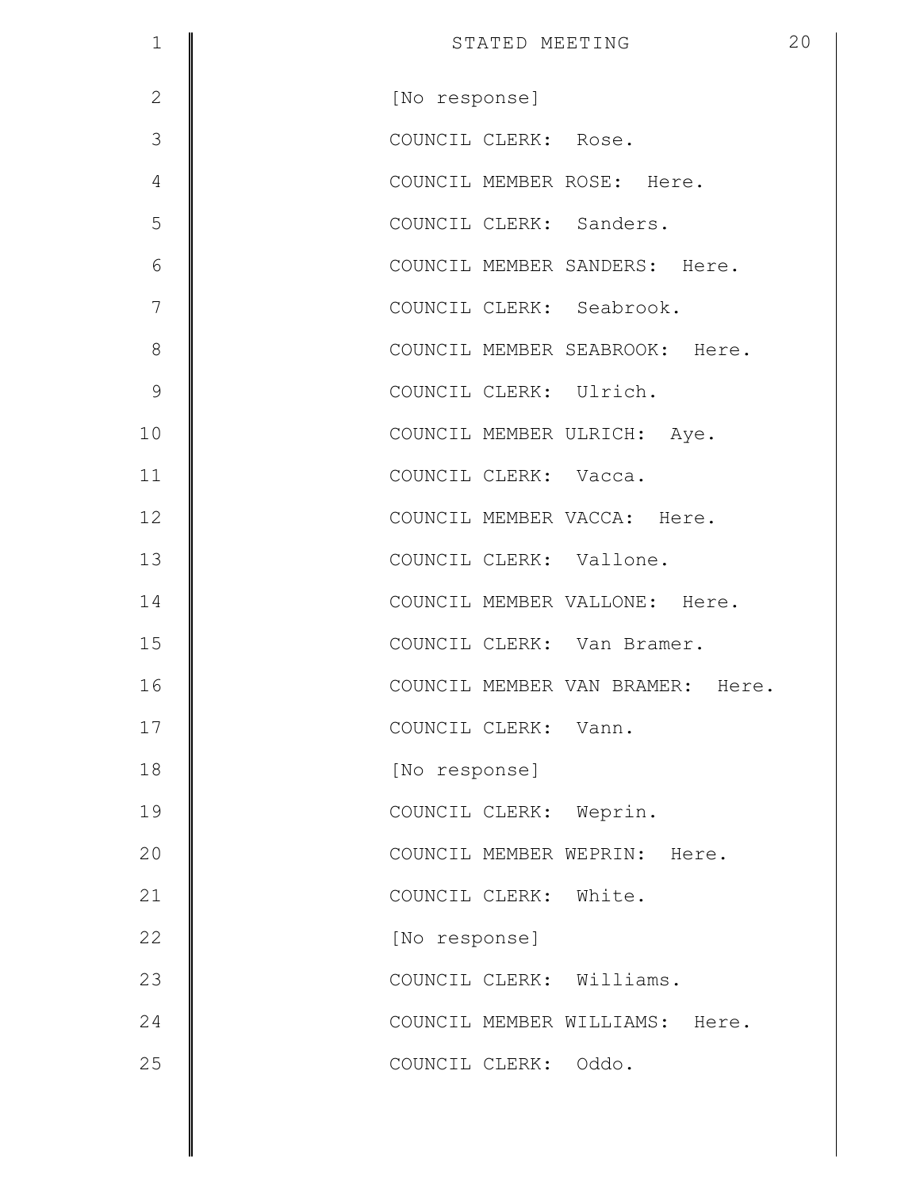[No response]

COUNCIL CLERK:  Rose.

COUNCIL MEMBER ROSE:  Here.

COUNCIL CLERK:  Sanders.

COUNCIL MEMBER SANDERS:  Here.

COUNCIL CLERK:  Seabrook.

COUNCIL MEMBER SEABROOK:  Here.

COUNCIL CLERK:  Ulrich.

COUNCIL MEMBER ULRICH:  Aye.

COUNCIL CLERK:  Vacca.

COUNCIL MEMBER VACCA:  Here.

COUNCIL CLERK:  Vallone.

COUNCIL MEMBER VALLONE:  Here.

COUNCIL CLERK:  Van Bramer.

COUNCIL MEMBER VAN BRAMER:  Here.

COUNCIL CLERK:  Vann.

[No response]

COUNCIL CLERK:  Weprin.

COUNCIL MEMBER WEPRIN:  Here.

COUNCIL CLERK:  White.

[No response]

COUNCIL CLERK:  Williams.

COUNCIL MEMBER WILLIAMS:  Here.

COUNCIL CLERK:  Oddo.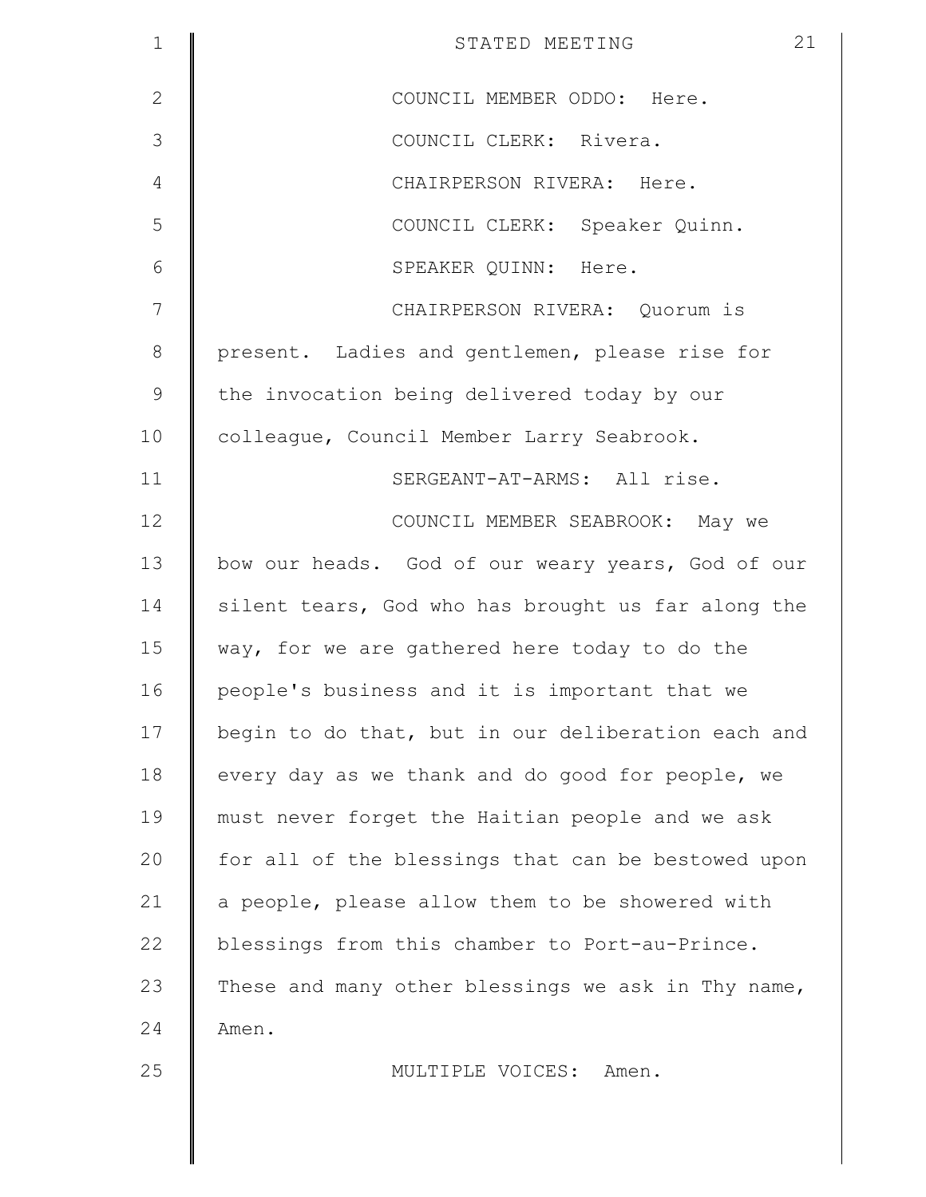COUNCIL MEMBER ODDO: Here.

COUNCIL CLERK: Rivera.

CHAIRPERSON RIVERA: Here.

COUNCIL CLERK: Speaker Quinn.

SPEAKER QUINN: Here.

CHAIRPERSON RIVERA: Quorum is present. Ladies and gentlemen, please rise for the invocation being delivered today by our colleague, Council Member Larry Seabrook.

SERGEANT-AT-ARMS: All rise.

COUNCIL MEMBER SEABROOK: May we bow our heads. God of our weary years, God of our silent tears, God who has brought us far along the way, for we are gathered here today to do the people's business and it is important that we begin to do that, but in our deliberation each and every day as we thank and do good for people, we must never forget the Haitian people and we ask for all of the blessings that can be bestowed upon a people, please allow them to be showered with blessings from this chamber to Port-au-Prince. These and many other blessings we ask in Thy name, Amen.

MULTIPLE VOICES: Amen.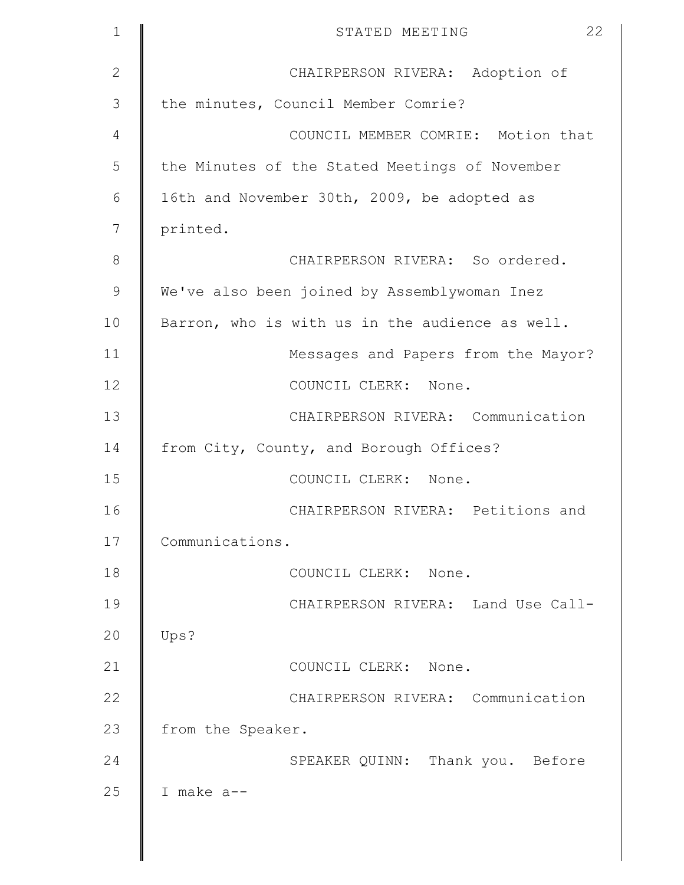CHAIRPERSON RIVERA: Adoption of the minutes, Council Member Comrie?

COUNCIL MEMBER COMRIE: Motion that the Minutes of the Stated Meetings of November 16th and November 30th, 2009, be adopted as printed.

CHAIRPERSON RIVERA: So ordered. We've also been joined by Assemblywoman Inez Barron, who is with us in the audience as well.

Messages and Papers from the Mayor?

COUNCIL CLERK: None.

CHAIRPERSON RIVERA: Communication from City, County, and Borough Offices?

COUNCIL CLERK: None.

CHAIRPERSON RIVERA: Petitions and Communications.

COUNCIL CLERK: None.

CHAIRPERSON RIVERA: Land Use Call-Ups?

COUNCIL CLERK: None.

CHAIRPERSON RIVERA: Communication from the Speaker.

SPEAKER QUINN: Thank you. Before I make a--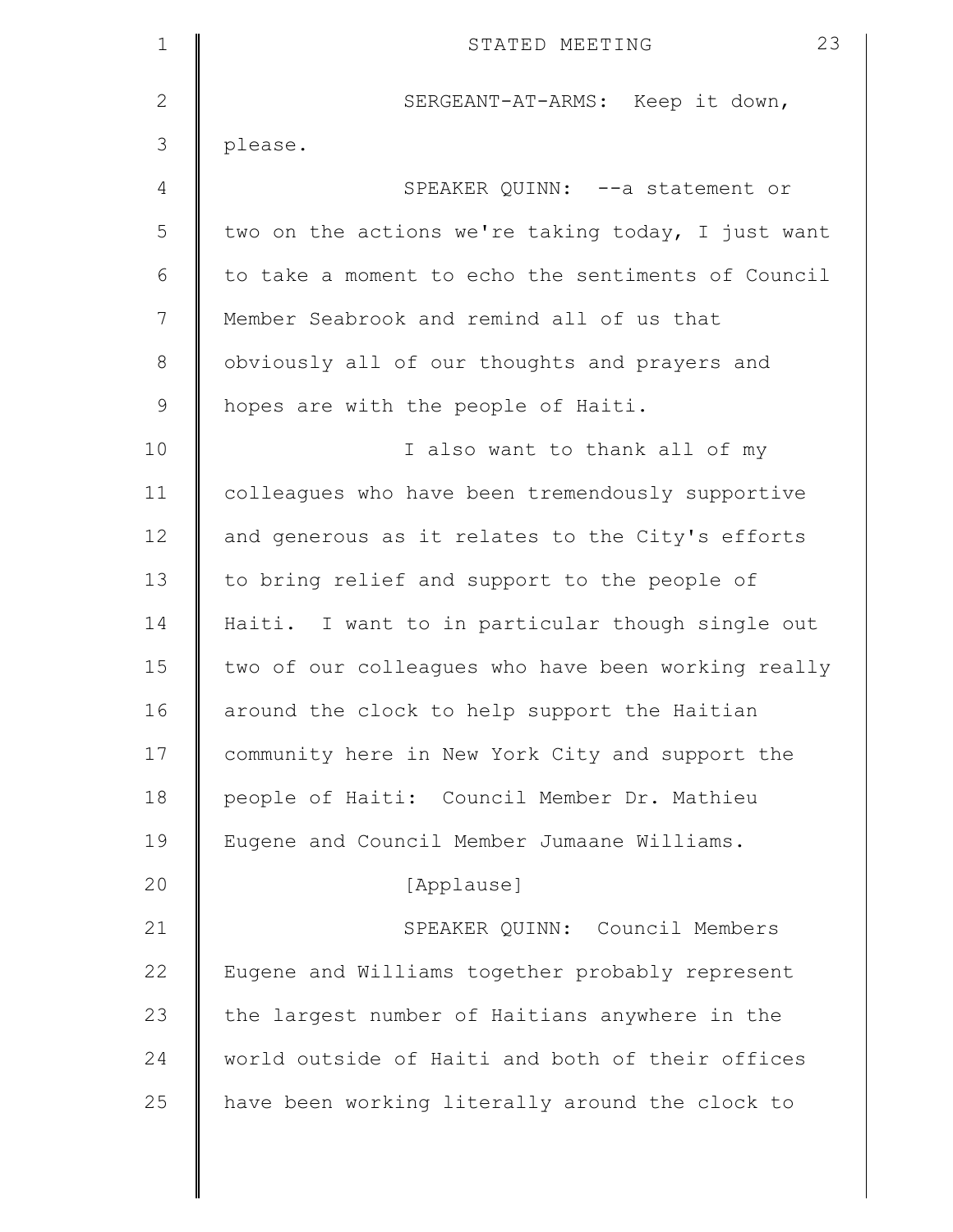SERGEANT-AT-ARMS: Keep it down, please.

SPEAKER QUINN: --a statement or two on the actions we're taking today, I just want to take a moment to echo the sentiments of Council Member Seabrook and remind all of us that obviously all of our thoughts and prayers and hopes are with the people of Haiti.

I also want to thank all of my colleagues who have been tremendously supportive and generous as it relates to the City's efforts to bring relief and support to the people of Haiti. I want to in particular though single out two of our colleagues who have been working really around the clock to help support the Haitian community here in New York City and support the people of Haiti: Council Member Dr. Mathieu Eugene and Council Member Jumaane Williams.

[Applause]

SPEAKER QUINN: Council Members Eugene and Williams together probably represent the largest number of Haitians anywhere in the world outside of Haiti and both of their offices have been working literally around the clock to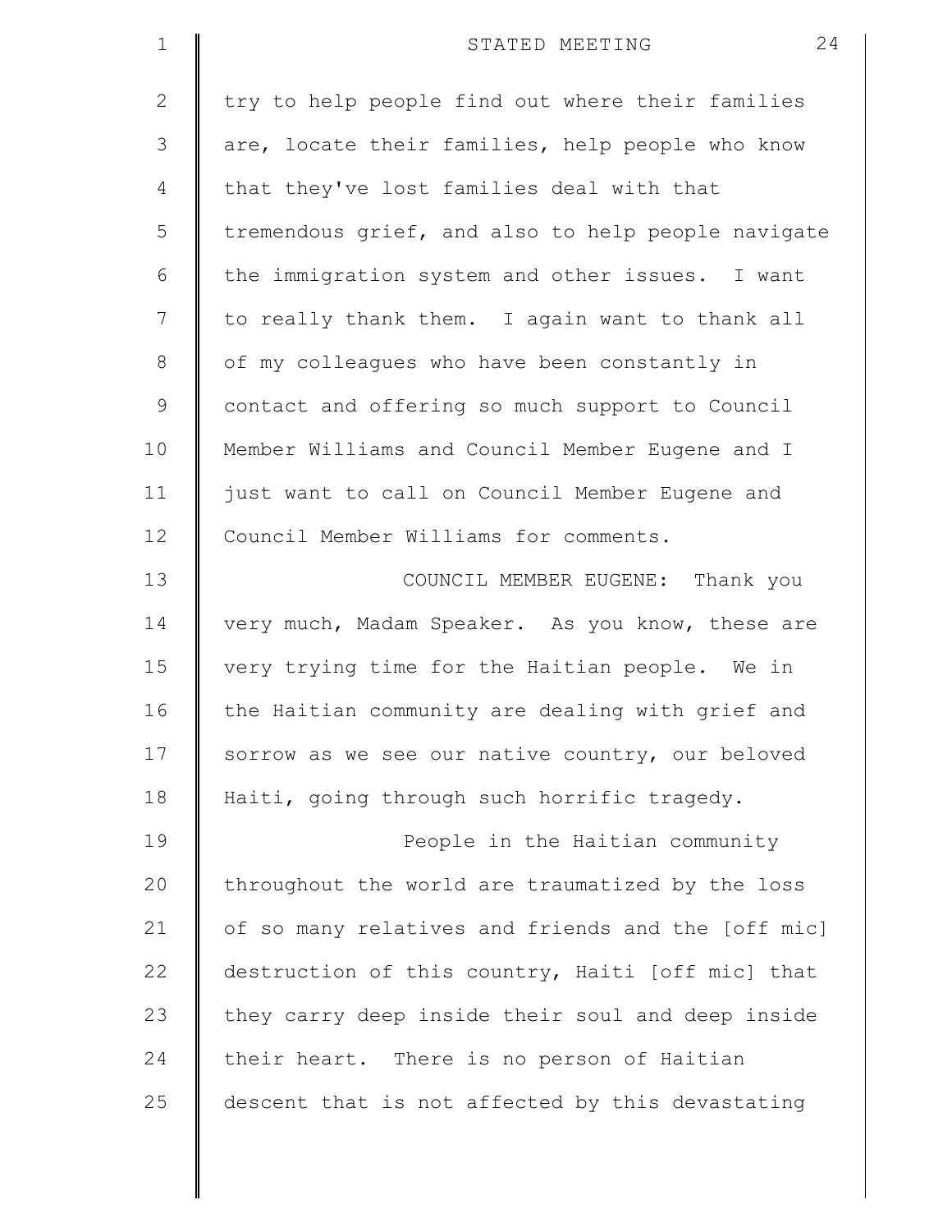try to help people find out where their families are, locate their families, help people who know that they've lost families deal with that tremendous grief, and also to help people navigate the immigration system and other issues. I want to really thank them. I again want to thank all of my colleagues who have been constantly in contact and offering so much support to Council Member Williams and Council Member Eugene and I just want to call on Council Member Eugene and Council Member Williams for comments.

COUNCIL MEMBER EUGENE: Thank you very much, Madam Speaker. As you know, these are very trying time for the Haitian people. We in the Haitian community are dealing with grief and sorrow as we see our native country, our beloved Haiti, going through such horrific tragedy.

People in the Haitian community throughout the world are traumatized by the loss of so many relatives and friends and the [off mic] destruction of this country, Haiti [off mic] that they carry deep inside their soul and deep inside their heart. There is no person of Haitian descent that is not affected by this devastating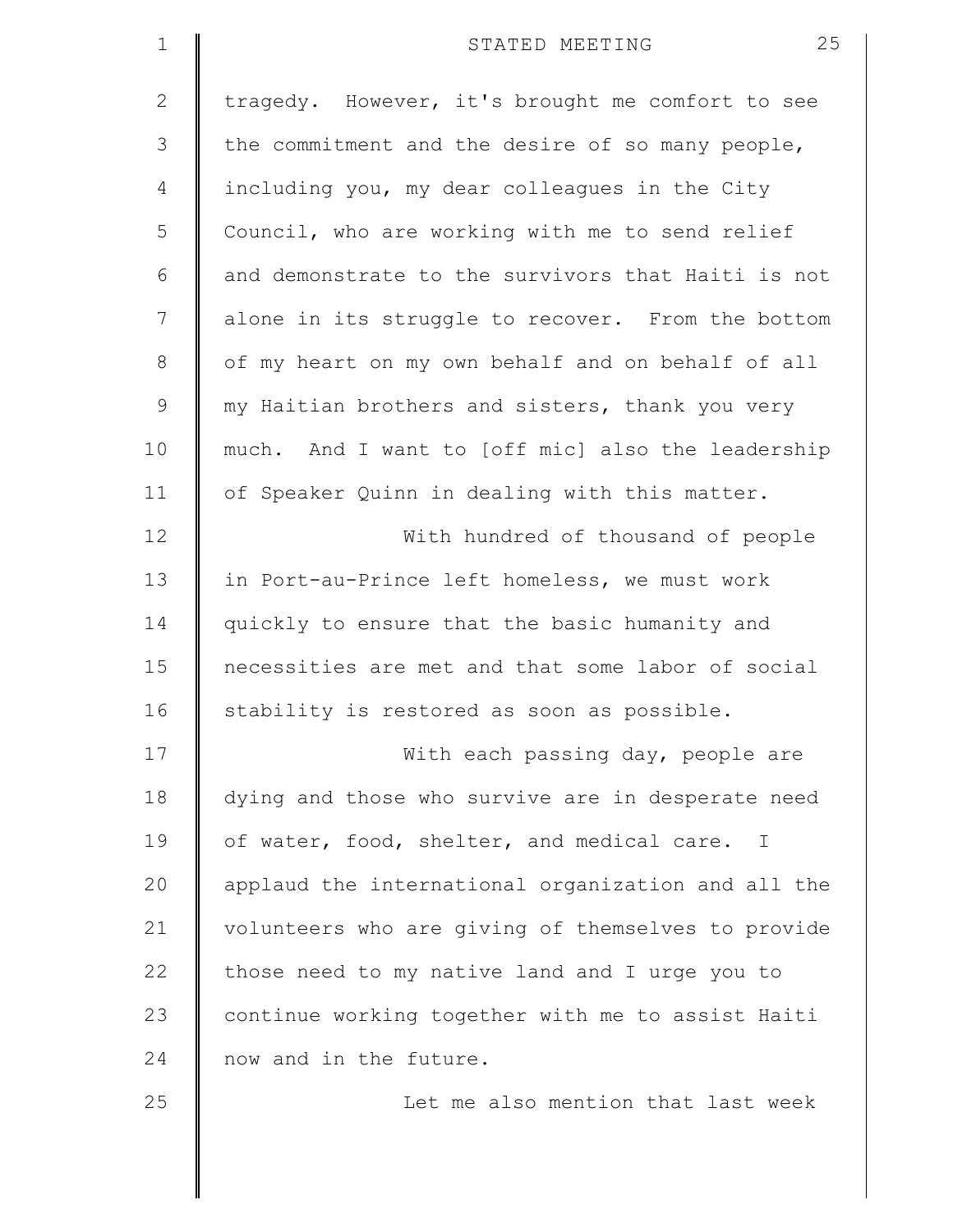tragedy. However, it's brought me comfort to see the commitment and the desire of so many people, including you, my dear colleagues in the City Council, who are working with me to send relief and demonstrate to the survivors that Haiti is not alone in its struggle to recover. From the bottom of my heart on my own behalf and on behalf of all my Haitian brothers and sisters, thank you very much. And I want to [off mic] also the leadership of Speaker Quinn in dealing with this matter.

With hundred of thousand of people in Port-au-Prince left homeless, we must work quickly to ensure that the basic humanity and necessities are met and that some labor of social stability is restored as soon as possible.

With each passing day, people are dying and those who survive are in desperate need of water, food, shelter, and medical care. I applaud the international organization and all the volunteers who are giving of themselves to provide those need to my native land and I urge you to continue working together with me to assist Haiti now and in the future.

Let me also mention that last week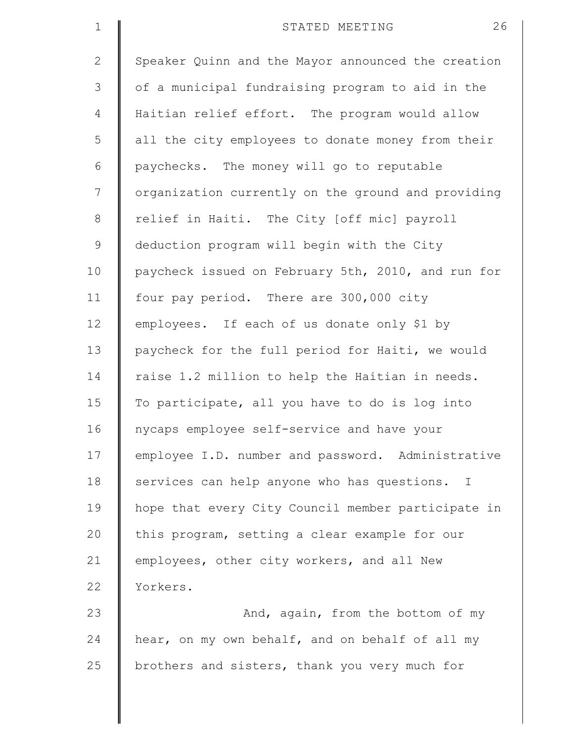Speaker Quinn and the Mayor announced the creation of a municipal fundraising program to aid in the Haitian relief effort. The program would allow all the city employees to donate money from their paychecks. The money will go to reputable organization currently on the ground and providing relief in Haiti. The City [off mic] payroll deduction program will begin with the City paycheck issued on February 5th, 2010, and run for four pay period. There are 300,000 city employees. If each of us donate only $1 by paycheck for the full period for Haiti, we would raise 1.2 million to help the Haitian in needs. To participate, all you have to do is log into nycaps employee self-service and have your employee I.D. number and password. Administrative services can help anyone who has questions. I hope that every City Council member participate in this program, setting a clear example for our employees, other city workers, and all New Yorkers.

And, again, from the bottom of my hear, on my own behalf, and on behalf of all my brothers and sisters, thank you very much for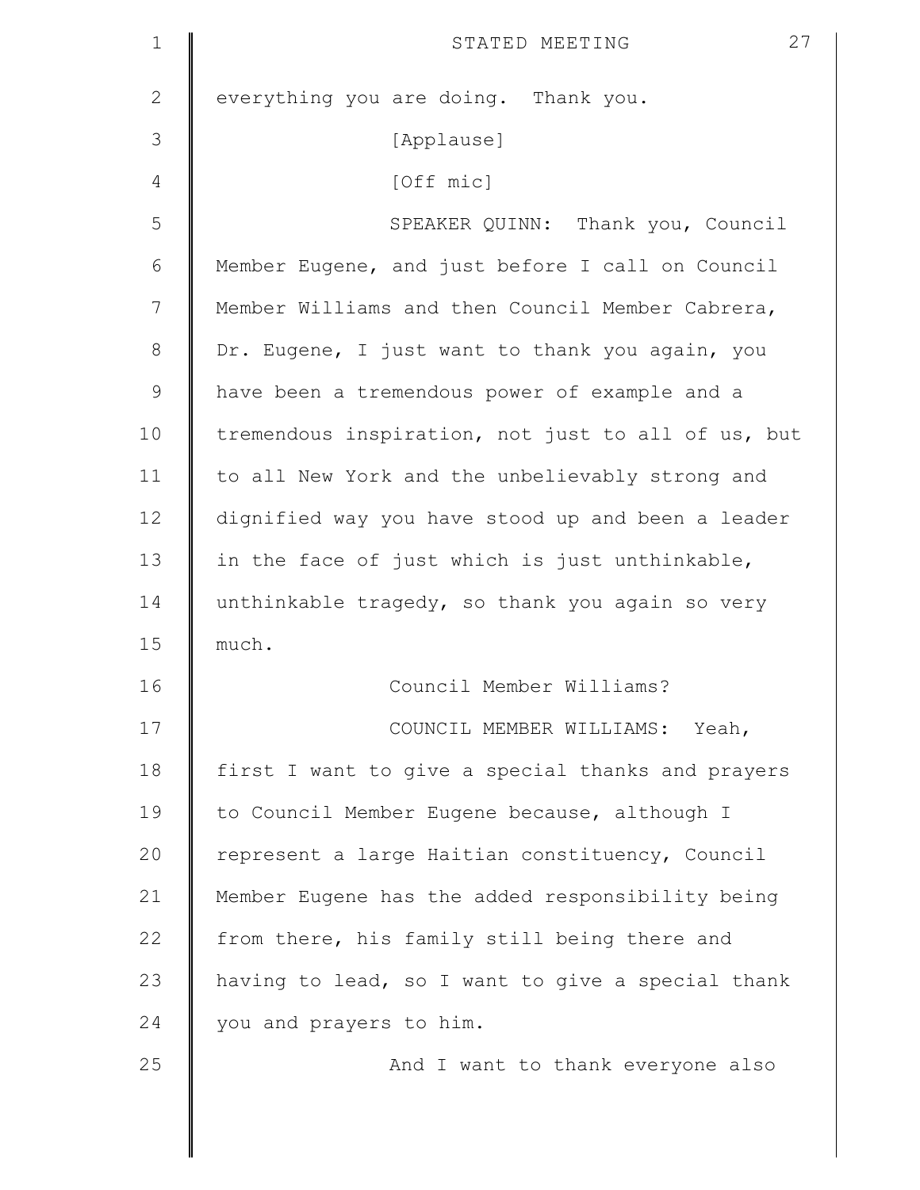everything you are doing. Thank you.

[Applause]

[Off mic]

SPEAKER QUINN: Thank you, Council Member Eugene, and just before I call on Council Member Williams and then Council Member Cabrera, Dr. Eugene, I just want to thank you again, you have been a tremendous power of example and a tremendous inspiration, not just to all of us, but to all New York and the unbelievably strong and dignified way you have stood up and been a leader in the face of just which is just unthinkable, unthinkable tragedy, so thank you again so very much.

Council Member Williams?

COUNCIL MEMBER WILLIAMS: Yeah, first I want to give a special thanks and prayers to Council Member Eugene because, although I represent a large Haitian constituency, Council Member Eugene has the added responsibility being from there, his family still being there and having to lead, so I want to give a special thank you and prayers to him.

And I want to thank everyone also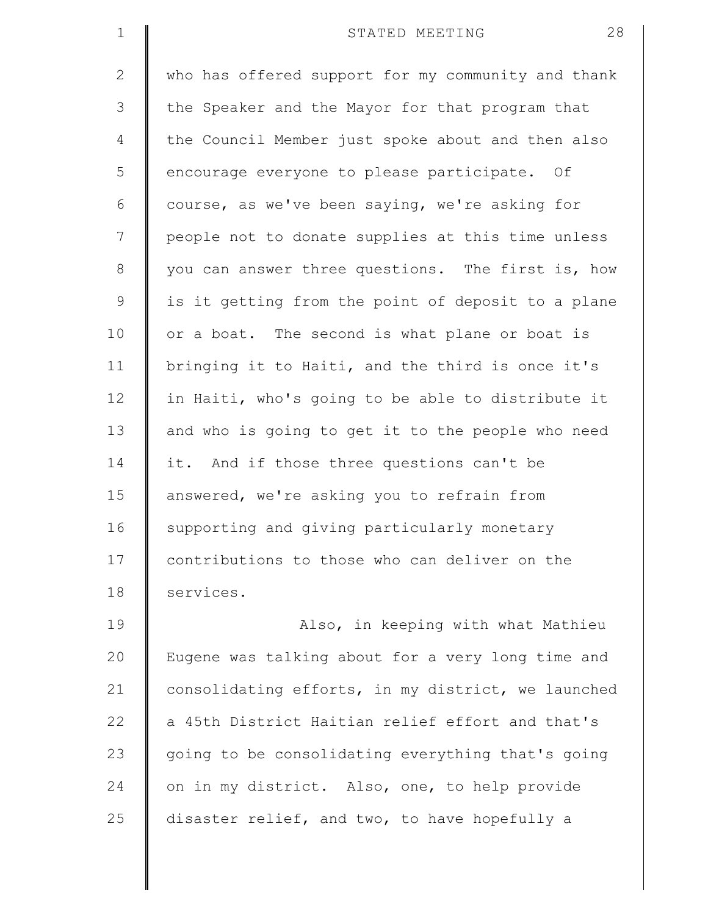who has offered support for my community and thank the Speaker and the Mayor for that program that the Council Member just spoke about and then also encourage everyone to please participate. Of course, as we've been saying, we're asking for people not to donate supplies at this time unless you can answer three questions. The first is, how is it getting from the point of deposit to a plane or a boat. The second is what plane or boat is bringing it to Haiti, and the third is once it's in Haiti, who's going to be able to distribute it and who is going to get it to the people who need it. And if those three questions can't be answered, we're asking you to refrain from supporting and giving particularly monetary contributions to those who can deliver on the services.

Also, in keeping with what Mathieu Eugene was talking about for a very long time and consolidating efforts, in my district, we launched a 45th District Haitian relief effort and that's going to be consolidating everything that's going on in my district. Also, one, to help provide disaster relief, and two, to have hopefully a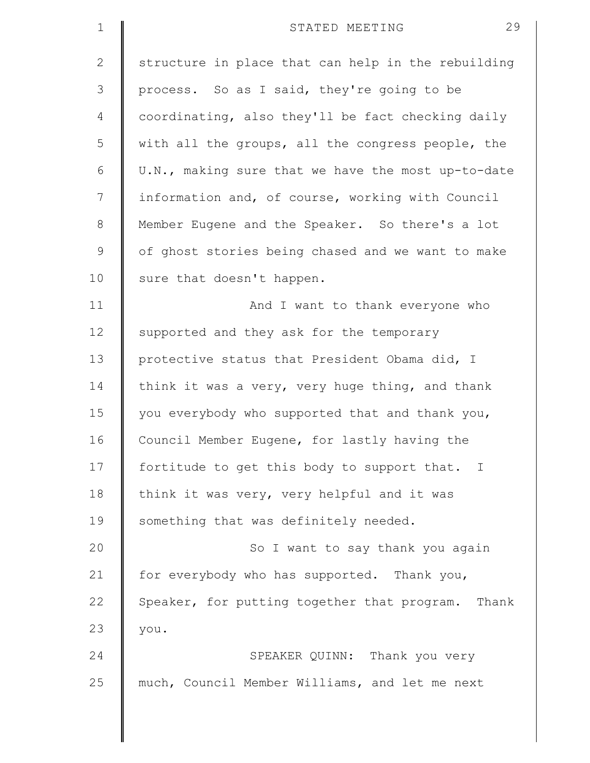structure in place that can help in the rebuilding process. So as I said, they're going to be coordinating, also they'll be fact checking daily with all the groups, all the congress people, the U.N., making sure that we have the most up-to-date information and, of course, working with Council Member Eugene and the Speaker. So there's a lot of ghost stories being chased and we want to make sure that doesn't happen.

And I want to thank everyone who supported and they ask for the temporary protective status that President Obama did, I think it was a very, very huge thing, and thank you everybody who supported that and thank you, Council Member Eugene, for lastly having the fortitude to get this body to support that. I think it was very, very helpful and it was something that was definitely needed.

So I want to say thank you again for everybody who has supported. Thank you, Speaker, for putting together that program. Thank you.

SPEAKER QUINN: Thank you very much, Council Member Williams, and let me next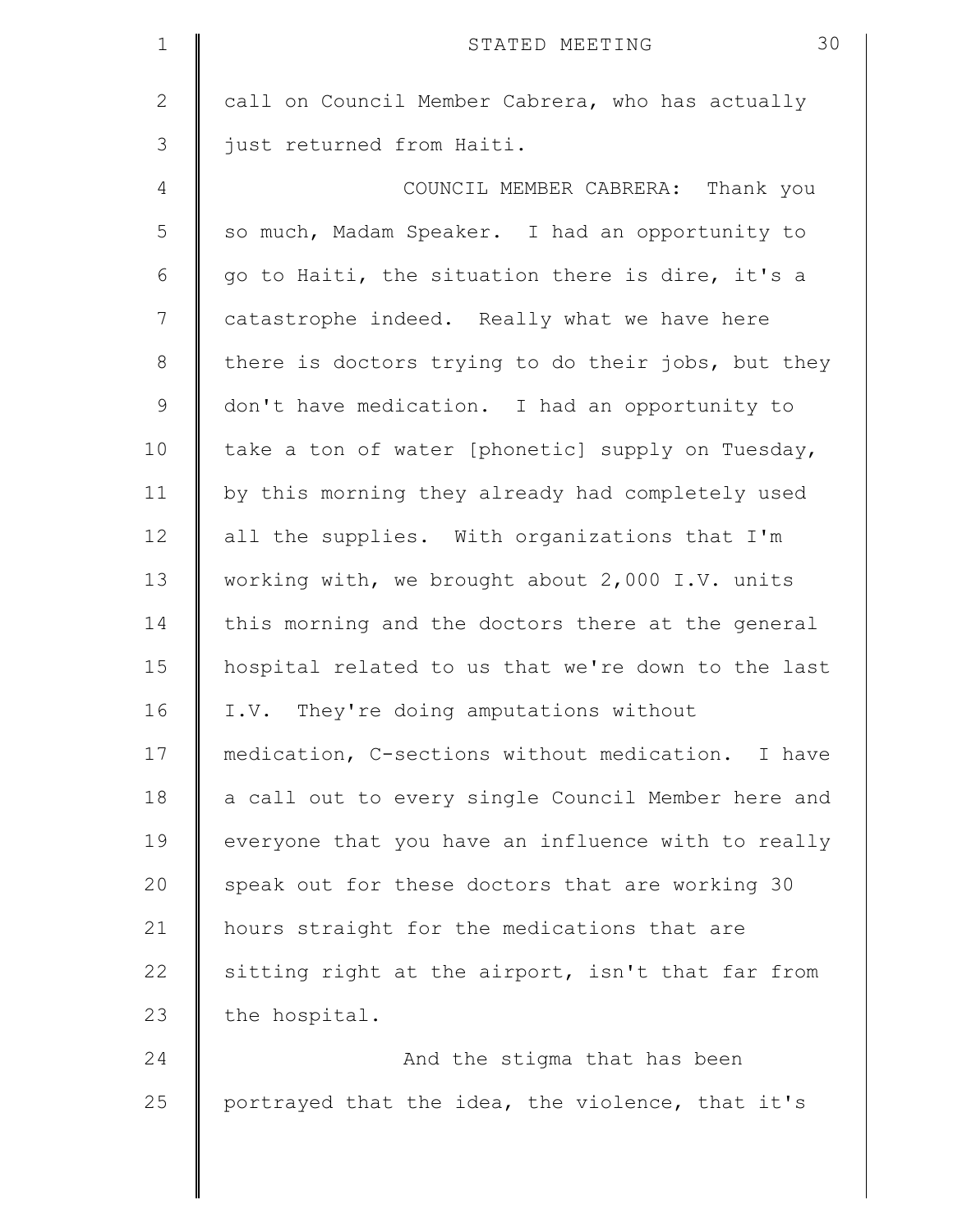call on Council Member Cabrera, who has actually just returned from Haiti.

COUNCIL MEMBER CABRERA: Thank you so much, Madam Speaker. I had an opportunity to go to Haiti, the situation there is dire, it's a catastrophe indeed. Really what we have here there is doctors trying to do their jobs, but they don't have medication. I had an opportunity to take a ton of water [phonetic] supply on Tuesday, by this morning they already had completely used all the supplies. With organizations that I'm working with, we brought about 2,000 I.V. units this morning and the doctors there at the general hospital related to us that we're down to the last I.V. They're doing amputations without medication, C-sections without medication. I have a call out to every single Council Member here and everyone that you have an influence with to really speak out for these doctors that are working 30 hours straight for the medications that are sitting right at the airport, isn't that far from the hospital.

And the stigma that has been portrayed that the idea, the violence, that it's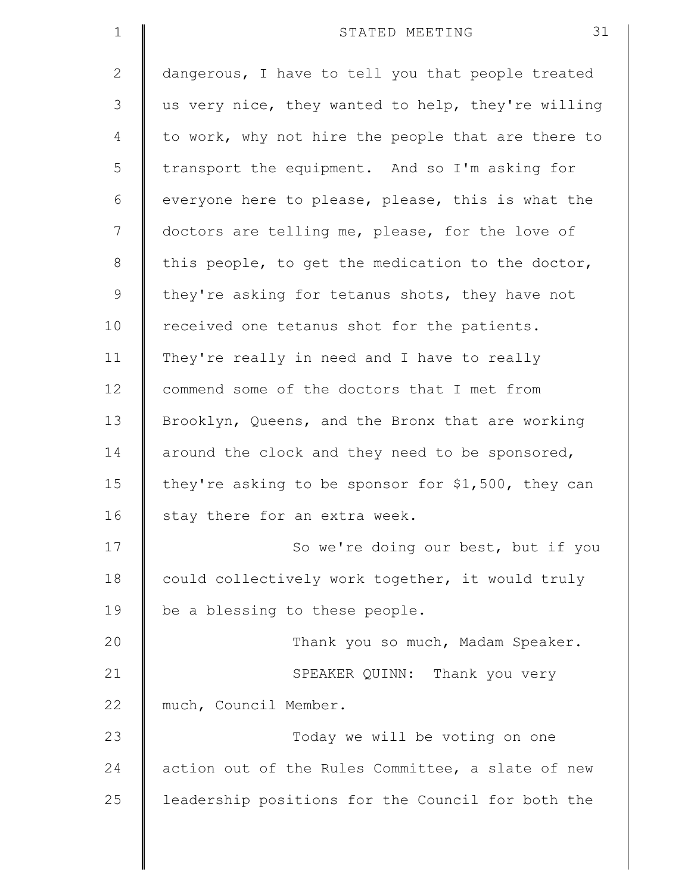dangerous, I have to tell you that people treated us very nice, they wanted to help, they're willing to work, why not hire the people that are there to transport the equipment. And so I'm asking for everyone here to please, please, this is what the doctors are telling me, please, for the love of this people, to get the medication to the doctor, they're asking for tetanus shots, they have not received one tetanus shot for the patients. They're really in need and I have to really commend some of the doctors that I met from Brooklyn, Queens, and the Bronx that are working around the clock and they need to be sponsored, they're asking to be sponsor for $1,500, they can stay there for an extra week.

So we're doing our best, but if you could collectively work together, it would truly be a blessing to these people.

Thank you so much, Madam Speaker.

SPEAKER QUINN: Thank you very much, Council Member.

Today we will be voting on one action out of the Rules Committee, a slate of new leadership positions for the Council for both the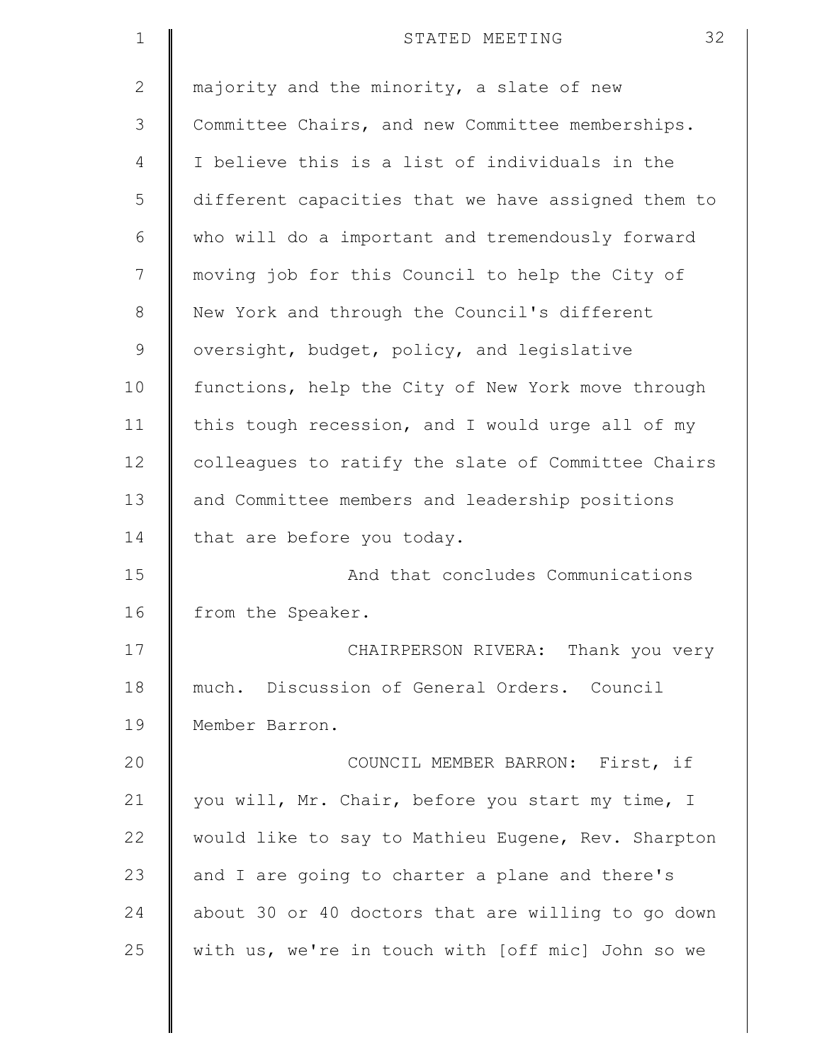majority and the minority, a slate of new Committee Chairs, and new Committee memberships. I believe this is a list of individuals in the different capacities that we have assigned them to who will do a important and tremendously forward moving job for this Council to help the City of New York and through the Council's different oversight, budget, policy, and legislative functions, help the City of New York move through this tough recession, and I would urge all of my colleagues to ratify the slate of Committee Chairs and Committee members and leadership positions that are before you today.

And that concludes Communications from the Speaker.

CHAIRPERSON RIVERA: Thank you very much. Discussion of General Orders. Council Member Barron.

COUNCIL MEMBER BARRON: First, if you will, Mr. Chair, before you start my time, I would like to say to Mathieu Eugene, Rev. Sharpton and I are going to charter a plane and there's about 30 or 40 doctors that are willing to go down with us, we're in touch with [off mic] John so we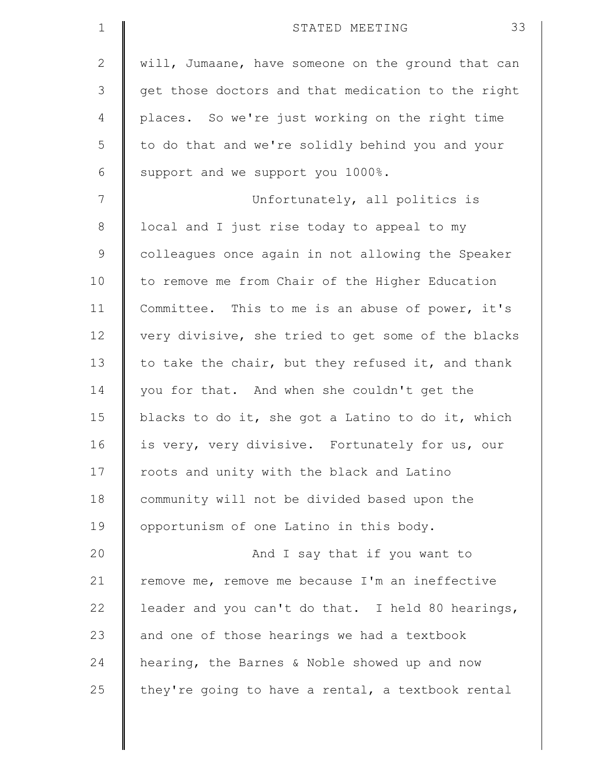will, Jumaane, have someone on the ground that can get those doctors and that medication to the right places. So we're just working on the right time to do that and we're solidly behind you and your support and we support you 1000%.

Unfortunately, all politics is local and I just rise today to appeal to my colleagues once again in not allowing the Speaker to remove me from Chair of the Higher Education Committee. This to me is an abuse of power, it's very divisive, she tried to get some of the blacks to take the chair, but they refused it, and thank you for that. And when she couldn't get the blacks to do it, she got a Latino to do it, which is very, very divisive. Fortunately for us, our roots and unity with the black and Latino community will not be divided based upon the opportunism of one Latino in this body.

And I say that if you want to remove me, remove me because I'm an ineffective leader and you can't do that. I held 80 hearings, and one of those hearings we had a textbook hearing, the Barnes & Noble showed up and now they're going to have a rental, a textbook rental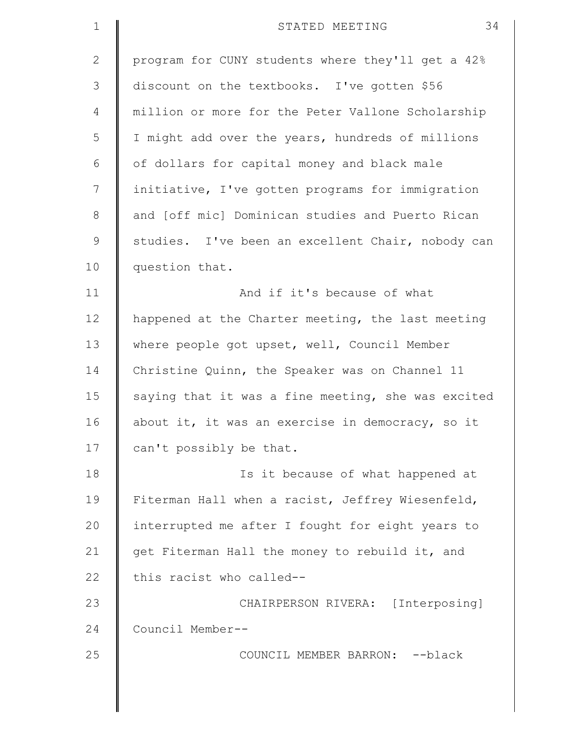program for CUNY students where they'll get a 42% discount on the textbooks. I've gotten $56 million or more for the Peter Vallone Scholarship I might add over the years, hundreds of millions of dollars for capital money and black male initiative, I've gotten programs for immigration and [off mic] Dominican studies and Puerto Rican studies. I've been an excellent Chair, nobody can question that.

And if it's because of what happened at the Charter meeting, the last meeting where people got upset, well, Council Member Christine Quinn, the Speaker was on Channel 11 saying that it was a fine meeting, she was excited about it, it was an exercise in democracy, so it can't possibly be that.

Is it because of what happened at Fiterman Hall when a racist, Jeffrey Wiesenfeld, interrupted me after I fought for eight years to get Fiterman Hall the money to rebuild it, and this racist who called--

CHAIRPERSON RIVERA: [Interposing] Council Member--

COUNCIL MEMBER BARRON: --black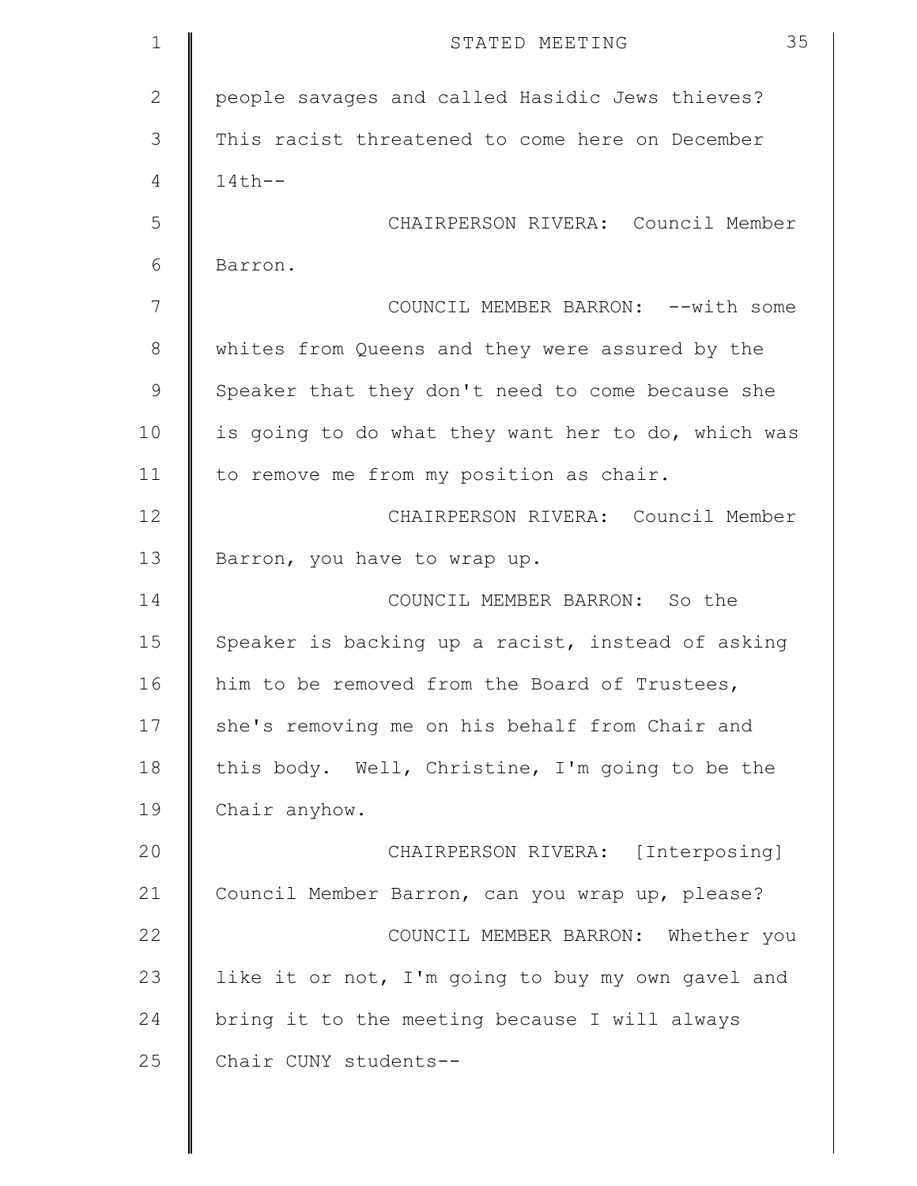people savages and called Hasidic Jews thieves? This racist threatened to come here on December 14th--

CHAIRPERSON RIVERA: Council Member Barron.

COUNCIL MEMBER BARRON: --with some whites from Queens and they were assured by the Speaker that they don't need to come because she is going to do what they want her to do, which was to remove me from my position as chair.

CHAIRPERSON RIVERA: Council Member Barron, you have to wrap up.

COUNCIL MEMBER BARRON: So the Speaker is backing up a racist, instead of asking him to be removed from the Board of Trustees, she's removing me on his behalf from Chair and this body. Well, Christine, I'm going to be the Chair anyhow.

CHAIRPERSON RIVERA: [Interposing] Council Member Barron, can you wrap up, please?

COUNCIL MEMBER BARRON: Whether you like it or not, I'm going to buy my own gavel and bring it to the meeting because I will always Chair CUNY students--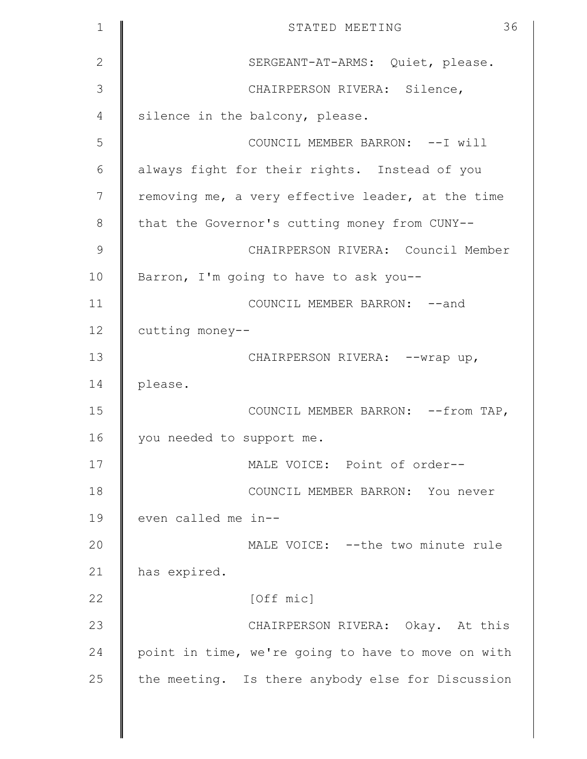SERGEANT-AT-ARMS: Quiet, please.

CHAIRPERSON RIVERA: Silence, silence in the balcony, please.

COUNCIL MEMBER BARRON: --I will always fight for their rights. Instead of you removing me, a very effective leader, at the time that the Governor's cutting money from CUNY--

CHAIRPERSON RIVERA: Council Member Barron, I'm going to have to ask you--

COUNCIL MEMBER BARRON: --and cutting money--

CHAIRPERSON RIVERA: --wrap up, please.

COUNCIL MEMBER BARRON: --from TAP, you needed to support me.

MALE VOICE: Point of order--

COUNCIL MEMBER BARRON: You never even called me in--

MALE VOICE: --the two minute rule has expired.

[Off mic]

CHAIRPERSON RIVERA: Okay. At this point in time, we're going to have to move on with the meeting. Is there anybody else for Discussion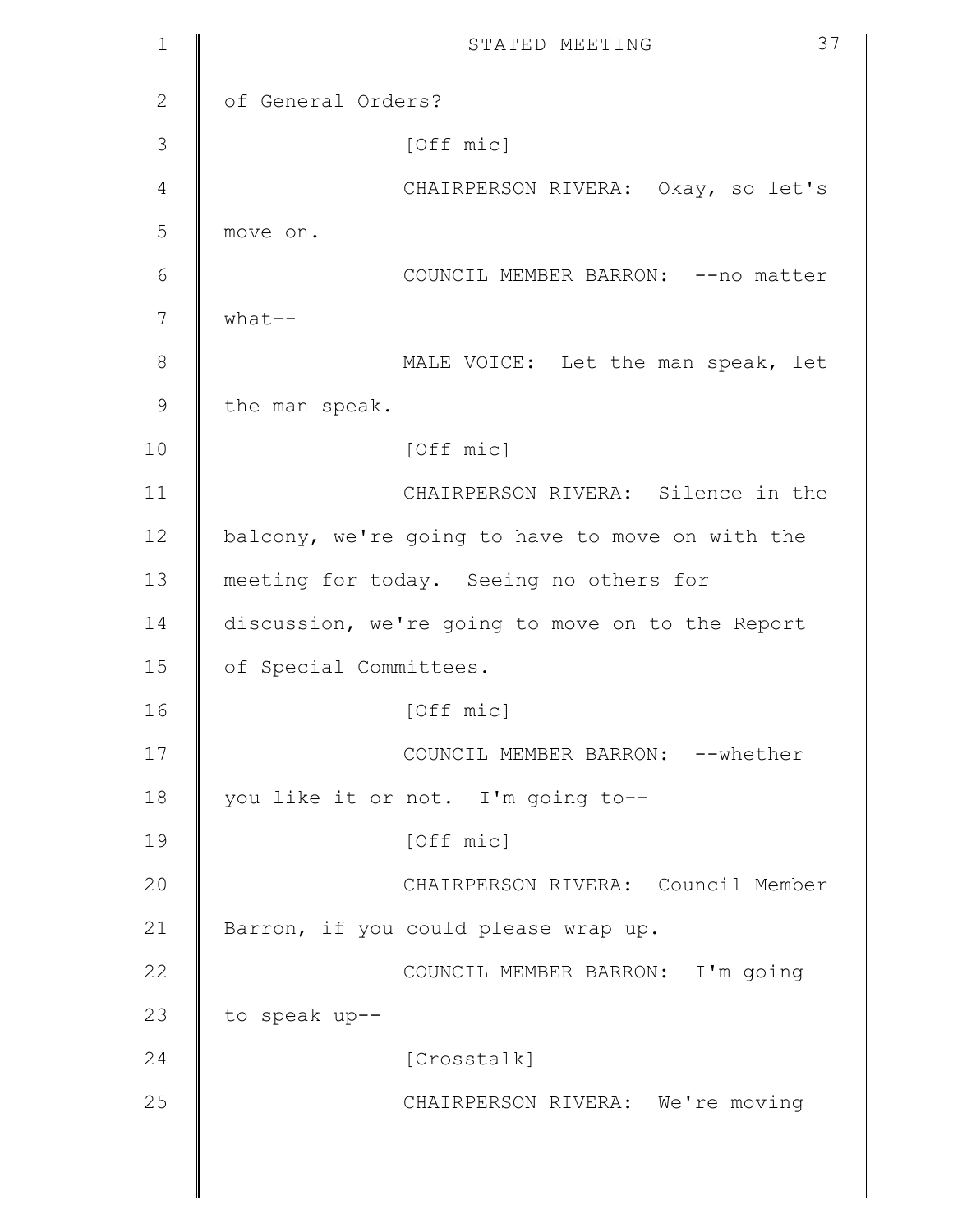of General Orders?

[Off mic]

CHAIRPERSON RIVERA: Okay, so let's move on.

COUNCIL MEMBER BARRON: --no matter what--

MALE VOICE: Let the man speak, let the man speak.

[Off mic]

CHAIRPERSON RIVERA: Silence in the balcony, we're going to have to move on with the meeting for today. Seeing no others for discussion, we're going to move on to the Report of Special Committees.

[Off mic]

COUNCIL MEMBER BARRON: --whether you like it or not. I'm going to--

[Off mic]

CHAIRPERSON RIVERA: Council Member Barron, if you could please wrap up.

COUNCIL MEMBER BARRON: I'm going to speak up--

[Crosstalk]

CHAIRPERSON RIVERA: We're moving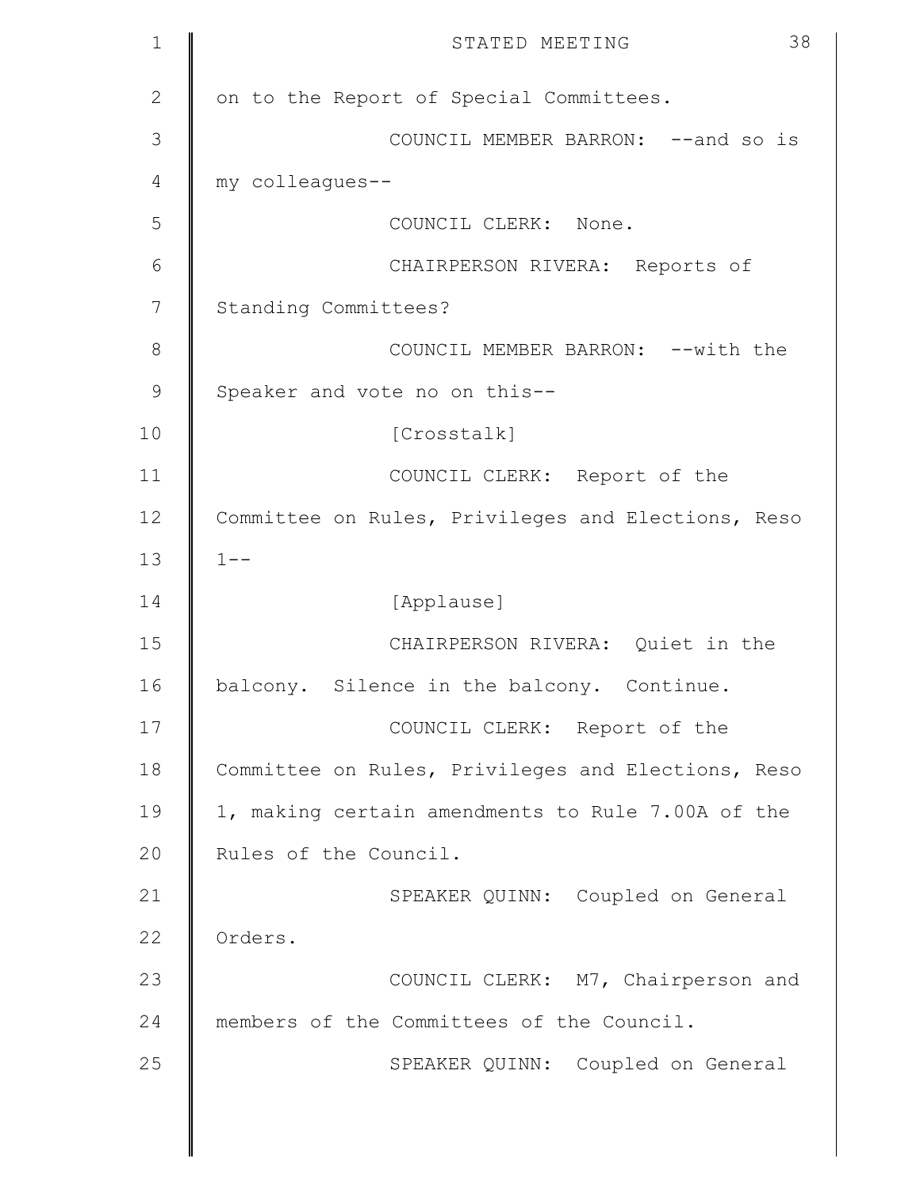on to the Report of Special Committees.

COUNCIL MEMBER BARRON: --and so is my colleagues--

COUNCIL CLERK: None.

CHAIRPERSON RIVERA: Reports of Standing Committees?

COUNCIL MEMBER BARRON: --with the Speaker and vote no on this--

[Crosstalk]

COUNCIL CLERK: Report of the Committee on Rules, Privileges and Elections, Reso 1--

[Applause]

CHAIRPERSON RIVERA: Quiet in the balcony. Silence in the balcony. Continue.

COUNCIL CLERK: Report of the Committee on Rules, Privileges and Elections, Reso 1, making certain amendments to Rule 7.00A of the Rules of the Council.

SPEAKER QUINN: Coupled on General Orders.

COUNCIL CLERK: M7, Chairperson and members of the Committees of the Council.

SPEAKER QUINN: Coupled on General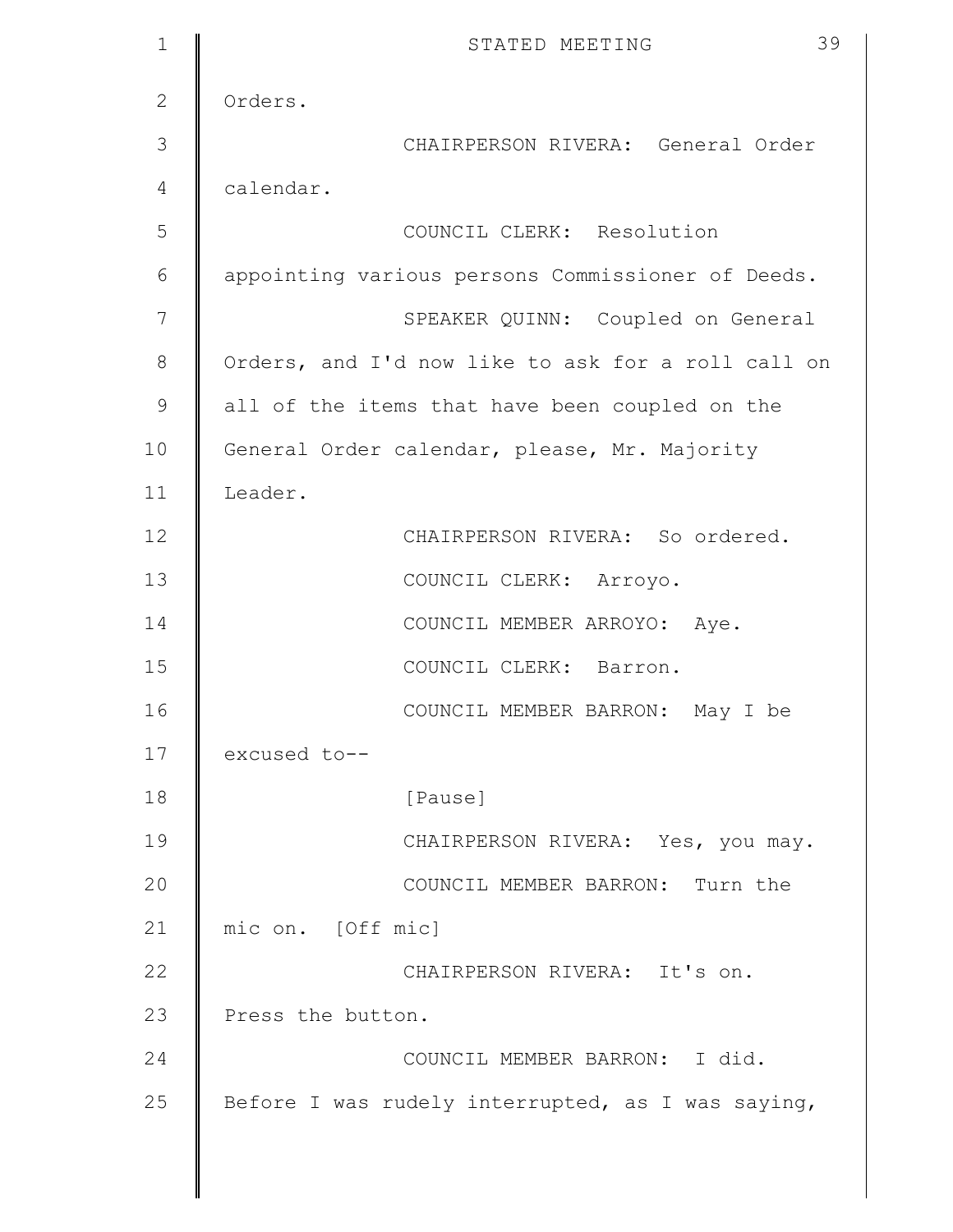Orders.

CHAIRPERSON RIVERA: General Order calendar.

COUNCIL CLERK: Resolution appointing various persons Commissioner of Deeds.

SPEAKER QUINN: Coupled on General Orders, and I'd now like to ask for a roll call on all of the items that have been coupled on the General Order calendar, please, Mr. Majority Leader.

CHAIRPERSON RIVERA: So ordered.

COUNCIL CLERK: Arroyo.

COUNCIL MEMBER ARROYO: Aye.

COUNCIL CLERK: Barron.

COUNCIL MEMBER BARRON: May I be excused to--

[Pause]

CHAIRPERSON RIVERA: Yes, you may.

COUNCIL MEMBER BARRON: Turn the mic on. [Off mic]

CHAIRPERSON RIVERA: It's on. Press the button.

COUNCIL MEMBER BARRON: I did. Before I was rudely interrupted, as I was saying,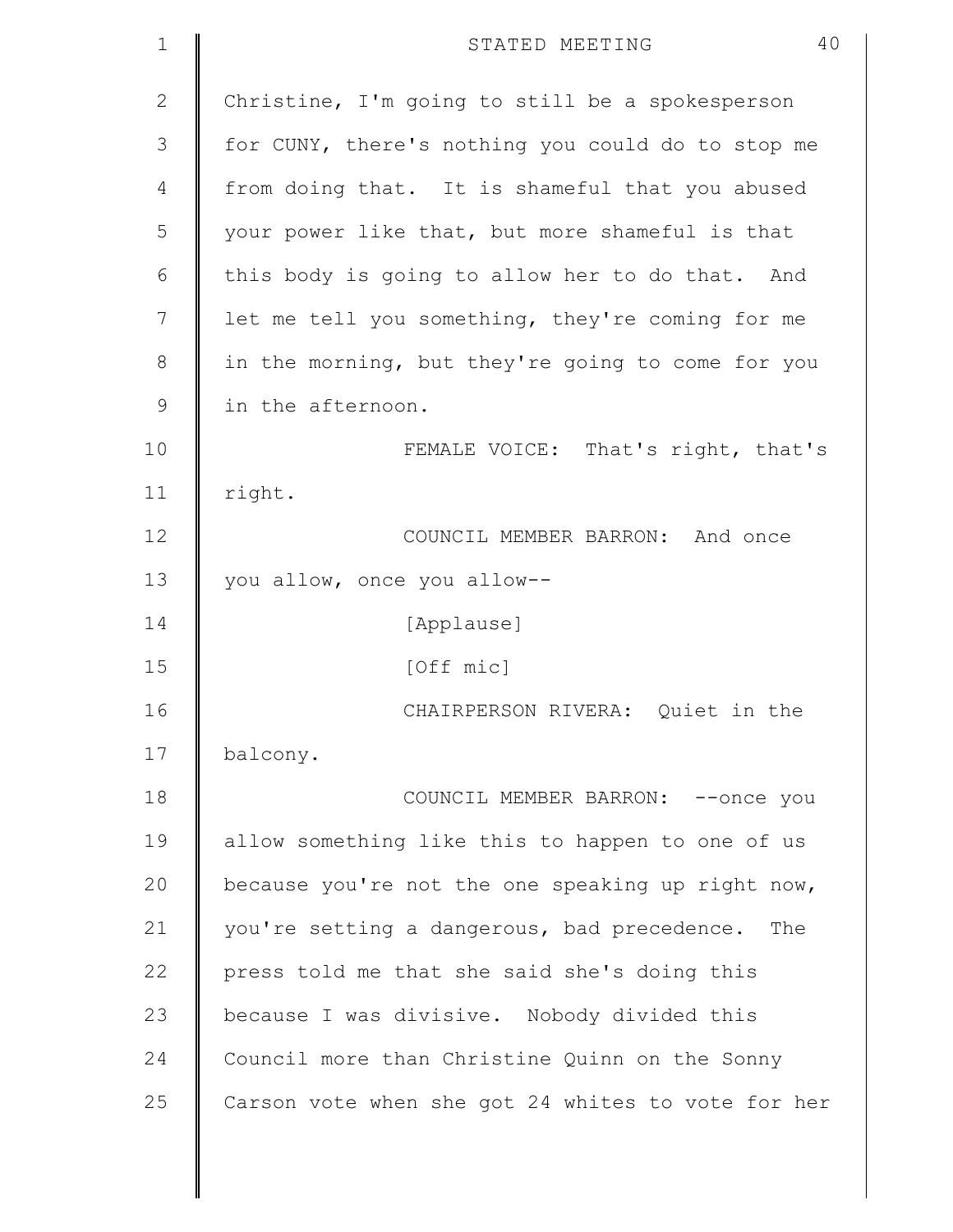Christine, I'm going to still be a spokesperson for CUNY, there's nothing you could do to stop me from doing that. It is shameful that you abused your power like that, but more shameful is that this body is going to allow her to do that. And let me tell you something, they're coming for me in the morning, but they're going to come for you in the afternoon.

FEMALE VOICE: That's right, that's right.

COUNCIL MEMBER BARRON: And once you allow, once you allow--

[Applause]

[Off mic]

CHAIRPERSON RIVERA: Quiet in the balcony.

COUNCIL MEMBER BARRON: --once you allow something like this to happen to one of us because you're not the one speaking up right now, you're setting a dangerous, bad precedence. The press told me that she said she's doing this because I was divisive. Nobody divided this Council more than Christine Quinn on the Sonny Carson vote when she got 24 whites to vote for her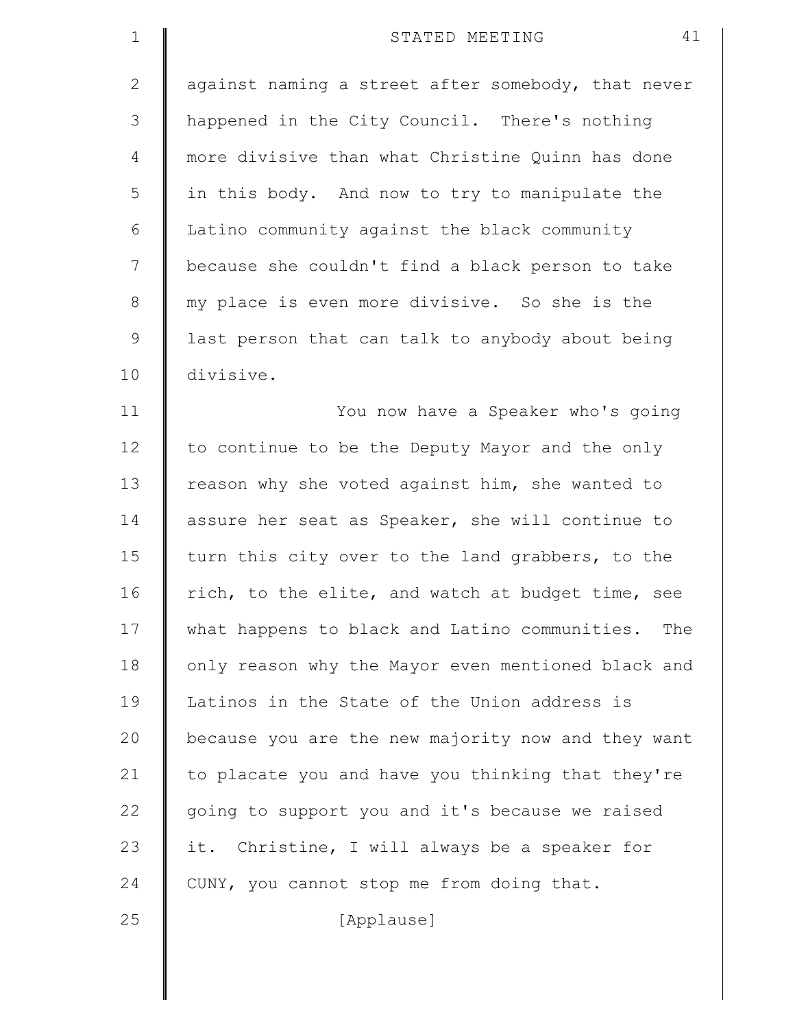against naming a street after somebody, that never happened in the City Council. There's nothing more divisive than what Christine Quinn has done in this body. And now to try to manipulate the Latino community against the black community because she couldn't find a black person to take my place is even more divisive. So she is the last person that can talk to anybody about being divisive.

You now have a Speaker who's going to continue to be the Deputy Mayor and the only reason why she voted against him, she wanted to assure her seat as Speaker, she will continue to turn this city over to the land grabbers, to the rich, to the elite, and watch at budget time, see what happens to black and Latino communities. The only reason why the Mayor even mentioned black and Latinos in the State of the Union address is because you are the new majority now and they want to placate you and have you thinking that they're going to support you and it's because we raised it. Christine, I will always be a speaker for CUNY, you cannot stop me from doing that.

[Applause]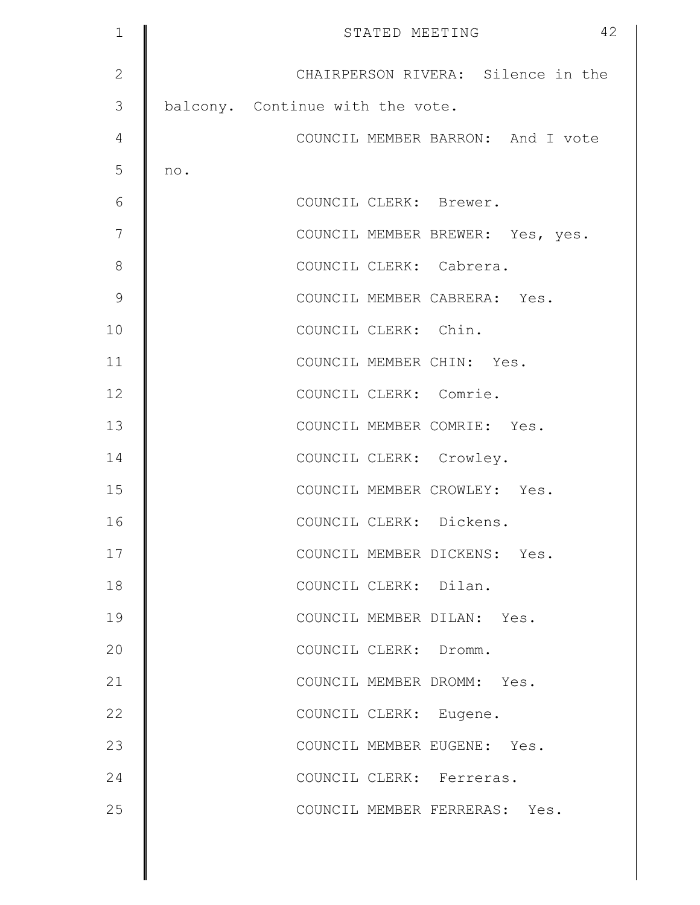CHAIRPERSON RIVERA: Silence in the balcony. Continue with the vote.

COUNCIL MEMBER BARRON: And I vote no.

COUNCIL CLERK: Brewer.

COUNCIL MEMBER BREWER: Yes, yes.

COUNCIL CLERK: Cabrera.

COUNCIL MEMBER CABRERA: Yes.

COUNCIL CLERK: Chin.

COUNCIL MEMBER CHIN: Yes.

COUNCIL CLERK: Comrie.

COUNCIL MEMBER COMRIE: Yes.

COUNCIL CLERK: Crowley.

COUNCIL MEMBER CROWLEY: Yes.

COUNCIL CLERK: Dickens.

COUNCIL MEMBER DICKENS: Yes.

COUNCIL CLERK: Dilan.

COUNCIL MEMBER DILAN: Yes.

COUNCIL CLERK: Dromm.

COUNCIL MEMBER DROMM: Yes.

COUNCIL CLERK: Eugene.

COUNCIL MEMBER EUGENE: Yes.

COUNCIL CLERK: Ferreras.

COUNCIL MEMBER FERRERAS: Yes.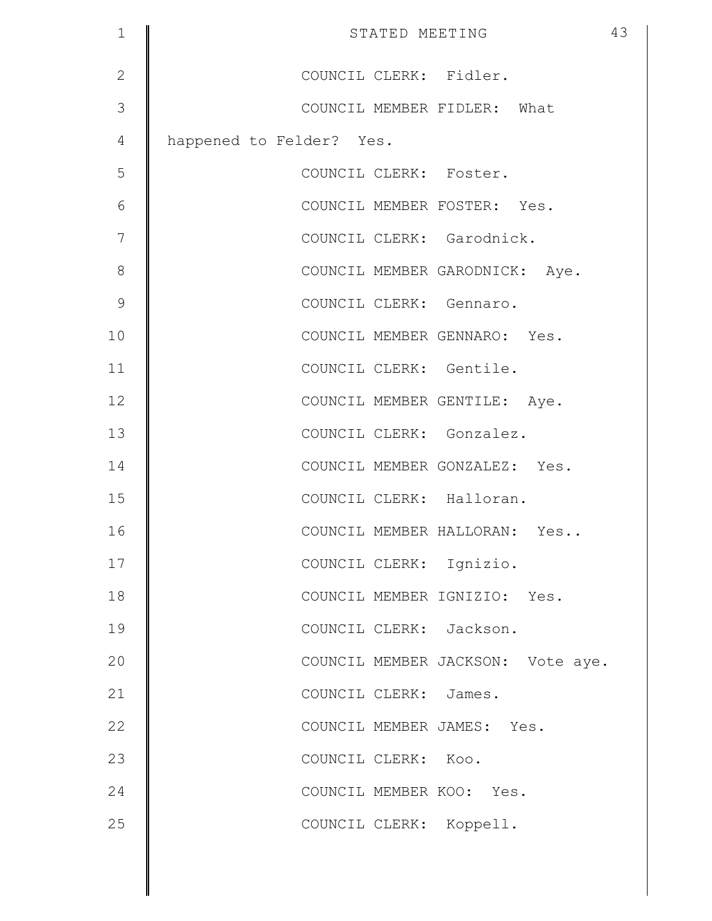COUNCIL CLERK: Fidler.

COUNCIL MEMBER FIDLER: What happened to Felder? Yes.

COUNCIL CLERK: Foster.

COUNCIL MEMBER FOSTER: Yes.

COUNCIL CLERK: Garodnick.

COUNCIL MEMBER GARODNICK: Aye.

COUNCIL CLERK: Gennaro.

COUNCIL MEMBER GENNARO: Yes.

COUNCIL CLERK: Gentile.

COUNCIL MEMBER GENTILE: Aye.

COUNCIL CLERK: Gonzalez.

COUNCIL MEMBER GONZALEZ: Yes.

COUNCIL CLERK: Halloran.

COUNCIL MEMBER HALLORAN: Yes..

COUNCIL CLERK: Ignizio.

COUNCIL MEMBER IGNIZIO: Yes.

COUNCIL CLERK: Jackson.

COUNCIL MEMBER JACKSON: Vote aye.

COUNCIL CLERK: James.

COUNCIL MEMBER JAMES: Yes.

COUNCIL CLERK: Koo.

COUNCIL MEMBER KOO: Yes.

COUNCIL CLERK: Koppell.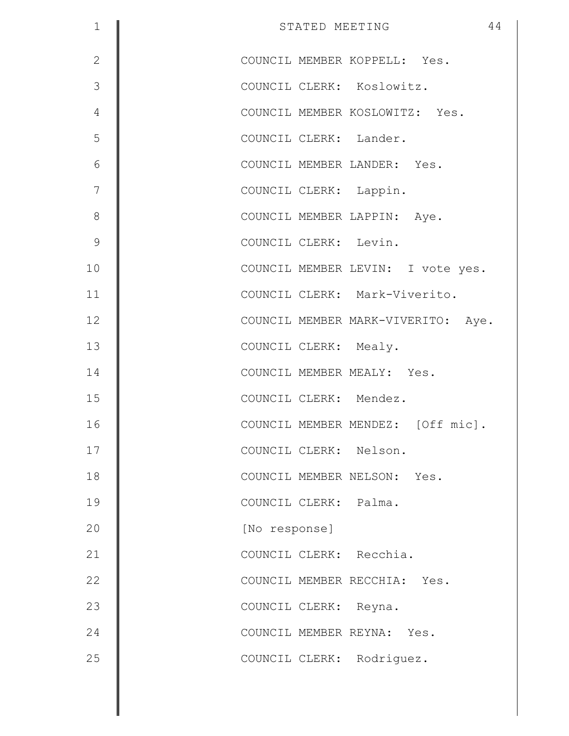COUNCIL MEMBER KOPPELL: Yes.

COUNCIL CLERK: Koslowitz.

COUNCIL MEMBER KOSLOWITZ: Yes.

COUNCIL CLERK: Lander.

COUNCIL MEMBER LANDER: Yes.

COUNCIL CLERK: Lappin.

COUNCIL MEMBER LAPPIN: Aye.

COUNCIL CLERK: Levin.

COUNCIL MEMBER LEVIN: I vote yes.

COUNCIL CLERK: Mark-Viverito.

COUNCIL MEMBER MARK-VIVERITO: Aye.

COUNCIL CLERK: Mealy.

COUNCIL MEMBER MEALY: Yes.

COUNCIL CLERK: Mendez.

COUNCIL MEMBER MENDEZ: [Off mic].

COUNCIL CLERK: Nelson.

COUNCIL MEMBER NELSON: Yes.

COUNCIL CLERK: Palma.

[No response]

COUNCIL CLERK: Recchia.

COUNCIL MEMBER RECCHIA: Yes.

COUNCIL CLERK: Reyna.

COUNCIL MEMBER REYNA: Yes.

COUNCIL CLERK: Rodriguez.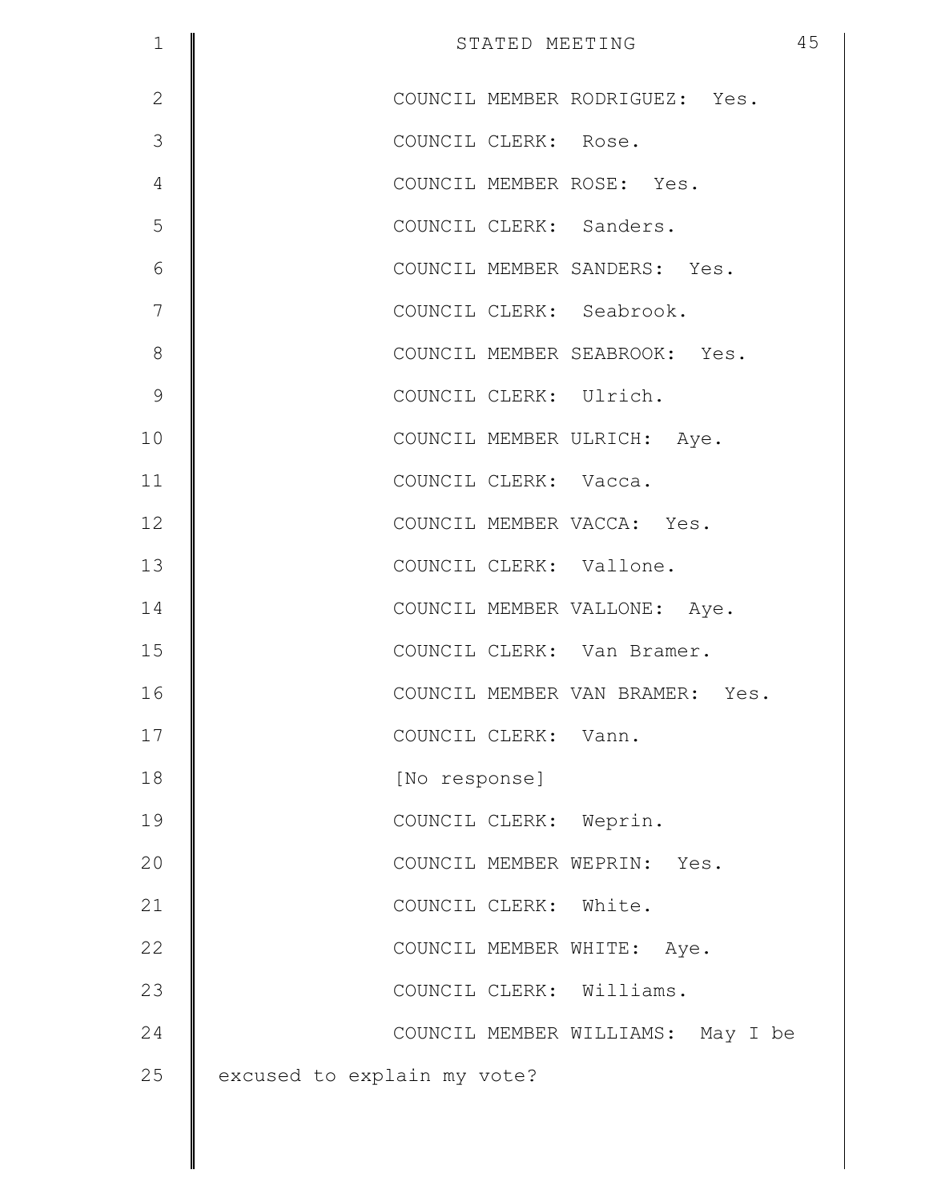COUNCIL MEMBER RODRIGUEZ: Yes.

COUNCIL CLERK: Rose.

COUNCIL MEMBER ROSE: Yes.

COUNCIL CLERK: Sanders.

COUNCIL MEMBER SANDERS: Yes.

COUNCIL CLERK: Seabrook.

COUNCIL MEMBER SEABROOK: Yes.

COUNCIL CLERK: Ulrich.

COUNCIL MEMBER ULRICH: Aye.

COUNCIL CLERK: Vacca.

COUNCIL MEMBER VACCA: Yes.

COUNCIL CLERK: Vallone.

COUNCIL MEMBER VALLONE: Aye.

COUNCIL CLERK: Van Bramer.

COUNCIL MEMBER VAN BRAMER: Yes.

COUNCIL CLERK: Vann.

[No response]

COUNCIL CLERK: Weprin.

COUNCIL MEMBER WEPRIN: Yes.

COUNCIL CLERK: White.

COUNCIL MEMBER WHITE: Aye.

COUNCIL CLERK: Williams.

COUNCIL MEMBER WILLIAMS: May I be excused to explain my vote?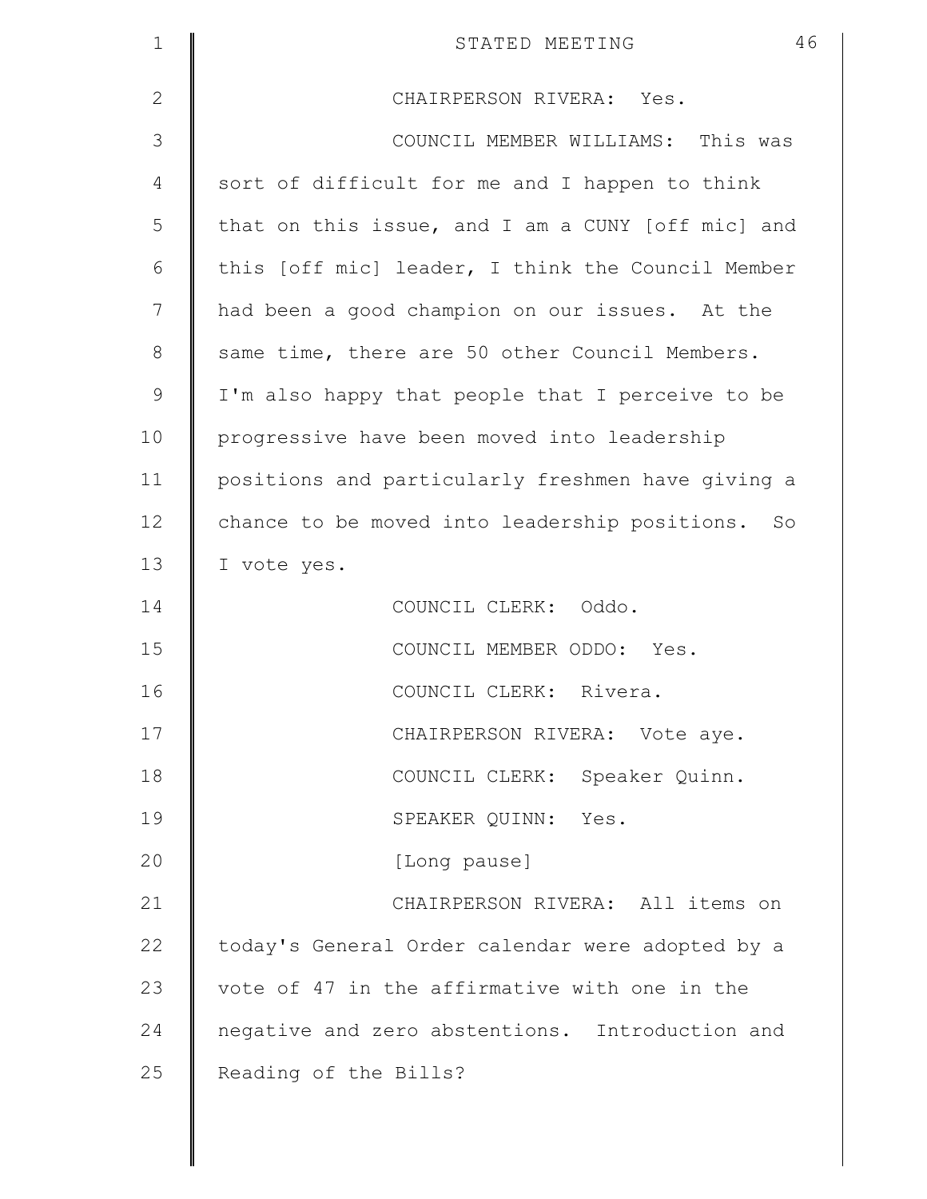CHAIRPERSON RIVERA: Yes.

COUNCIL MEMBER WILLIAMS: This was sort of difficult for me and I happen to think that on this issue, and I am a CUNY [off mic] and this [off mic] leader, I think the Council Member had been a good champion on our issues. At the same time, there are 50 other Council Members. I'm also happy that people that I perceive to be progressive have been moved into leadership positions and particularly freshmen have giving a chance to be moved into leadership positions. So I vote yes.

COUNCIL CLERK: Oddo.

COUNCIL MEMBER ODDO: Yes.

COUNCIL CLERK: Rivera.

CHAIRPERSON RIVERA: Vote aye.

COUNCIL CLERK: Speaker Quinn.

SPEAKER QUINN: Yes.

[Long pause]

CHAIRPERSON RIVERA: All items on today's General Order calendar were adopted by a vote of 47 in the affirmative with one in the negative and zero abstentions. Introduction and Reading of the Bills?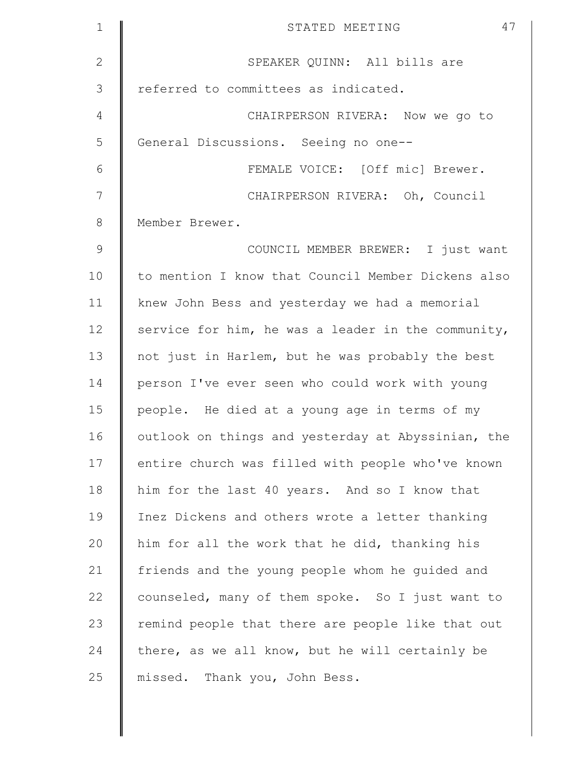SPEAKER QUINN: All bills are referred to committees as indicated.

CHAIRPERSON RIVERA: Now we go to General Discussions. Seeing no one--

FEMALE VOICE: [Off mic] Brewer.

CHAIRPERSON RIVERA: Oh, Council Member Brewer.

COUNCIL MEMBER BREWER: I just want to mention I know that Council Member Dickens also knew John Bess and yesterday we had a memorial service for him, he was a leader in the community, not just in Harlem, but he was probably the best person I've ever seen who could work with young people. He died at a young age in terms of my outlook on things and yesterday at Abyssinian, the entire church was filled with people who've known him for the last 40 years. And so I know that Inez Dickens and others wrote a letter thanking him for all the work that he did, thanking his friends and the young people whom he guided and counseled, many of them spoke. So I just want to remind people that there are people like that out there, as we all know, but he will certainly be missed. Thank you, John Bess.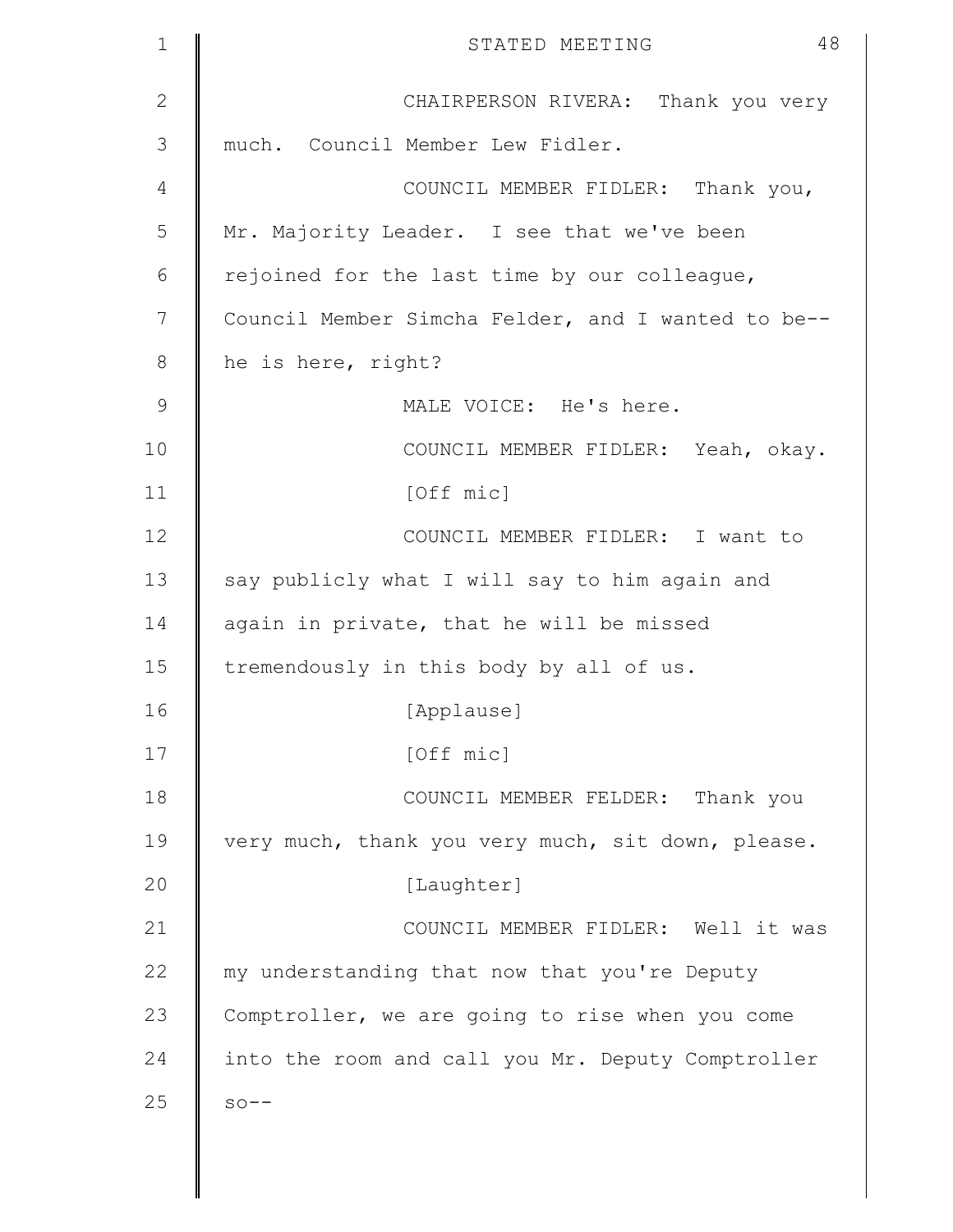CHAIRPERSON RIVERA: Thank you very much. Council Member Lew Fidler.

COUNCIL MEMBER FIDLER: Thank you, Mr. Majority Leader. I see that we've been rejoined for the last time by our colleague, Council Member Simcha Felder, and I wanted to be-- he is here, right?

MALE VOICE: He's here.

COUNCIL MEMBER FIDLER: Yeah, okay.

[Off mic]

COUNCIL MEMBER FIDLER: I want to say publicly what I will say to him again and again in private, that he will be missed tremendously in this body by all of us.

[Applause]

[Off mic]

COUNCIL MEMBER FELDER: Thank you very much, thank you very much, sit down, please.

[Laughter]

COUNCIL MEMBER FIDLER: Well it was my understanding that now that you're Deputy Comptroller, we are going to rise when you come into the room and call you Mr. Deputy Comptroller so--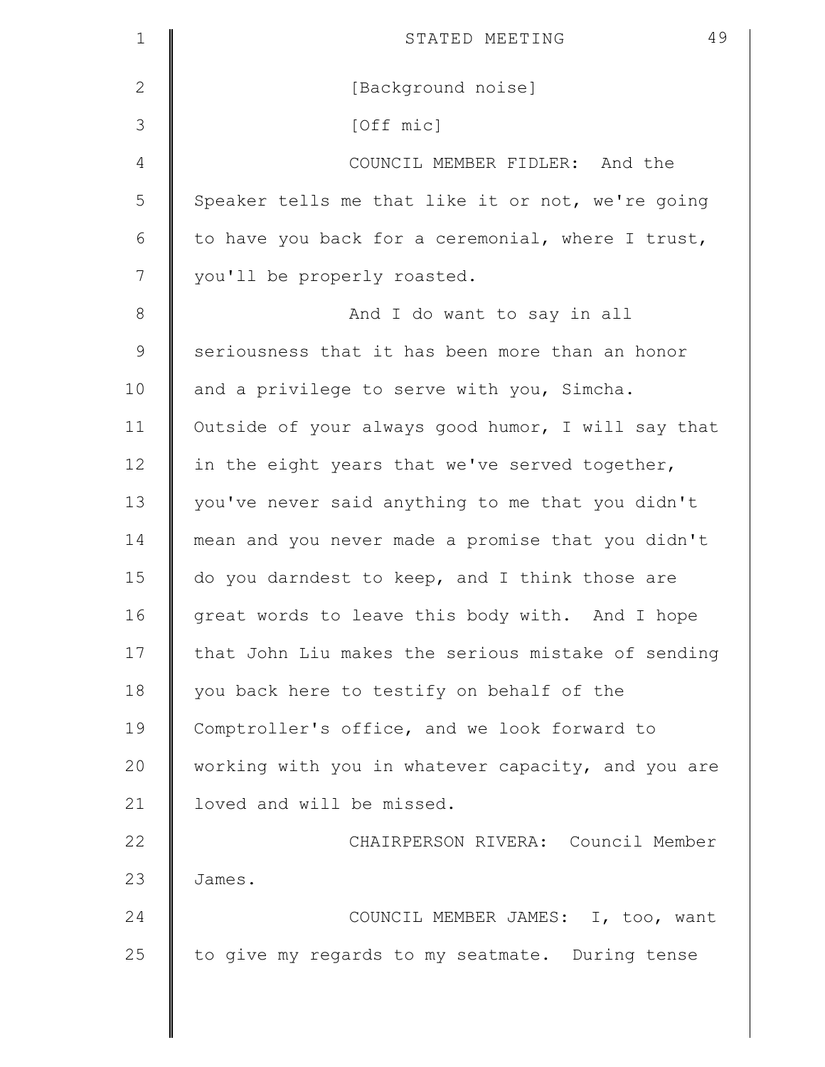[Background noise]

[Off mic]

COUNCIL MEMBER FIDLER: And the Speaker tells me that like it or not, we're going to have you back for a ceremonial, where I trust, you'll be properly roasted.

And I do want to say in all seriousness that it has been more than an honor and a privilege to serve with you, Simcha. Outside of your always good humor, I will say that in the eight years that we've served together, you've never said anything to me that you didn't mean and you never made a promise that you didn't do you darndest to keep, and I think those are great words to leave this body with. And I hope that John Liu makes the serious mistake of sending you back here to testify on behalf of the Comptroller's office, and we look forward to working with you in whatever capacity, and you are loved and will be missed.

CHAIRPERSON RIVERA: Council Member James.

COUNCIL MEMBER JAMES: I, too, want to give my regards to my seatmate. During tense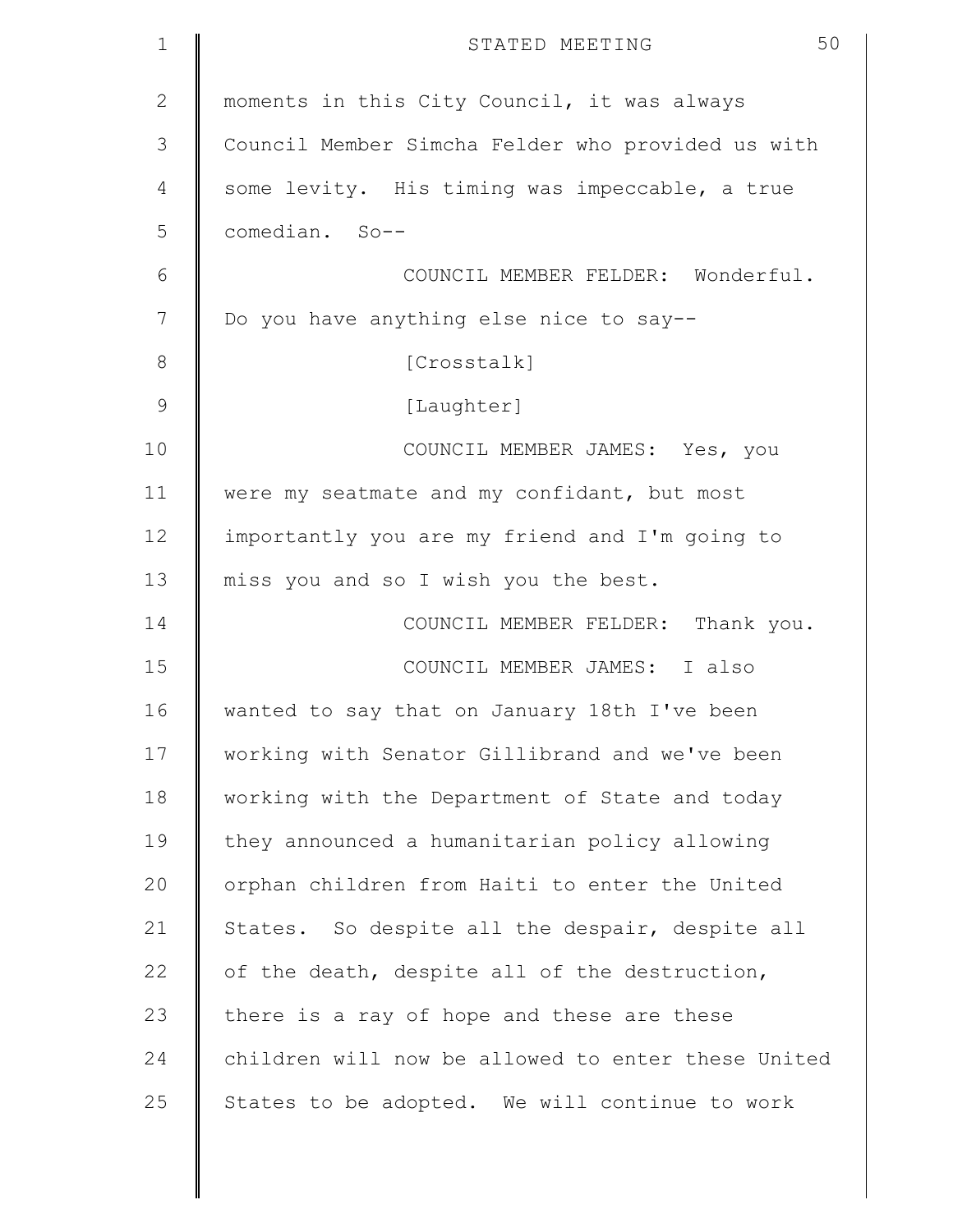moments in this City Council, it was always Council Member Simcha Felder who provided us with some levity. His timing was impeccable, a true comedian. So--

COUNCIL MEMBER FELDER: Wonderful. Do you have anything else nice to say--

[Crosstalk]

[Laughter]

COUNCIL MEMBER JAMES: Yes, you were my seatmate and my confidant, but most importantly you are my friend and I'm going to miss you and so I wish you the best.

COUNCIL MEMBER FELDER: Thank you.

COUNCIL MEMBER JAMES: I also wanted to say that on January 18th I've been working with Senator Gillibrand and we've been working with the Department of State and today they announced a humanitarian policy allowing orphan children from Haiti to enter the United States. So despite all the despair, despite all of the death, despite all of the destruction, there is a ray of hope and these are these children will now be allowed to enter these United States to be adopted. We will continue to work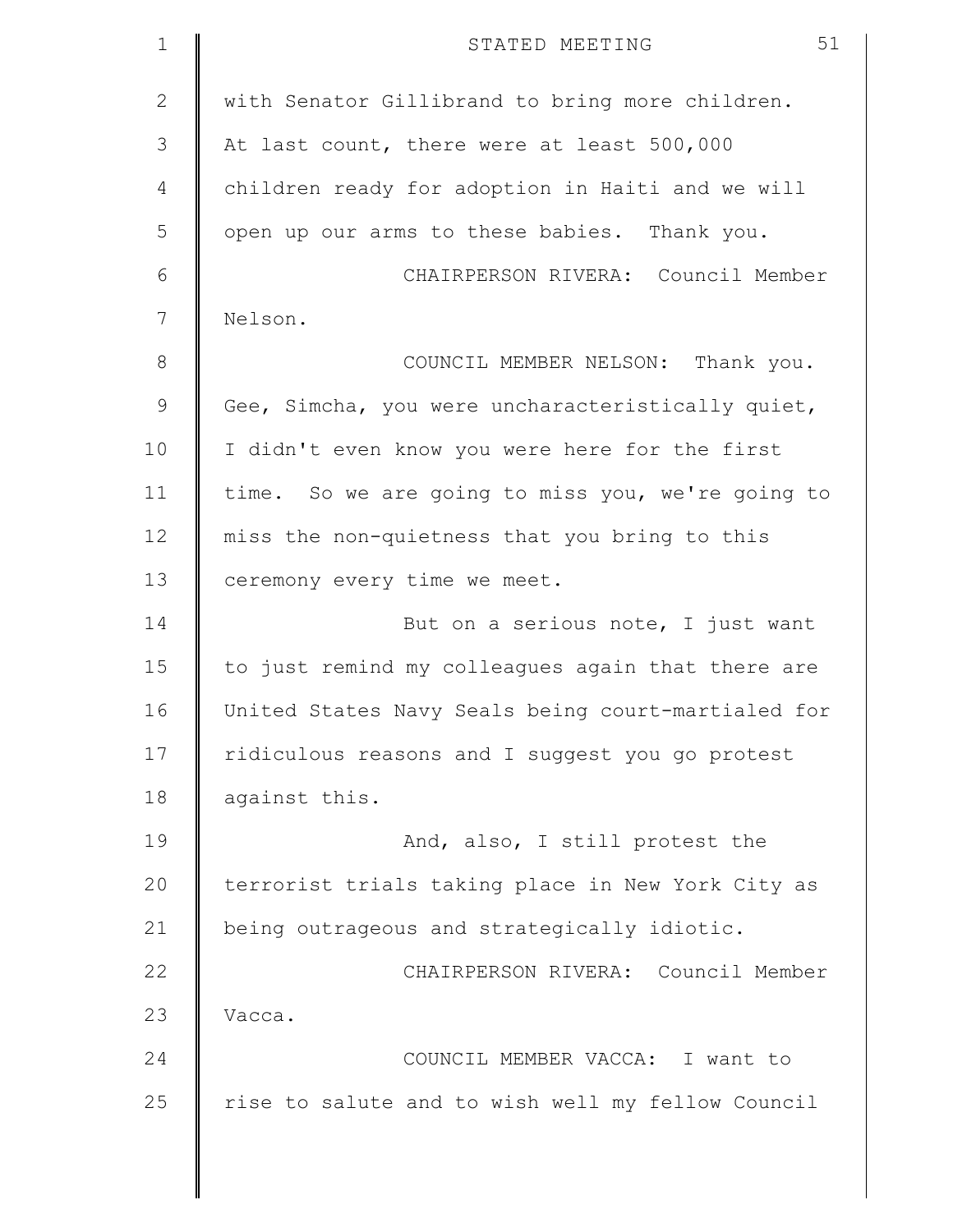with Senator Gillibrand to bring more children. At last count, there were at least 500,000 children ready for adoption in Haiti and we will open up our arms to these babies. Thank you.

CHAIRPERSON RIVERA: Council Member Nelson.

COUNCIL MEMBER NELSON: Thank you. Gee, Simcha, you were uncharacteristically quiet, I didn't even know you were here for the first time. So we are going to miss you, we're going to miss the non-quietness that you bring to this ceremony every time we meet.

But on a serious note, I just want to just remind my colleagues again that there are United States Navy Seals being court-martialed for ridiculous reasons and I suggest you go protest against this.

And, also, I still protest the terrorist trials taking place in New York City as being outrageous and strategically idiotic.

CHAIRPERSON RIVERA: Council Member Vacca.

COUNCIL MEMBER VACCA: I want to rise to salute and to wish well my fellow Council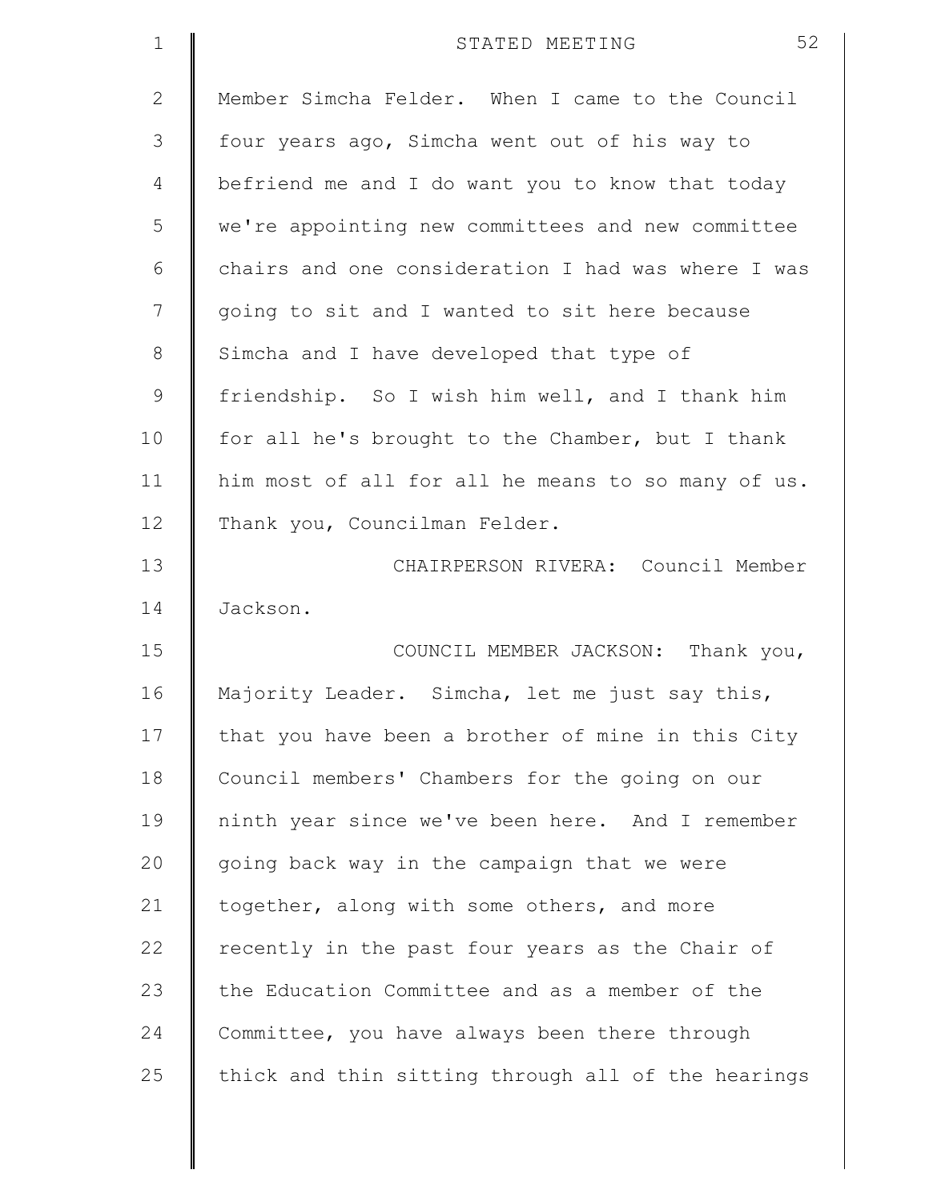Member Simcha Felder. When I came to the Council four years ago, Simcha went out of his way to befriend me and I do want you to know that today we're appointing new committees and new committee chairs and one consideration I had was where I was going to sit and I wanted to sit here because Simcha and I have developed that type of friendship. So I wish him well, and I thank him for all he's brought to the Chamber, but I thank him most of all for all he means to so many of us. Thank you, Councilman Felder.

CHAIRPERSON RIVERA: Council Member Jackson.

COUNCIL MEMBER JACKSON: Thank you, Majority Leader. Simcha, let me just say this, that you have been a brother of mine in this City Council members' Chambers for the going on our ninth year since we've been here. And I remember going back way in the campaign that we were together, along with some others, and more recently in the past four years as the Chair of the Education Committee and as a member of the Committee, you have always been there through thick and thin sitting through all of the hearings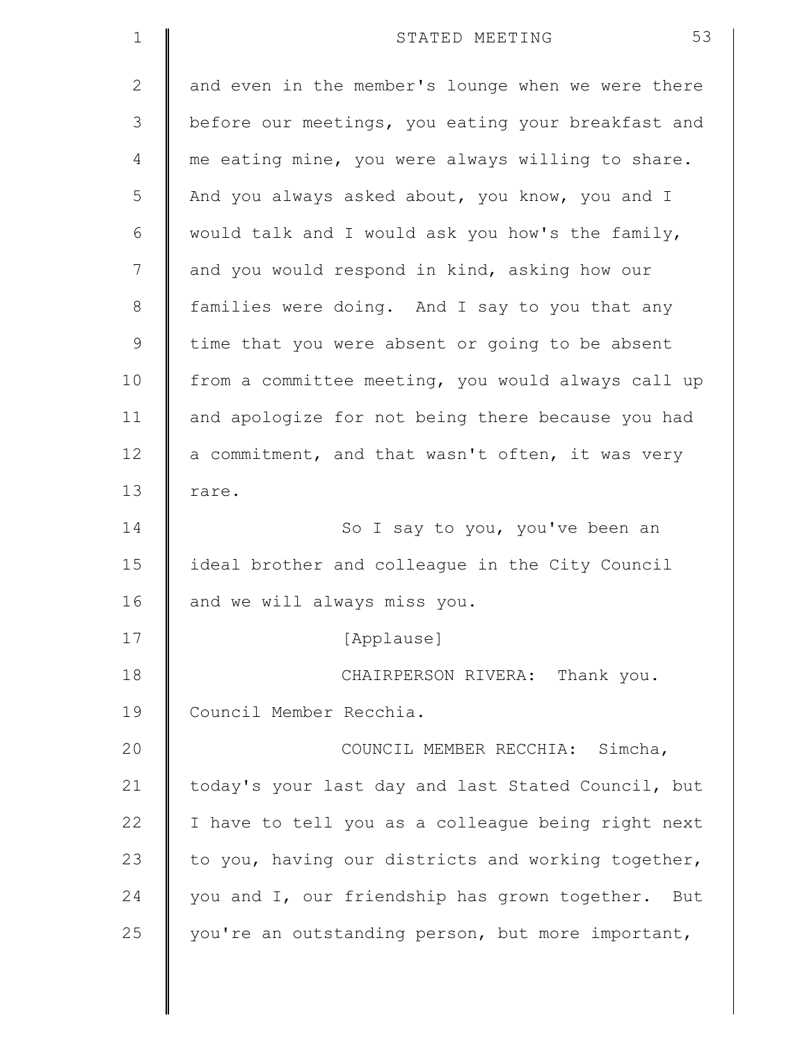and even in the member's lounge when we were there before our meetings, you eating your breakfast and me eating mine, you were always willing to share. And you always asked about, you know, you and I would talk and I would ask you how's the family, and you would respond in kind, asking how our families were doing. And I say to you that any time that you were absent or going to be absent from a committee meeting, you would always call up and apologize for not being there because you had a commitment, and that wasn't often, it was very rare.

So I say to you, you've been an ideal brother and colleague in the City Council and we will always miss you.

[Applause]

CHAIRPERSON RIVERA: Thank you. Council Member Recchia.

COUNCIL MEMBER RECCHIA: Simcha, today's your last day and last Stated Council, but I have to tell you as a colleague being right next to you, having our districts and working together, you and I, our friendship has grown together. But you're an outstanding person, but more important,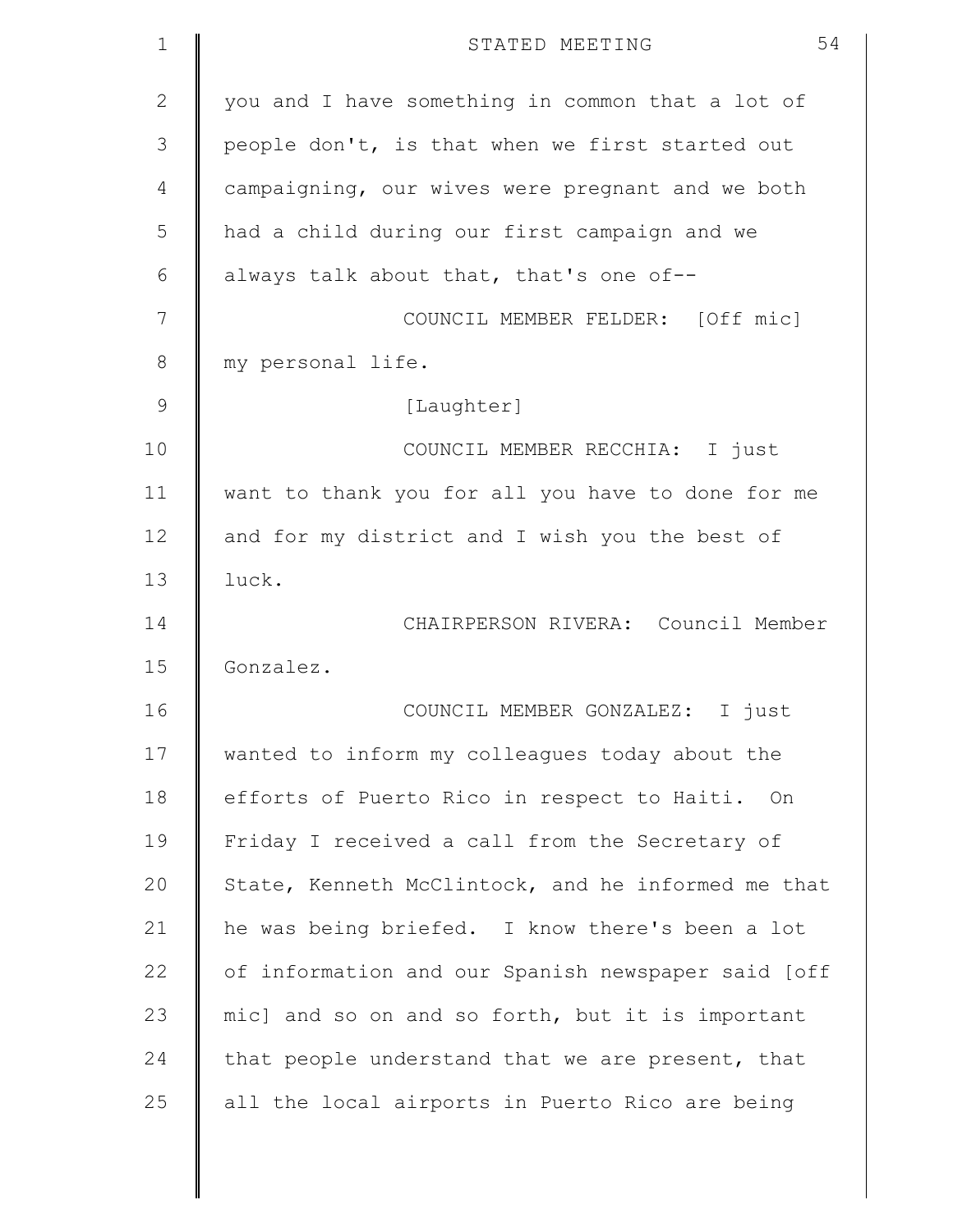you and I have something in common that a lot of people don't, is that when we first started out campaigning, our wives were pregnant and we both had a child during our first campaign and we always talk about that, that's one of--

COUNCIL MEMBER FELDER: [Off mic] my personal life.

[Laughter]

COUNCIL MEMBER RECCHIA: I just want to thank you for all you have to done for me and for my district and I wish you the best of luck.

CHAIRPERSON RIVERA: Council Member Gonzalez.

COUNCIL MEMBER GONZALEZ: I just wanted to inform my colleagues today about the efforts of Puerto Rico in respect to Haiti. On Friday I received a call from the Secretary of State, Kenneth McClintock, and he informed me that he was being briefed. I know there's been a lot of information and our Spanish newspaper said [off mic] and so on and so forth, but it is important that people understand that we are present, that all the local airports in Puerto Rico are being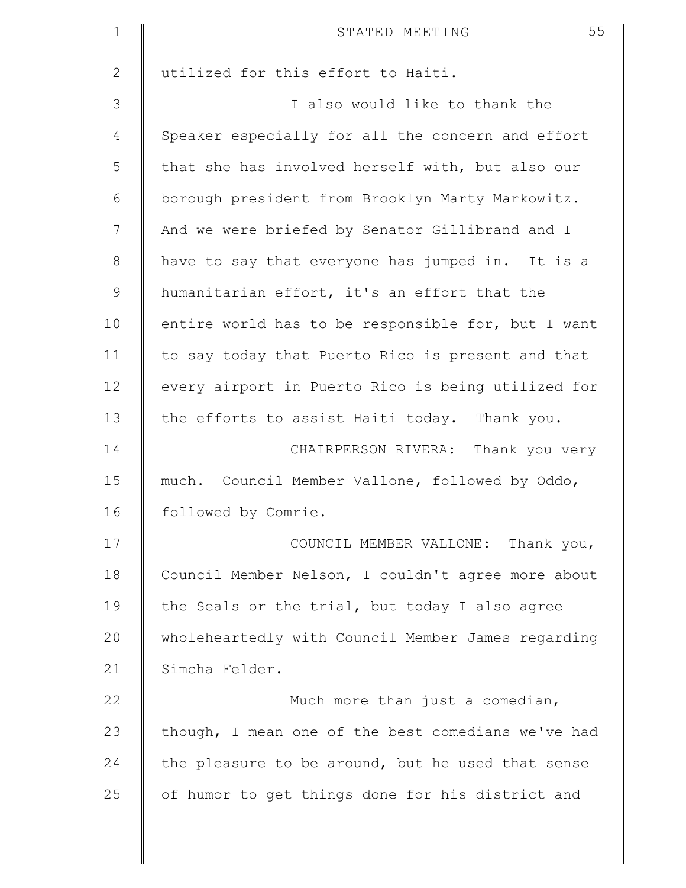utilized for this effort to Haiti.

I also would like to thank the Speaker especially for all the concern and effort that she has involved herself with, but also our borough president from Brooklyn Marty Markowitz. And we were briefed by Senator Gillibrand and I have to say that everyone has jumped in. It is a humanitarian effort, it's an effort that the entire world has to be responsible for, but I want to say today that Puerto Rico is present and that every airport in Puerto Rico is being utilized for the efforts to assist Haiti today. Thank you.

CHAIRPERSON RIVERA: Thank you very much. Council Member Vallone, followed by Oddo, followed by Comrie.

COUNCIL MEMBER VALLONE: Thank you, Council Member Nelson, I couldn't agree more about the Seals or the trial, but today I also agree wholeheartedly with Council Member James regarding Simcha Felder.

Much more than just a comedian, though, I mean one of the best comedians we've had the pleasure to be around, but he used that sense of humor to get things done for his district and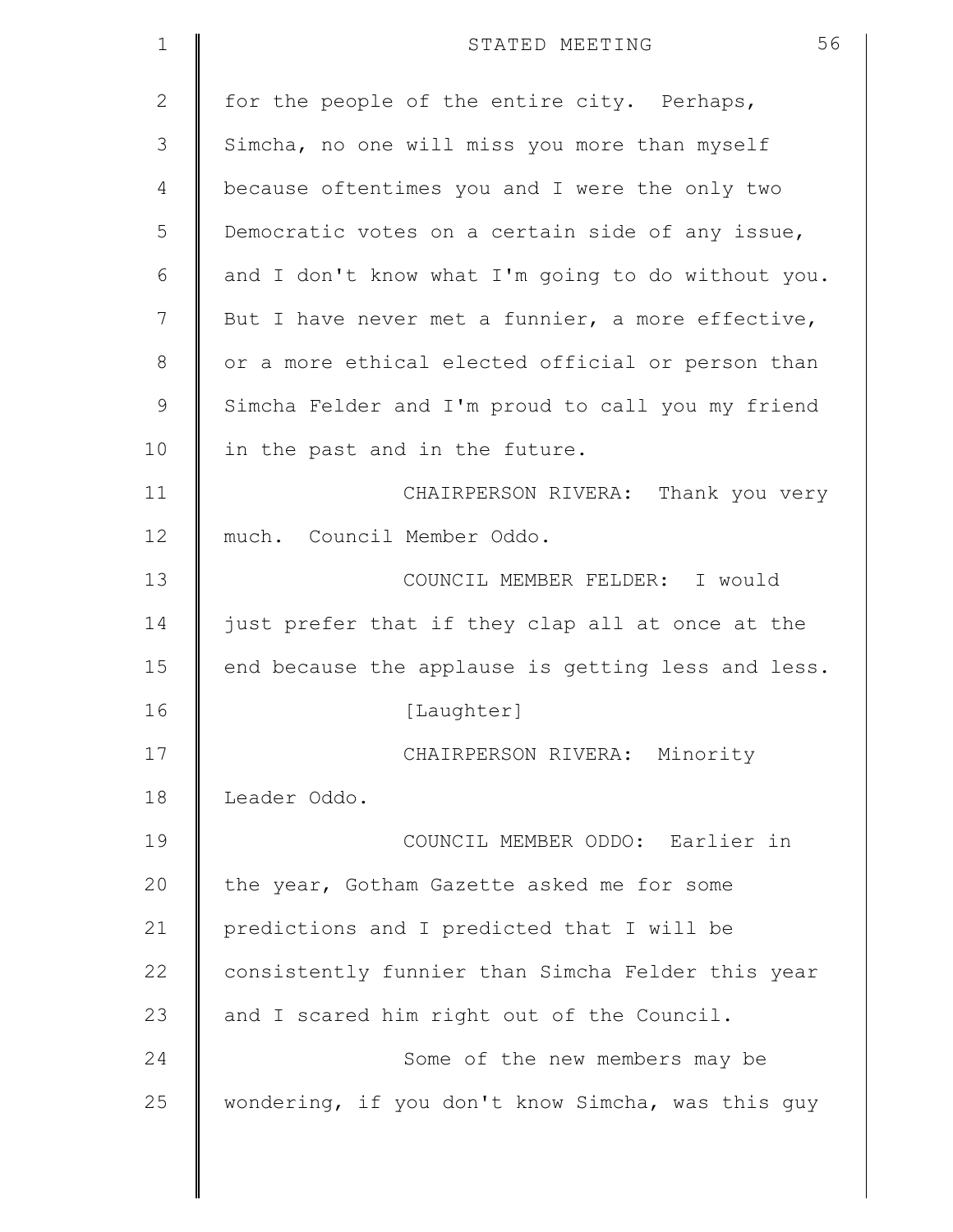for the people of the entire city. Perhaps, Simcha, no one will miss you more than myself because oftentimes you and I were the only two Democratic votes on a certain side of any issue, and I don't know what I'm going to do without you. But I have never met a funnier, a more effective, or a more ethical elected official or person than Simcha Felder and I'm proud to call you my friend in the past and in the future.

CHAIRPERSON RIVERA: Thank you very much. Council Member Oddo.

COUNCIL MEMBER FELDER: I would just prefer that if they clap all at once at the end because the applause is getting less and less.

[Laughter]

CHAIRPERSON RIVERA: Minority Leader Oddo.

COUNCIL MEMBER ODDO: Earlier in the year, Gotham Gazette asked me for some predictions and I predicted that I will be consistently funnier than Simcha Felder this year and I scared him right out of the Council.

Some of the new members may be wondering, if you don't know Simcha, was this guy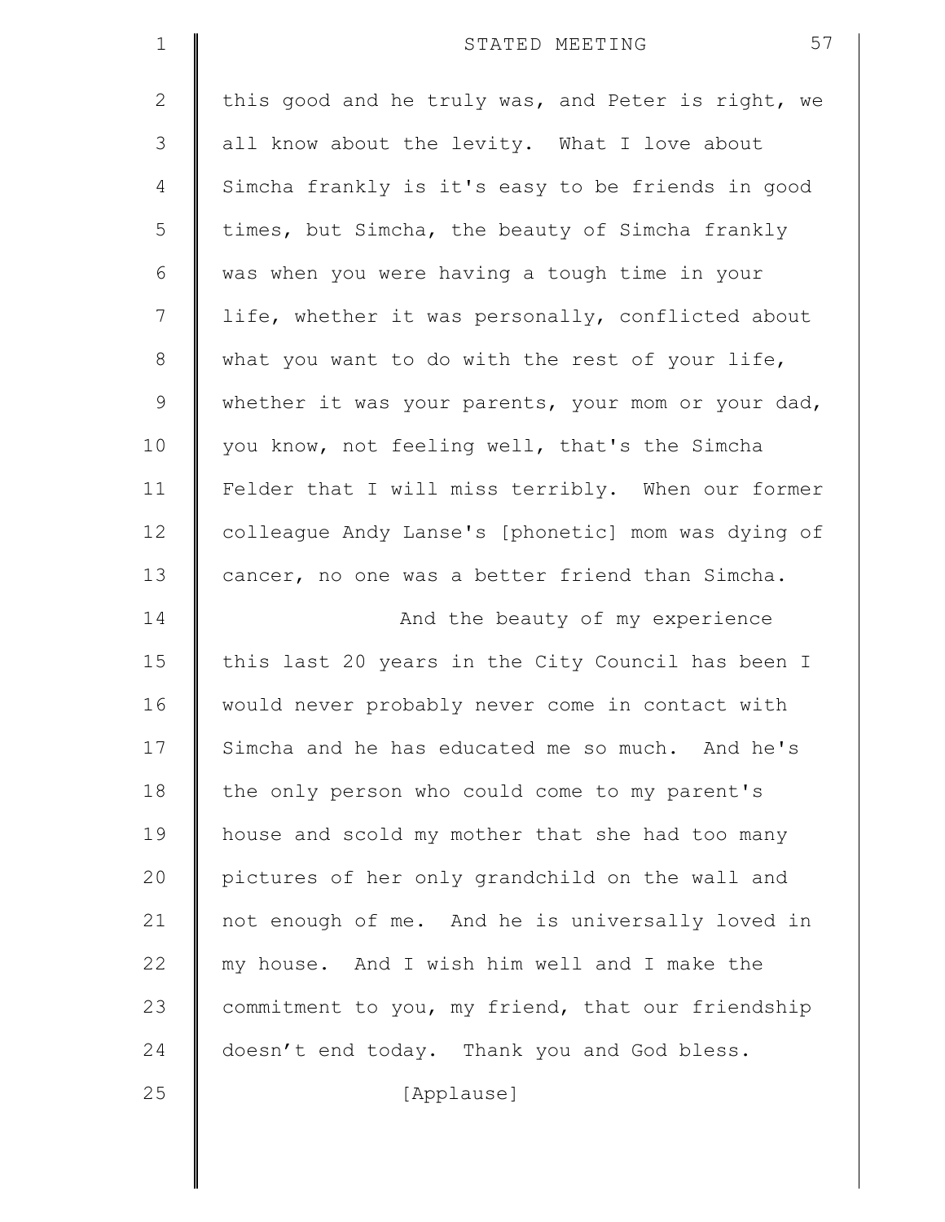this good and he truly was, and Peter is right, we all know about the levity. What I love about Simcha frankly is it's easy to be friends in good times, but Simcha, the beauty of Simcha frankly was when you were having a tough time in your life, whether it was personally, conflicted about what you want to do with the rest of your life, whether it was your parents, your mom or your dad, you know, not feeling well, that's the Simcha Felder that I will miss terribly. When our former colleague Andy Lanse's [phonetic] mom was dying of cancer, no one was a better friend than Simcha.

And the beauty of my experience this last 20 years in the City Council has been I would never probably never come in contact with Simcha and he has educated me so much. And he's the only person who could come to my parent's house and scold my mother that she had too many pictures of her only grandchild on the wall and not enough of me. And he is universally loved in my house. And I wish him well and I make the commitment to you, my friend, that our friendship doesn't end today. Thank you and God bless.

[Applause]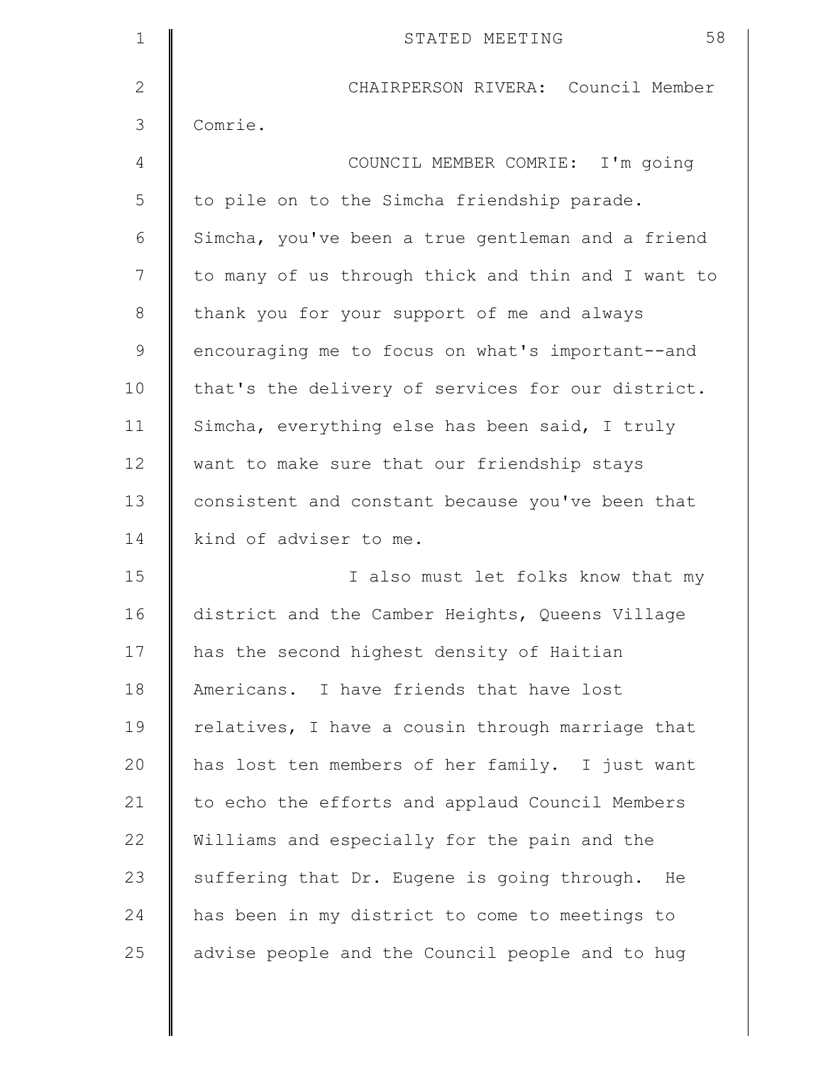CHAIRPERSON RIVERA: Council Member Comrie.

COUNCIL MEMBER COMRIE: I'm going to pile on to the Simcha friendship parade. Simcha, you've been a true gentleman and a friend to many of us through thick and thin and I want to thank you for your support of me and always encouraging me to focus on what's important--and that's the delivery of services for our district. Simcha, everything else has been said, I truly want to make sure that our friendship stays consistent and constant because you've been that kind of adviser to me.

I also must let folks know that my district and the Camber Heights, Queens Village has the second highest density of Haitian Americans. I have friends that have lost relatives, I have a cousin through marriage that has lost ten members of her family. I just want to echo the efforts and applaud Council Members Williams and especially for the pain and the suffering that Dr. Eugene is going through. He has been in my district to come to meetings to advise people and the Council people and to hug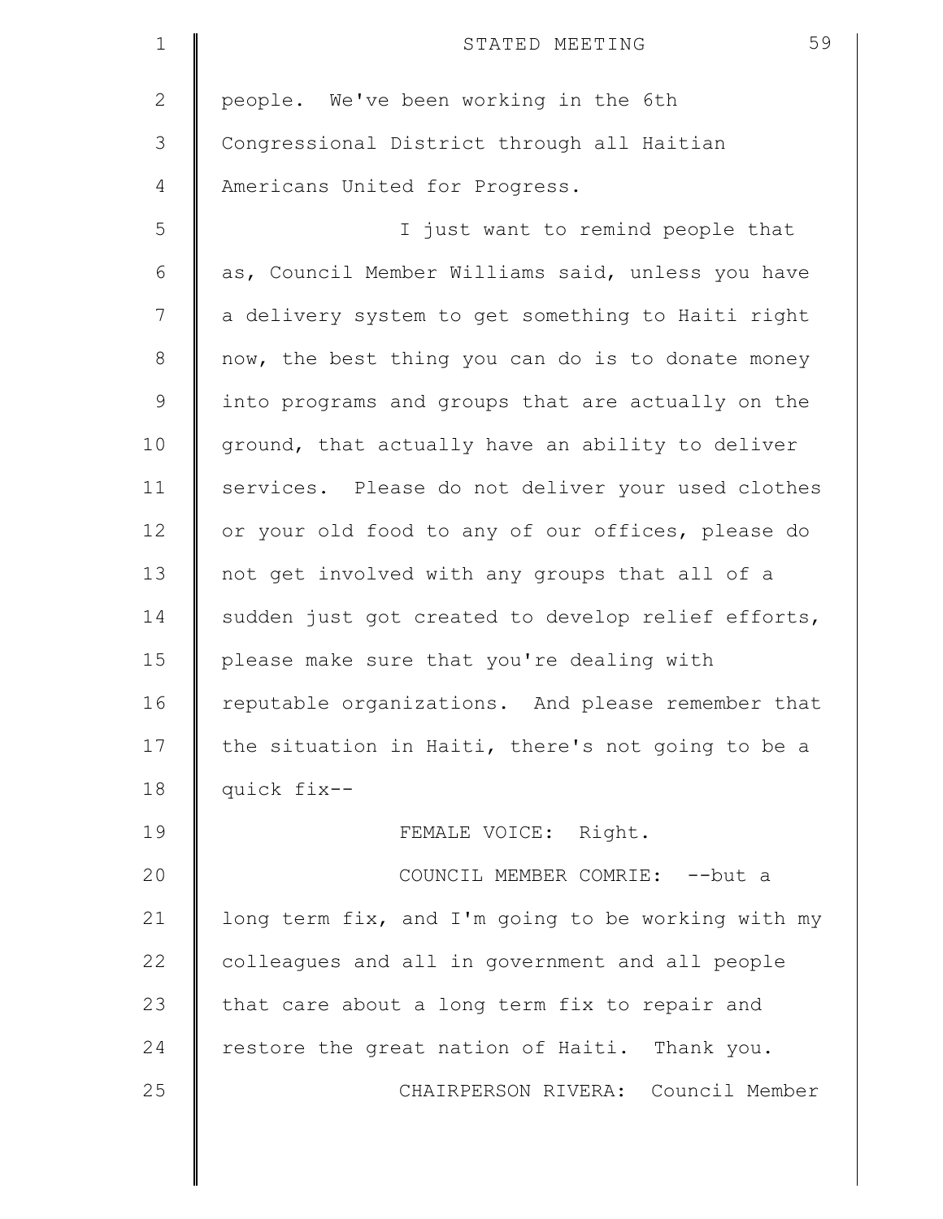people. We've been working in the 6th Congressional District through all Haitian Americans United for Progress.

I just want to remind people that as, Council Member Williams said, unless you have a delivery system to get something to Haiti right now, the best thing you can do is to donate money into programs and groups that are actually on the ground, that actually have an ability to deliver services. Please do not deliver your used clothes or your old food to any of our offices, please do not get involved with any groups that all of a sudden just got created to develop relief efforts, please make sure that you're dealing with reputable organizations. And please remember that the situation in Haiti, there's not going to be a quick fix--

FEMALE VOICE: Right.

COUNCIL MEMBER COMRIE: --but a long term fix, and I'm going to be working with my colleagues and all in government and all people that care about a long term fix to repair and restore the great nation of Haiti. Thank you.

CHAIRPERSON RIVERA: Council Member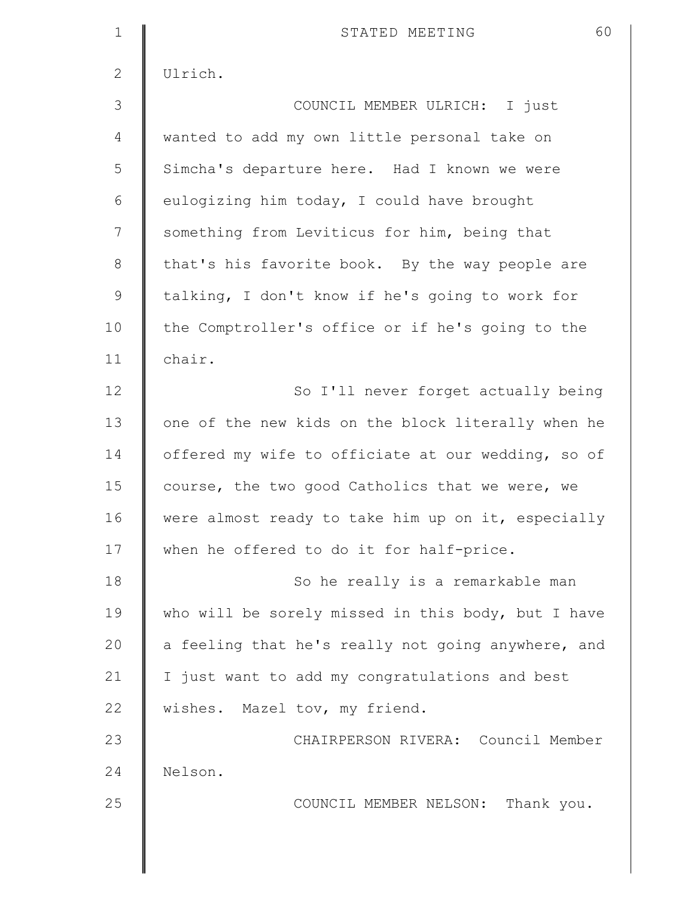Ulrich.

COUNCIL MEMBER ULRICH: I just wanted to add my own little personal take on Simcha's departure here. Had I known we were eulogizing him today, I could have brought something from Leviticus for him, being that that's his favorite book. By the way people are talking, I don't know if he's going to work for the Comptroller's office or if he's going to the chair.

So I'll never forget actually being one of the new kids on the block literally when he offered my wife to officiate at our wedding, so of course, the two good Catholics that we were, we were almost ready to take him up on it, especially when he offered to do it for half-price.

So he really is a remarkable man who will be sorely missed in this body, but I have a feeling that he's really not going anywhere, and I just want to add my congratulations and best wishes. Mazel tov, my friend.

CHAIRPERSON RIVERA: Council Member Nelson.

COUNCIL MEMBER NELSON: Thank you.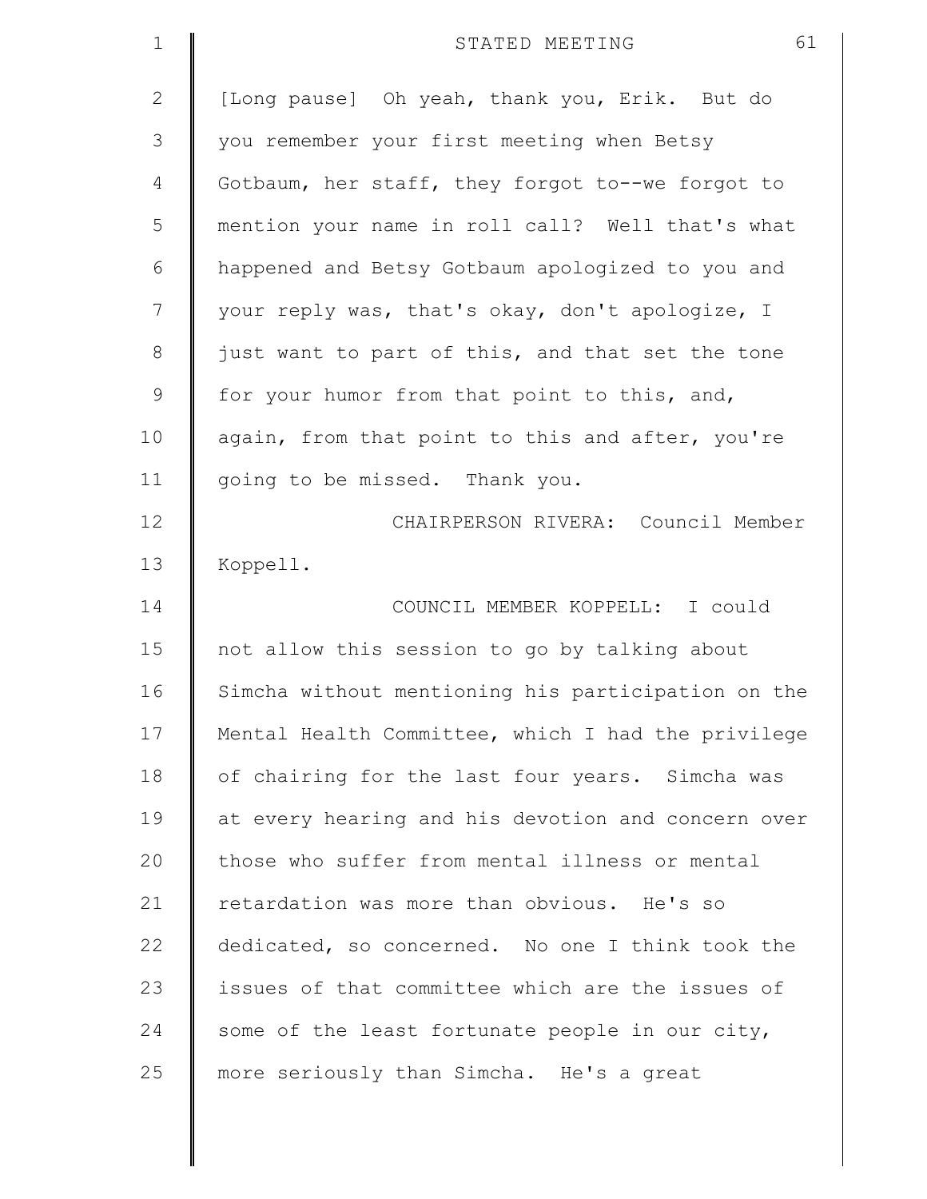[Long pause] Oh yeah, thank you, Erik. But do you remember your first meeting when Betsy Gotbaum, her staff, they forgot to--we forgot to mention your name in roll call? Well that's what happened and Betsy Gotbaum apologized to you and your reply was, that's okay, don't apologize, I just want to part of this, and that set the tone for your humor from that point to this, and, again, from that point to this and after, you're going to be missed. Thank you.

CHAIRPERSON RIVERA: Council Member Koppell.

COUNCIL MEMBER KOPPELL: I could not allow this session to go by talking about Simcha without mentioning his participation on the Mental Health Committee, which I had the privilege of chairing for the last four years. Simcha was at every hearing and his devotion and concern over those who suffer from mental illness or mental retardation was more than obvious. He's so dedicated, so concerned. No one I think took the issues of that committee which are the issues of some of the least fortunate people in our city, more seriously than Simcha. He's a great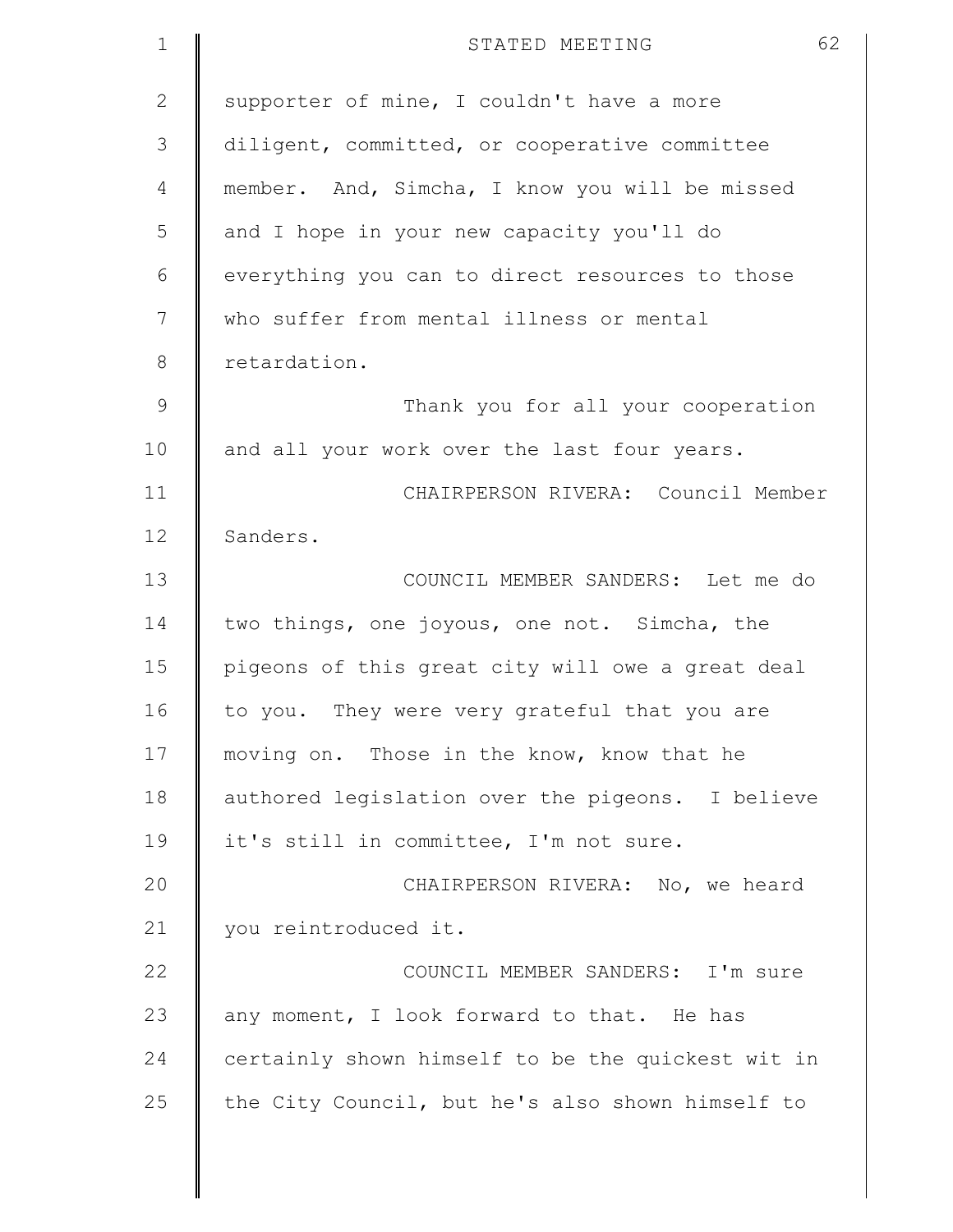supporter of mine, I couldn't have a more diligent, committed, or cooperative committee member. And, Simcha, I know you will be missed and I hope in your new capacity you'll do everything you can to direct resources to those who suffer from mental illness or mental retardation.

Thank you for all your cooperation and all your work over the last four years.

CHAIRPERSON RIVERA: Council Member Sanders.

COUNCIL MEMBER SANDERS: Let me do two things, one joyous, one not. Simcha, the pigeons of this great city will owe a great deal to you. They were very grateful that you are moving on. Those in the know, know that he authored legislation over the pigeons. I believe it's still in committee, I'm not sure.

CHAIRPERSON RIVERA: No, we heard you reintroduced it.

COUNCIL MEMBER SANDERS: I'm sure any moment, I look forward to that. He has certainly shown himself to be the quickest wit in the City Council, but he's also shown himself to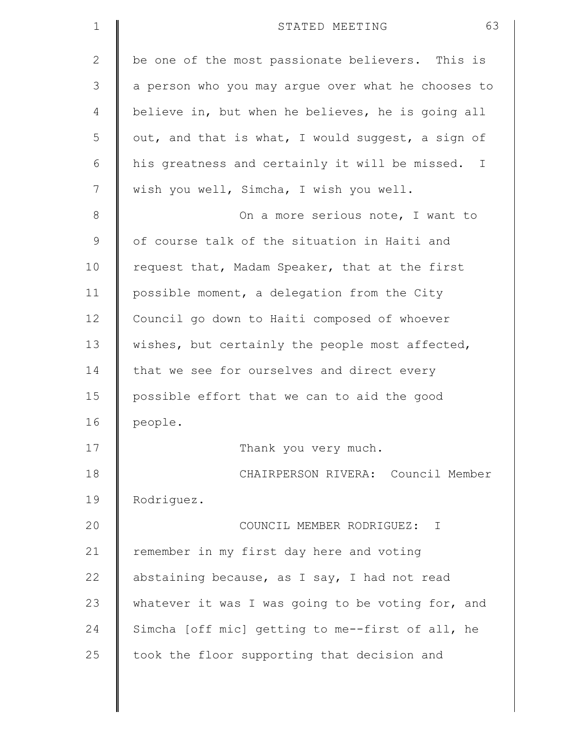be one of the most passionate believers. This is a person who you may argue over what he chooses to believe in, but when he believes, he is going all out, and that is what, I would suggest, a sign of his greatness and certainly it will be missed. I wish you well, Simcha, I wish you well.

On a more serious note, I want to of course talk of the situation in Haiti and request that, Madam Speaker, that at the first possible moment, a delegation from the City Council go down to Haiti composed of whoever wishes, but certainly the people most affected, that we see for ourselves and direct every possible effort that we can to aid the good people.

Thank you very much.

CHAIRPERSON RIVERA: Council Member Rodriguez.

COUNCIL MEMBER RODRIGUEZ: I remember in my first day here and voting abstaining because, as I say, I had not read whatever it was I was going to be voting for, and Simcha [off mic] getting to me--first of all, he took the floor supporting that decision and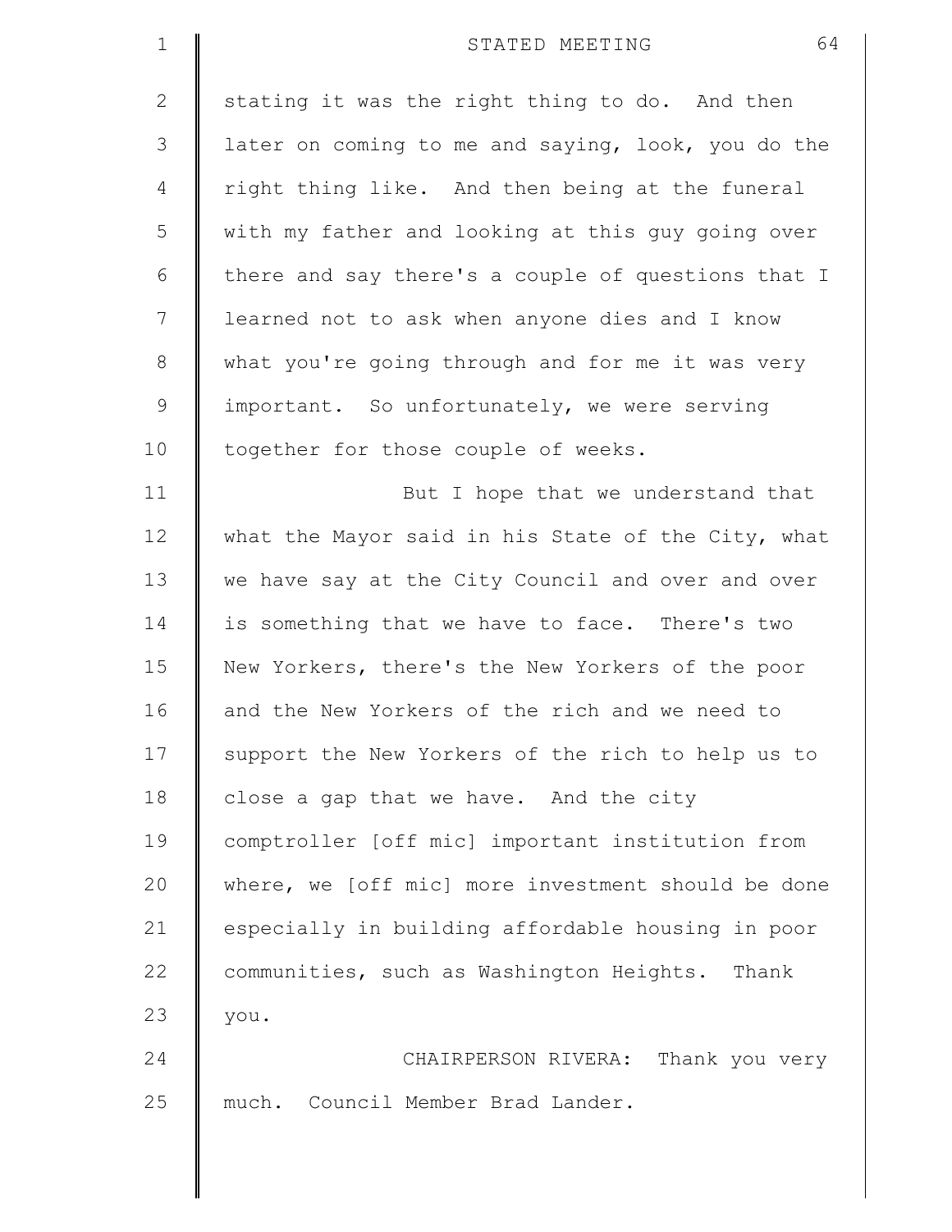stating it was the right thing to do. And then later on coming to me and saying, look, you do the right thing like. And then being at the funeral with my father and looking at this guy going over there and say there's a couple of questions that I learned not to ask when anyone dies and I know what you're going through and for me it was very important. So unfortunately, we were serving together for those couple of weeks.

But I hope that we understand that what the Mayor said in his State of the City, what we have say at the City Council and over and over is something that we have to face. There's two New Yorkers, there's the New Yorkers of the poor and the New Yorkers of the rich and we need to support the New Yorkers of the rich to help us to close a gap that we have. And the city comptroller [off mic] important institution from where, we [off mic] more investment should be done especially in building affordable housing in poor communities, such as Washington Heights. Thank you.

CHAIRPERSON RIVERA: Thank you very much. Council Member Brad Lander.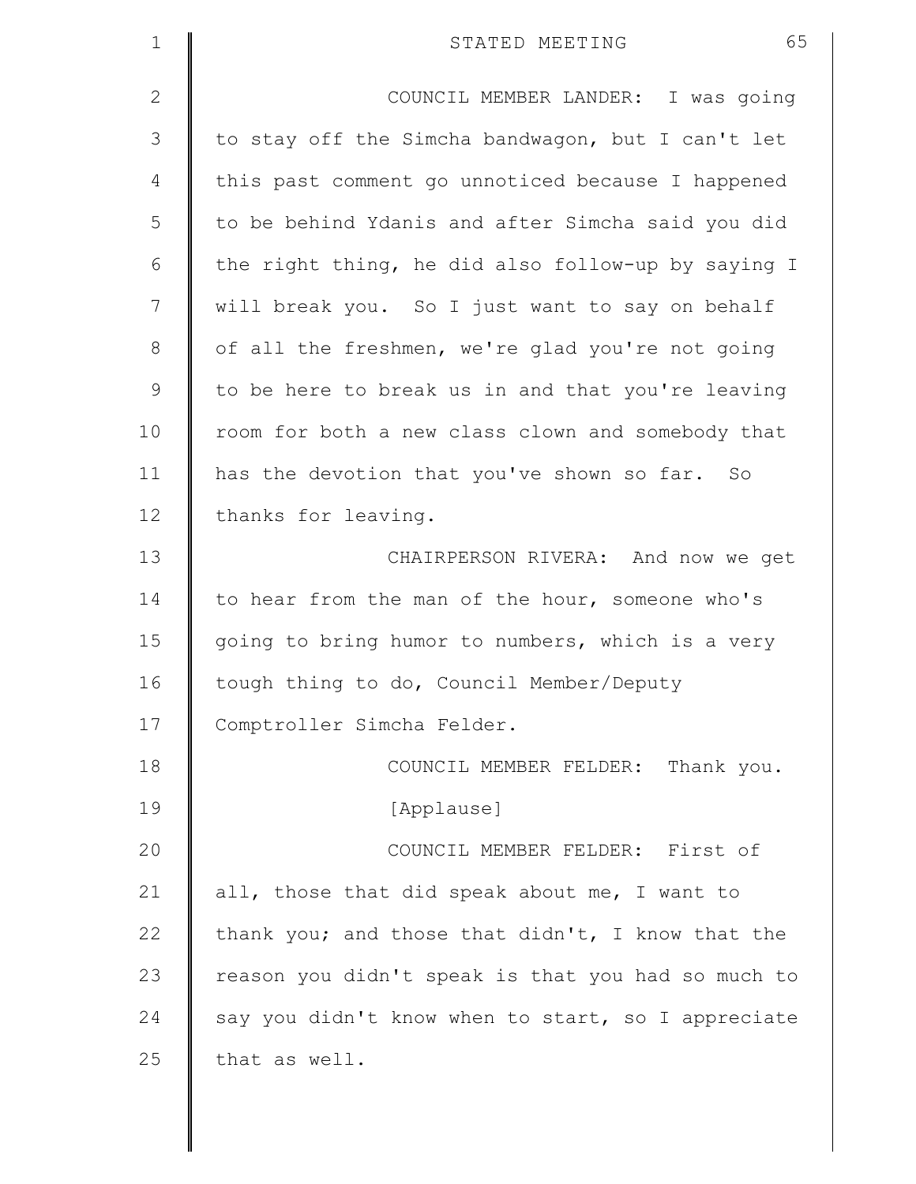COUNCIL MEMBER LANDER: I was going to stay off the Simcha bandwagon, but I can't let this past comment go unnoticed because I happened to be behind Ydanis and after Simcha said you did the right thing, he did also follow-up by saying I will break you. So I just want to say on behalf of all the freshmen, we're glad you're not going to be here to break us in and that you're leaving room for both a new class clown and somebody that has the devotion that you've shown so far. So thanks for leaving.

CHAIRPERSON RIVERA: And now we get to hear from the man of the hour, someone who's going to bring humor to numbers, which is a very tough thing to do, Council Member/Deputy Comptroller Simcha Felder.

COUNCIL MEMBER FELDER: Thank you.

[Applause]

COUNCIL MEMBER FELDER: First of all, those that did speak about me, I want to thank you; and those that didn't, I know that the reason you didn't speak is that you had so much to say you didn't know when to start, so I appreciate that as well.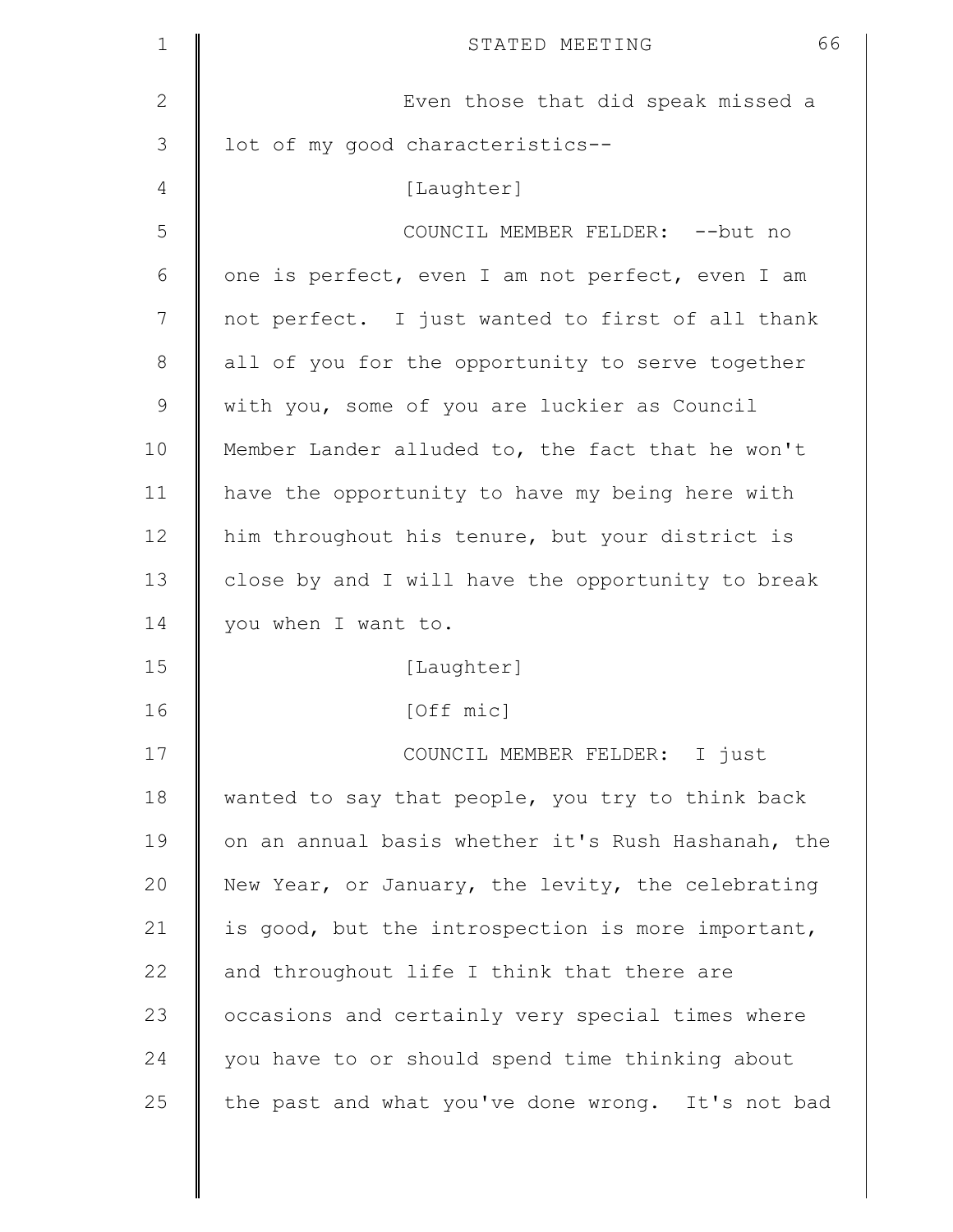Even those that did speak missed a lot of my good characteristics--

[Laughter]

COUNCIL MEMBER FELDER: --but no one is perfect, even I am not perfect, even I am not perfect. I just wanted to first of all thank all of you for the opportunity to serve together with you, some of you are luckier as Council Member Lander alluded to, the fact that he won't have the opportunity to have my being here with him throughout his tenure, but your district is close by and I will have the opportunity to break you when I want to.

[Laughter]

[Off mic]

COUNCIL MEMBER FELDER: I just wanted to say that people, you try to think back on an annual basis whether it's Rush Hashanah, the New Year, or January, the levity, the celebrating is good, but the introspection is more important, and throughout life I think that there are occasions and certainly very special times where you have to or should spend time thinking about the past and what you've done wrong. It's not bad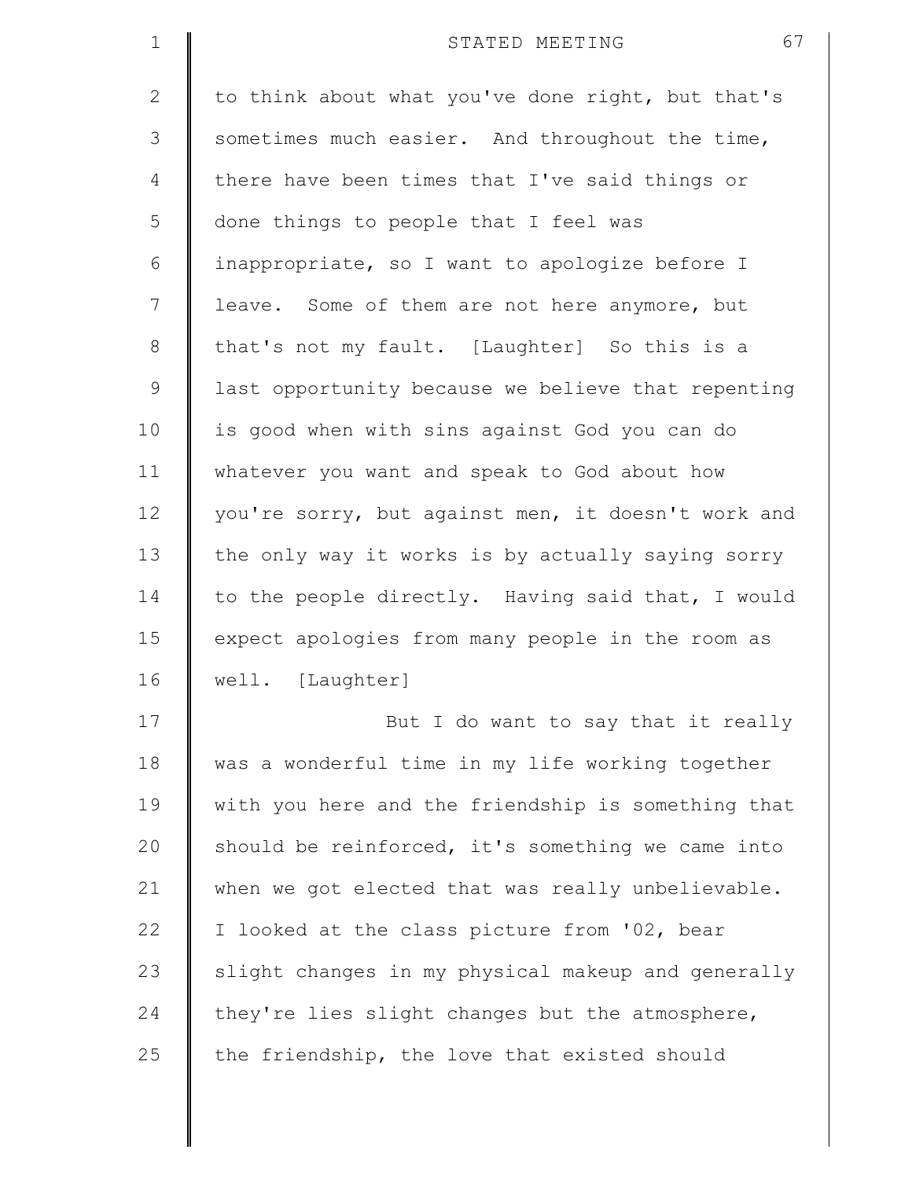to think about what you've done right, but that's sometimes much easier. And throughout the time, there have been times that I've said things or done things to people that I feel was inappropriate, so I want to apologize before I leave. Some of them are not here anymore, but that's not my fault. [Laughter] So this is a last opportunity because we believe that repenting is good when with sins against God you can do whatever you want and speak to God about how you're sorry, but against men, it doesn't work and the only way it works is by actually saying sorry to the people directly. Having said that, I would expect apologies from many people in the room as well. [Laughter]

But I do want to say that it really was a wonderful time in my life working together with you here and the friendship is something that should be reinforced, it's something we came into when we got elected that was really unbelievable. I looked at the class picture from '02, bear slight changes in my physical makeup and generally they're lies slight changes but the atmosphere, the friendship, the love that existed should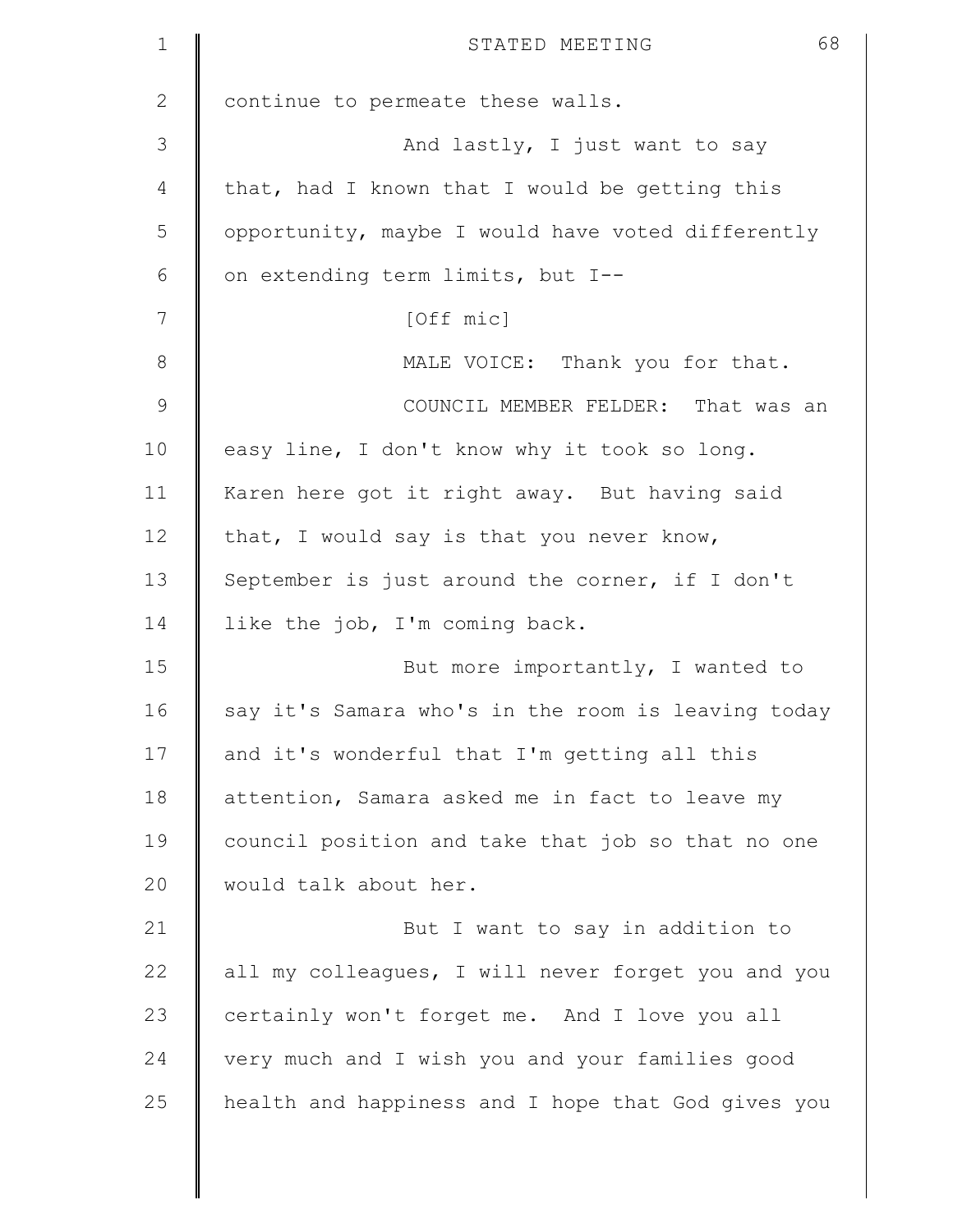continue to permeate these walls.

And lastly, I just want to say that, had I known that I would be getting this opportunity, maybe I would have voted differently on extending term limits, but I--

[Off mic]

MALE VOICE: Thank you for that.

COUNCIL MEMBER FELDER: That was an easy line, I don't know why it took so long. Karen here got it right away. But having said that, I would say is that you never know, September is just around the corner, if I don't like the job, I'm coming back.

But more importantly, I wanted to say it's Samara who's in the room is leaving today and it's wonderful that I'm getting all this attention, Samara asked me in fact to leave my council position and take that job so that no one would talk about her.

But I want to say in addition to all my colleagues, I will never forget you and you certainly won't forget me. And I love you all very much and I wish you and your families good health and happiness and I hope that God gives you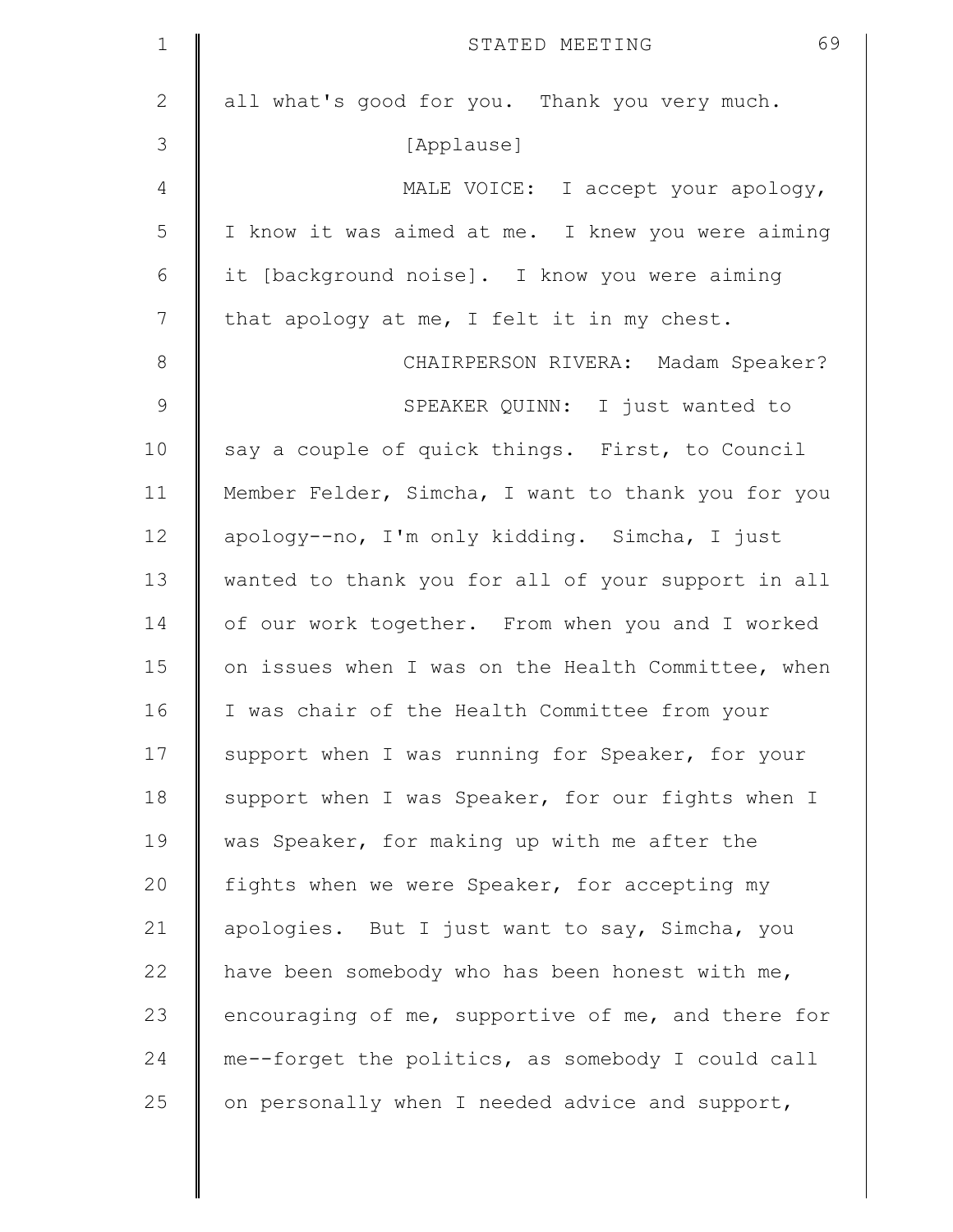all what's good for you. Thank you very much.

[Applause]

MALE VOICE: I accept your apology, I know it was aimed at me. I knew you were aiming it [background noise]. I know you were aiming that apology at me, I felt it in my chest.

CHAIRPERSON RIVERA: Madam Speaker?

SPEAKER QUINN: I just wanted to say a couple of quick things. First, to Council Member Felder, Simcha, I want to thank you for you apology--no, I'm only kidding. Simcha, I just wanted to thank you for all of your support in all of our work together. From when you and I worked on issues when I was on the Health Committee, when I was chair of the Health Committee from your support when I was running for Speaker, for your support when I was Speaker, for our fights when I was Speaker, for making up with me after the fights when we were Speaker, for accepting my apologies. But I just want to say, Simcha, you have been somebody who has been honest with me, encouraging of me, supportive of me, and there for me--forget the politics, as somebody I could call on personally when I needed advice and support,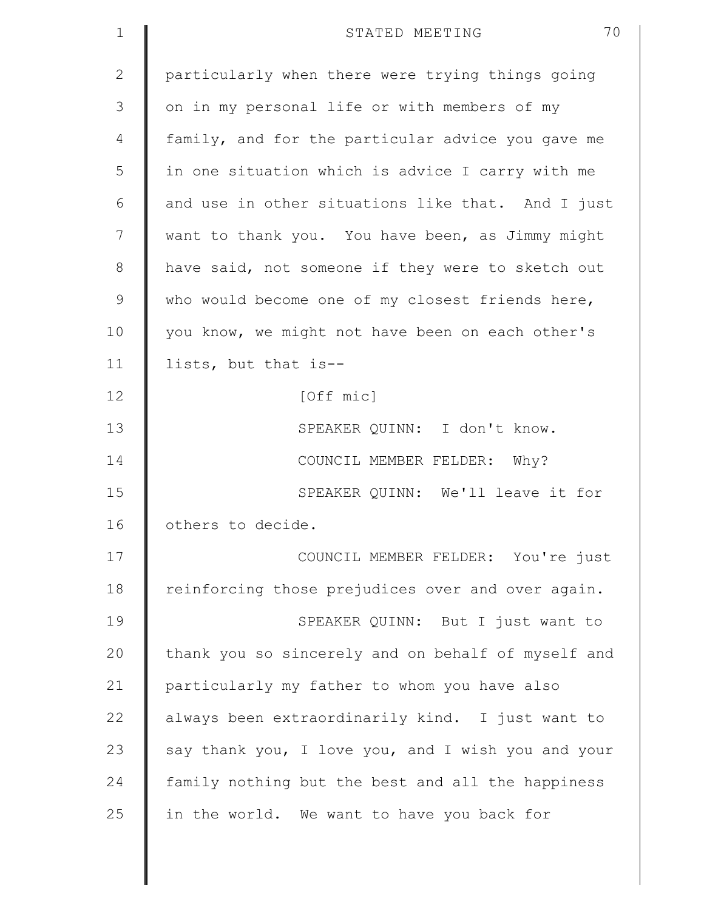particularly when there were trying things going on in my personal life or with members of my family, and for the particular advice you gave me in one situation which is advice I carry with me and use in other situations like that. And I just want to thank you. You have been, as Jimmy might have said, not someone if they were to sketch out who would become one of my closest friends here, you know, we might not have been on each other's lists, but that is--

[Off mic]

SPEAKER QUINN: I don't know.

COUNCIL MEMBER FELDER: Why?

SPEAKER QUINN: We'll leave it for others to decide.

COUNCIL MEMBER FELDER: You're just reinforcing those prejudices over and over again.

SPEAKER QUINN: But I just want to thank you so sincerely and on behalf of myself and particularly my father to whom you have also always been extraordinarily kind. I just want to say thank you, I love you, and I wish you and your family nothing but the best and all the happiness in the world. We want to have you back for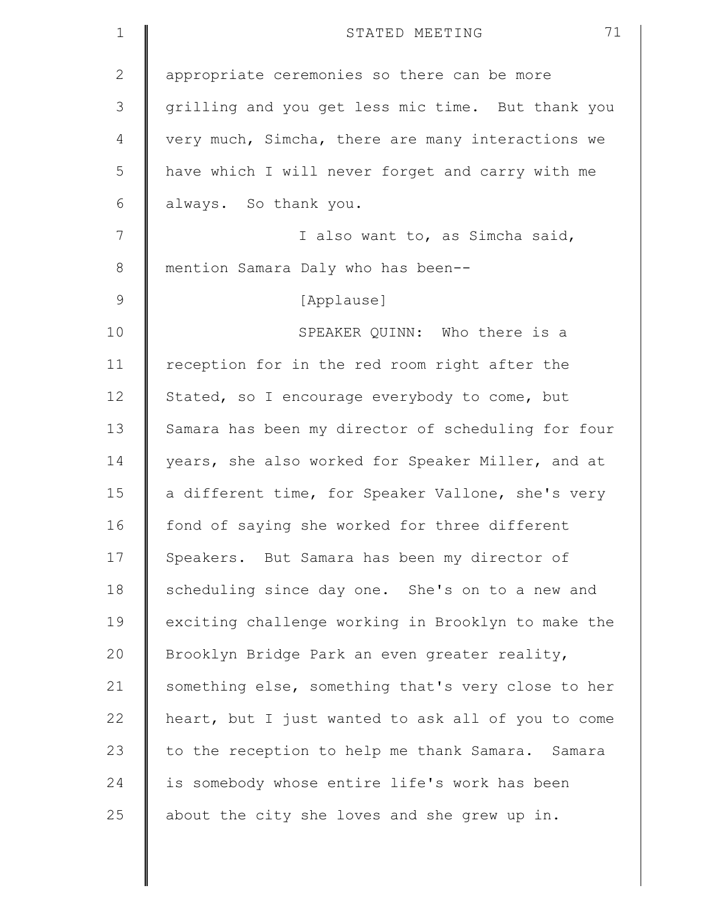appropriate ceremonies so there can be more grilling and you get less mic time. But thank you very much, Simcha, there are many interactions we have which I will never forget and carry with me always. So thank you.

I also want to, as Simcha said, mention Samara Daly who has been--

[Applause]

SPEAKER QUINN: Who there is a reception for in the red room right after the Stated, so I encourage everybody to come, but Samara has been my director of scheduling for four years, she also worked for Speaker Miller, and at a different time, for Speaker Vallone, she's very fond of saying she worked for three different Speakers. But Samara has been my director of scheduling since day one. She's on to a new and exciting challenge working in Brooklyn to make the Brooklyn Bridge Park an even greater reality, something else, something that's very close to her heart, but I just wanted to ask all of you to come to the reception to help me thank Samara. Samara is somebody whose entire life's work has been about the city she loves and she grew up in.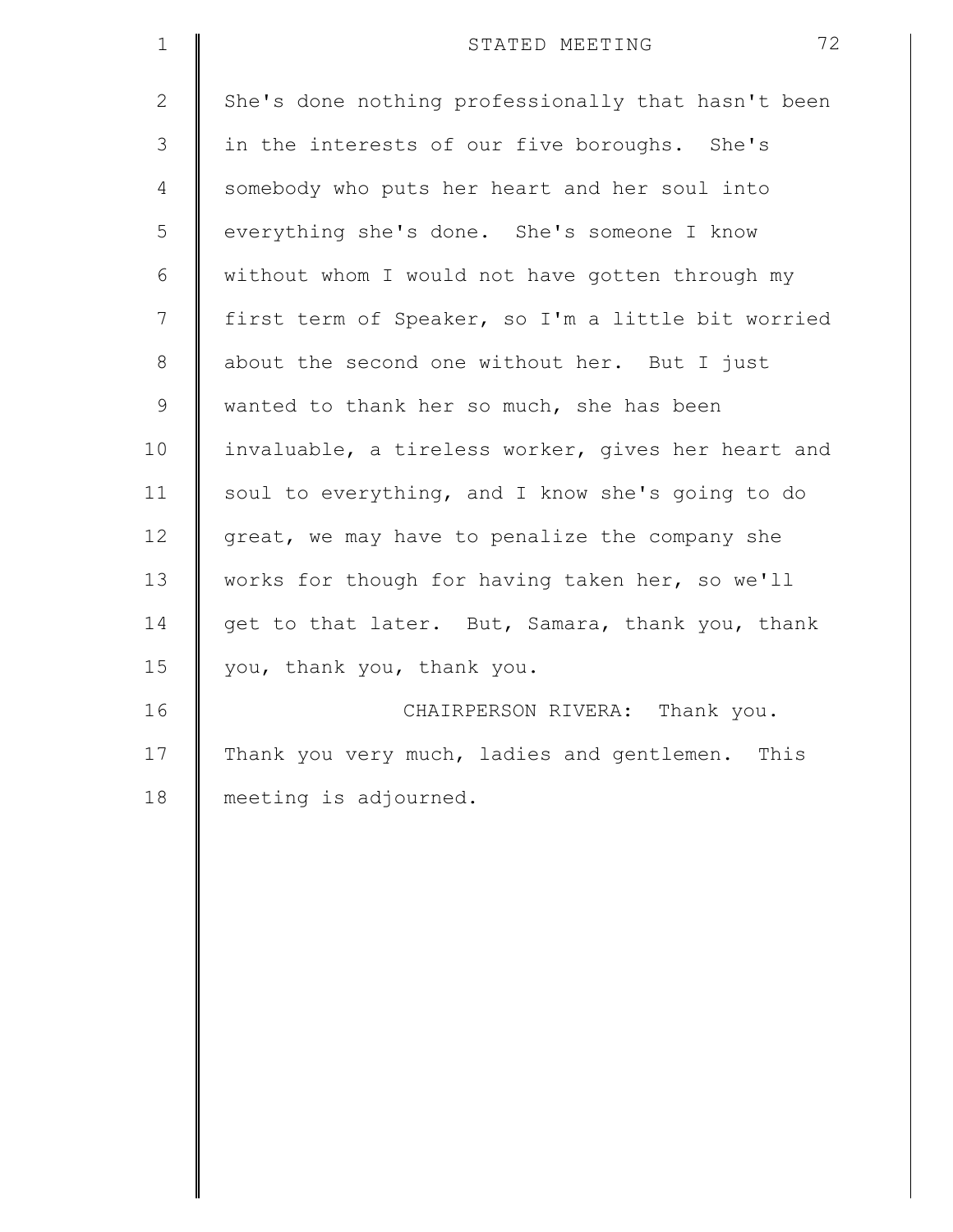She's done nothing professionally that hasn't been in the interests of our five boroughs. She's somebody who puts her heart and her soul into everything she's done. She's someone I know without whom I would not have gotten through my first term of Speaker, so I'm a little bit worried about the second one without her. But I just wanted to thank her so much, she has been invaluable, a tireless worker, gives her heart and soul to everything, and I know she's going to do great, we may have to penalize the company she works for though for having taken her, so we'll get to that later. But, Samara, thank you, thank you, thank you, thank you.

CHAIRPERSON RIVERA: Thank you. Thank you very much, ladies and gentlemen. This meeting is adjourned.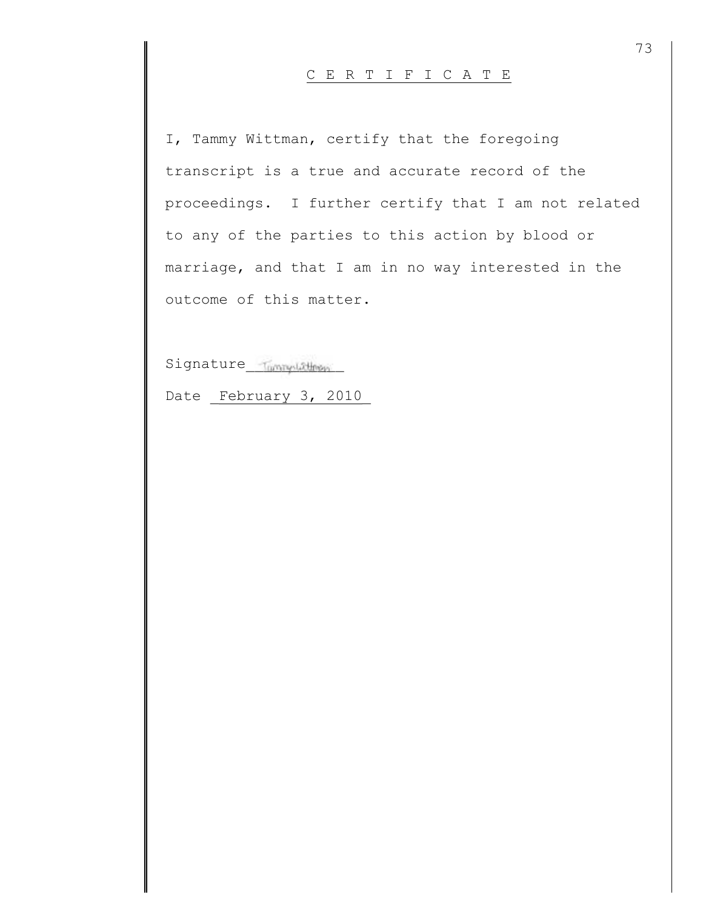# C E R T I F I C A T E

I, Tammy Wittman, certify that the foregoing transcript is a true and accurate record of the proceedings. I further certify that I am not related to any of the parties to this action by blood or marriage, and that I am in no way interested in the outcome of this matter.

Signature Tammy Wittman

Date February 3, 2010